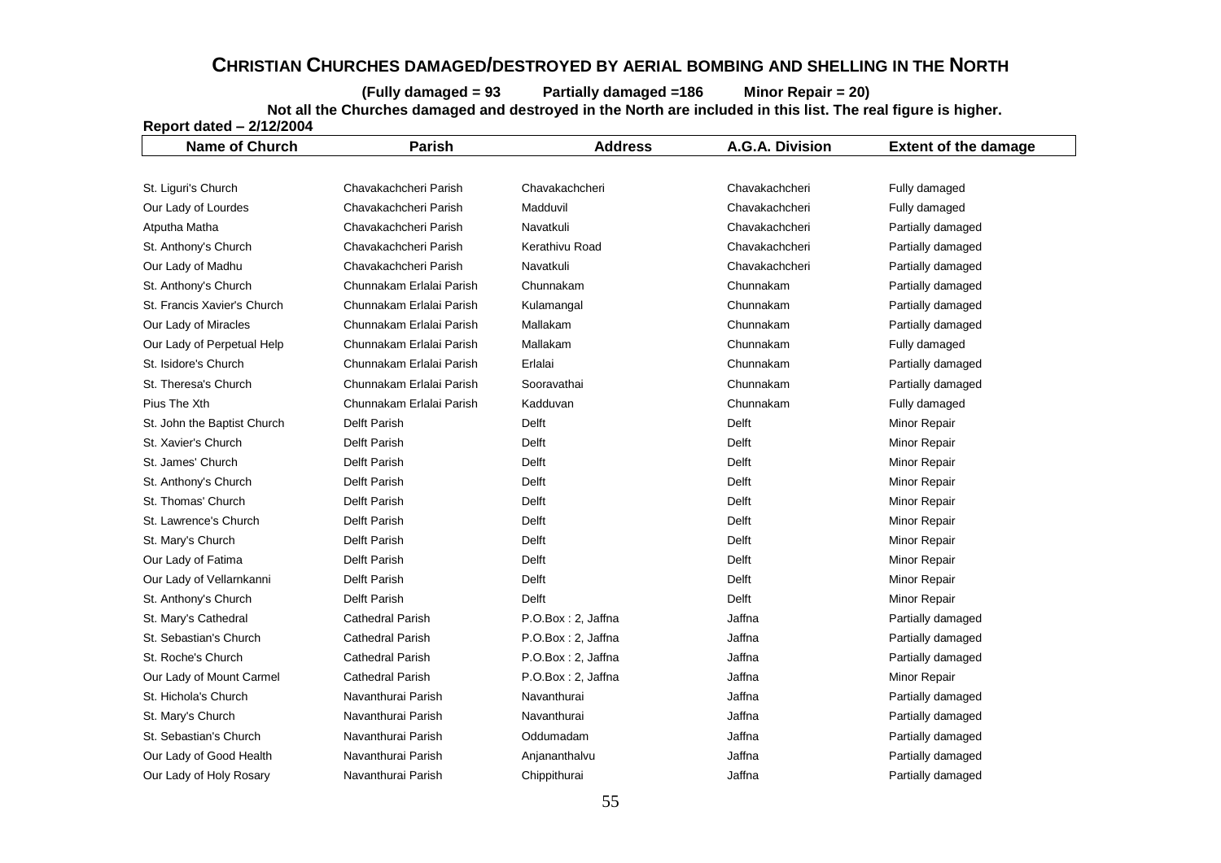# CHRISTIAN CHURCHES DAMAGED/DESTROYED BY AERIAL BOMBING AND SHELLING IN THE NORTH

**(Fully damaged = 93 Partially damaged =186 Minor Repair = 20)**

**Not all the Churches damaged and destroyed in the North are included in this list. The real figure is higher.**

**Report dated – 2/12/2004**

| Name of Church | Parish | Address | A.G.A. Division | Extent of the damage |
|---|---|---|---|---|
| St. Liguri's Church | Chavakachcheri Parish | Chavakachcheri | Chavakachcheri | Fully damaged |
| Our Lady of Lourdes | Chavakachcheri Parish | Madduvil | Chavakachcheri | Fully damaged |
| Atputha Matha | Chavakachcheri Parish | Navatkuli | Chavakachcheri | Partially damaged |
| St. Anthony's Church | Chavakachcheri Parish | Kerathivu Road | Chavakachcheri | Partially damaged |
| Our Lady of Madhu | Chavakachcheri Parish | Navatkuli | Chavakachcheri | Partially damaged |
| St. Anthony's Church | Chunnakam Erlalai Parish | Chunnakam | Chunnakam | Partially damaged |
| St. Francis Xavier's Church | Chunnakam Erlalai Parish | Kulamangal | Chunnakam | Partially damaged |
| Our Lady of Miracles | Chunnakam Erlalai Parish | Mallakam | Chunnakam | Partially damaged |
| Our Lady of Perpetual Help | Chunnakam Erlalai Parish | Mallakam | Chunnakam | Fully damaged |
| St. Isidore's Church | Chunnakam Erlalai Parish | Erlalai | Chunnakam | Partially damaged |
| St. Theresa's Church | Chunnakam Erlalai Parish | Sooravathai | Chunnakam | Partially damaged |
| Pius The Xth | Chunnakam Erlalai Parish | Kadduvan | Chunnakam | Fully damaged |
| St. John the Baptist Church | Delft Parish | Delft | Delft | Minor Repair |
| St. Xavier's Church | Delft Parish | Delft | Delft | Minor Repair |
| St. James' Church | Delft Parish | Delft | Delft | Minor Repair |
| St. Anthony's Church | Delft Parish | Delft | Delft | Minor Repair |
| St. Thomas' Church | Delft Parish | Delft | Delft | Minor Repair |
| St. Lawrence's Church | Delft Parish | Delft | Delft | Minor Repair |
| St. Mary's Church | Delft Parish | Delft | Delft | Minor Repair |
| Our Lady of Fatima | Delft Parish | Delft | Delft | Minor Repair |
| Our Lady of Vellarnkanni | Delft Parish | Delft | Delft | Minor Repair |
| St. Anthony's Church | Delft Parish | Delft | Delft | Minor Repair |
| St. Mary's Cathedral | Cathedral Parish | P.O.Box : 2, Jaffna | Jaffna | Partially damaged |
| St. Sebastian's Church | Cathedral Parish | P.O.Box : 2, Jaffna | Jaffna | Partially damaged |
| St. Roche's Church | Cathedral Parish | P.O.Box : 2, Jaffna | Jaffna | Partially damaged |
| Our Lady of Mount Carmel | Cathedral Parish | P.O.Box : 2, Jaffna | Jaffna | Minor Repair |
| St. Hichola's Church | Navanthurai Parish | Navanthurai | Jaffna | Partially damaged |
| St. Mary's Church | Navanthurai Parish | Navanthurai | Jaffna | Partially damaged |
| St. Sebastian's Church | Navanthurai Parish | Oddumadam | Jaffna | Partially damaged |
| Our Lady of Good Health | Navanthurai Parish | Anjananthalvu | Jaffna | Partially damaged |
| Our Lady of Holy Rosary | Navanthurai Parish | Chippithurai | Jaffna | Partially damaged |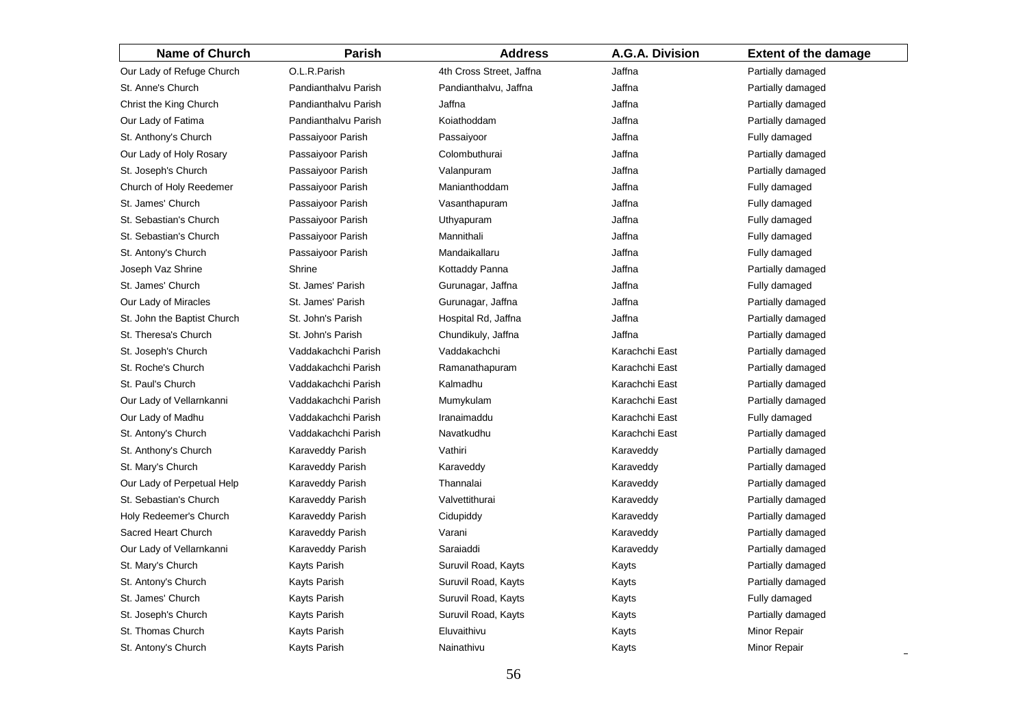| Name of Church | Parish | Address | A.G.A. Division | Extent of the damage |
|---|---|---|---|---|
| Our Lady of Refuge Church | O.L.R.Parish | 4th Cross Street, Jaffna | Jaffna | Partially damaged |
| St. Anne's Church | Pandianthalvu Parish | Pandianthalvu, Jaffna | Jaffna | Partially damaged |
| Christ the King Church | Pandianthalvu Parish | Jaffna | Jaffna | Partially damaged |
| Our Lady of Fatima | Pandianthalvu Parish | Koiathoddam | Jaffna | Partially damaged |
| St. Anthony's Church | Passaiyoor Parish | Passaiyoor | Jaffna | Fully damaged |
| Our Lady of Holy Rosary | Passaiyoor Parish | Colombuthurai | Jaffna | Partially damaged |
| St. Joseph's Church | Passaiyoor Parish | Valanpuram | Jaffna | Partially damaged |
| Church of Holy Reedemer | Passaiyoor Parish | Manianthoddam | Jaffna | Fully damaged |
| St. James' Church | Passaiyoor Parish | Vasanthapuram | Jaffna | Fully damaged |
| St. Sebastian's Church | Passaiyoor Parish | Uthyapuram | Jaffna | Fully damaged |
| St. Sebastian's Church | Passaiyoor Parish | Mannithali | Jaffna | Fully damaged |
| St. Antony's Church | Passaiyoor Parish | Mandaikallaru | Jaffna | Fully damaged |
| Joseph Vaz Shrine | Shrine | Kottaddy Panna | Jaffna | Partially damaged |
| St. James' Church | St. James' Parish | Gurunagar, Jaffna | Jaffna | Fully damaged |
| Our Lady of Miracles | St. James' Parish | Gurunagar, Jaffna | Jaffna | Partially damaged |
| St. John the Baptist Church | St. John's Parish | Hospital Rd, Jaffna | Jaffna | Partially damaged |
| St. Theresa's Church | St. John's Parish | Chundikuly, Jaffna | Jaffna | Partially damaged |
| St. Joseph's Church | Vaddakachchi Parish | Vaddakachchi | Karachchi East | Partially damaged |
| St. Roche's Church | Vaddakachchi Parish | Ramanathapuram | Karachchi East | Partially damaged |
| St. Paul's Church | Vaddakachchi Parish | Kalmadhu | Karachchi East | Partially damaged |
| Our Lady of Vellarnkanni | Vaddakachchi Parish | Mumykulam | Karachchi East | Partially damaged |
| Our Lady of Madhu | Vaddakachchi Parish | Iranaimaddu | Karachchi East | Fully damaged |
| St. Antony's Church | Vaddakachchi Parish | Navatkudhu | Karachchi East | Partially damaged |
| St. Anthony's Church | Karaveddy Parish | Vathiri | Karaveddy | Partially damaged |
| St. Mary's Church | Karaveddy Parish | Karaveddy | Karaveddy | Partially damaged |
| Our Lady of Perpetual Help | Karaveddy Parish | Thannalai | Karaveddy | Partially damaged |
| St. Sebastian's Church | Karaveddy Parish | Valvettithurai | Karaveddy | Partially damaged |
| Holy Redeemer's Church | Karaveddy Parish | Cidupiddy | Karaveddy | Partially damaged |
| Sacred Heart Church | Karaveddy Parish | Varani | Karaveddy | Partially damaged |
| Our Lady of Vellarnkanni | Karaveddy Parish | Saraiaddi | Karaveddy | Partially damaged |
| St. Mary's Church | Kayts Parish | Suruvil Road, Kayts | Kayts | Partially damaged |
| St. Antony's Church | Kayts Parish | Suruvil Road, Kayts | Kayts | Partially damaged |
| St. James' Church | Kayts Parish | Suruvil Road, Kayts | Kayts | Fully damaged |
| St. Joseph's Church | Kayts Parish | Suruvil Road, Kayts | Kayts | Partially damaged |
| St. Thomas Church | Kayts Parish | Eluvaithivu | Kayts | Minor Repair |
| St. Antony's Church | Kayts Parish | Nainathivu | Kayts | Minor Repair |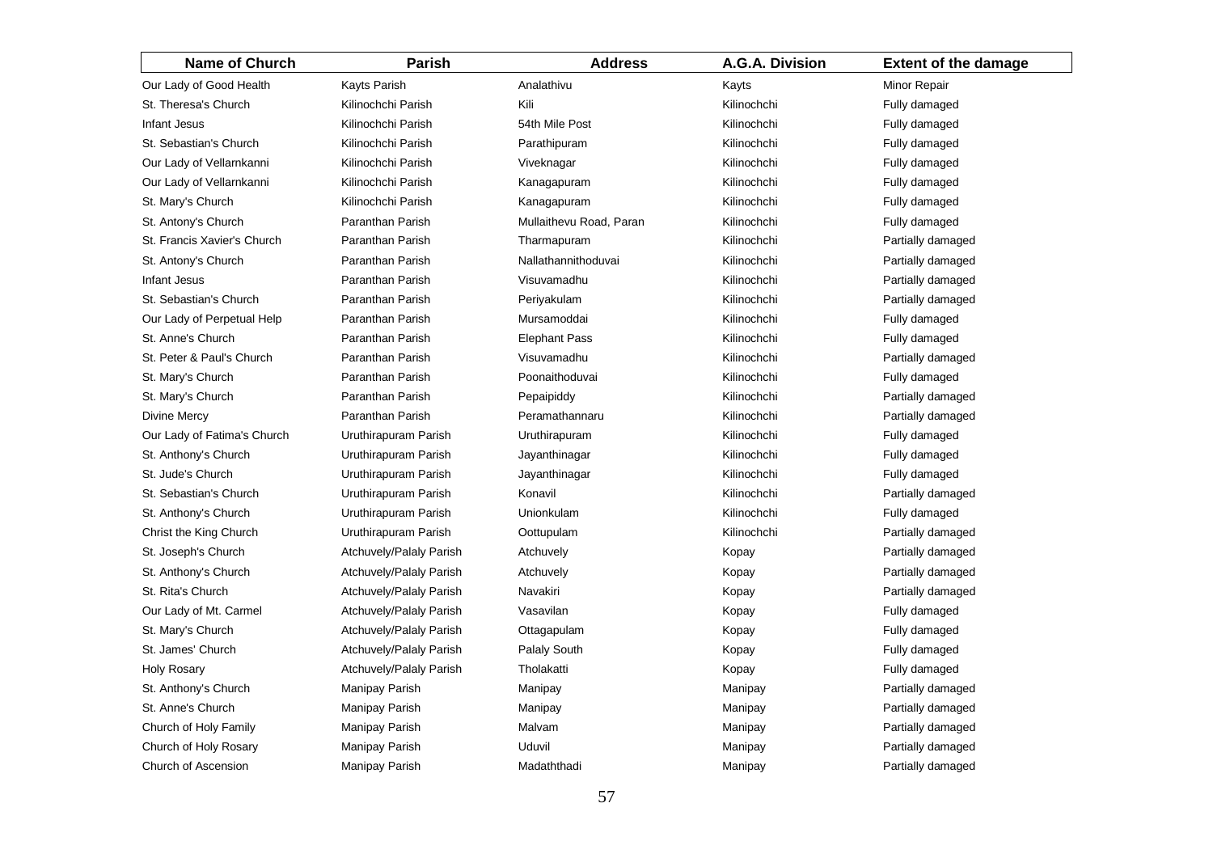| Name of Church | Parish | Address | A.G.A. Division | Extent of the damage |
|---|---|---|---|---|
| Our Lady of Good Health | Kayts Parish | Analathivu | Kayts | Minor Repair |
| St. Theresa's Church | Kilinochchi Parish | Kili | Kilinochchi | Fully damaged |
| Infant Jesus | Kilinochchi Parish | 54th Mile Post | Kilinochchi | Fully damaged |
| St. Sebastian's Church | Kilinochchi Parish | Parathipuram | Kilinochchi | Fully damaged |
| Our Lady of Vellarnkanni | Kilinochchi Parish | Viveknagar | Kilinochchi | Fully damaged |
| Our Lady of Vellarnkanni | Kilinochchi Parish | Kanagapuram | Kilinochchi | Fully damaged |
| St. Mary's Church | Kilinochchi Parish | Kanagapuram | Kilinochchi | Fully damaged |
| St. Antony's Church | Paranthan Parish | Mullaithevu Road, Paran | Kilinochchi | Fully damaged |
| St. Francis Xavier's Church | Paranthan Parish | Tharmapuram | Kilinochchi | Partially damaged |
| St. Antony's Church | Paranthan Parish | Nallathannithoduvai | Kilinochchi | Partially damaged |
| Infant Jesus | Paranthan Parish | Visuvamadhu | Kilinochchi | Partially damaged |
| St. Sebastian's Church | Paranthan Parish | Periyakulam | Kilinochchi | Partially damaged |
| Our Lady of Perpetual Help | Paranthan Parish | Mursamoddai | Kilinochchi | Fully damaged |
| St. Anne's Church | Paranthan Parish | Elephant Pass | Kilinochchi | Fully damaged |
| St. Peter & Paul's Church | Paranthan Parish | Visuvamadhu | Kilinochchi | Partially damaged |
| St. Mary's Church | Paranthan Parish | Poonaithoduvai | Kilinochchi | Fully damaged |
| St. Mary's Church | Paranthan Parish | Pepaipiddy | Kilinochchi | Partially damaged |
| Divine Mercy | Paranthan Parish | Peramathannaru | Kilinochchi | Partially damaged |
| Our Lady of Fatima's Church | Uruthirapuram Parish | Uruthirapuram | Kilinochchi | Fully damaged |
| St. Anthony's Church | Uruthirapuram Parish | Jayanthinagar | Kilinochchi | Fully damaged |
| St. Jude's Church | Uruthirapuram Parish | Jayanthinagar | Kilinochchi | Fully damaged |
| St. Sebastian's Church | Uruthirapuram Parish | Konavil | Kilinochchi | Partially damaged |
| St. Anthony's Church | Uruthirapuram Parish | Unionkulam | Kilinochchi | Fully damaged |
| Christ the King Church | Uruthirapuram Parish | Oottupulam | Kilinochchi | Partially damaged |
| St. Joseph's Church | Atchuvely/Palaly Parish | Atchuvely | Kopay | Partially damaged |
| St. Anthony's Church | Atchuvely/Palaly Parish | Atchuvely | Kopay | Partially damaged |
| St. Rita's Church | Atchuvely/Palaly Parish | Navakiri | Kopay | Partially damaged |
| Our Lady of Mt. Carmel | Atchuvely/Palaly Parish | Vasavilan | Kopay | Fully damaged |
| St. Mary's Church | Atchuvely/Palaly Parish | Ottagapulam | Kopay | Fully damaged |
| St. James' Church | Atchuvely/Palaly Parish | Palaly South | Kopay | Fully damaged |
| Holy Rosary | Atchuvely/Palaly Parish | Tholakatti | Kopay | Fully damaged |
| St. Anthony's Church | Manipay Parish | Manipay | Manipay | Partially damaged |
| St. Anne's Church | Manipay Parish | Manipay | Manipay | Partially damaged |
| Church of Holy Family | Manipay Parish | Malvam | Manipay | Partially damaged |
| Church of Holy Rosary | Manipay Parish | Uduvil | Manipay | Partially damaged |
| Church of Ascension | Manipay Parish | Madaththadi | Manipay | Partially damaged |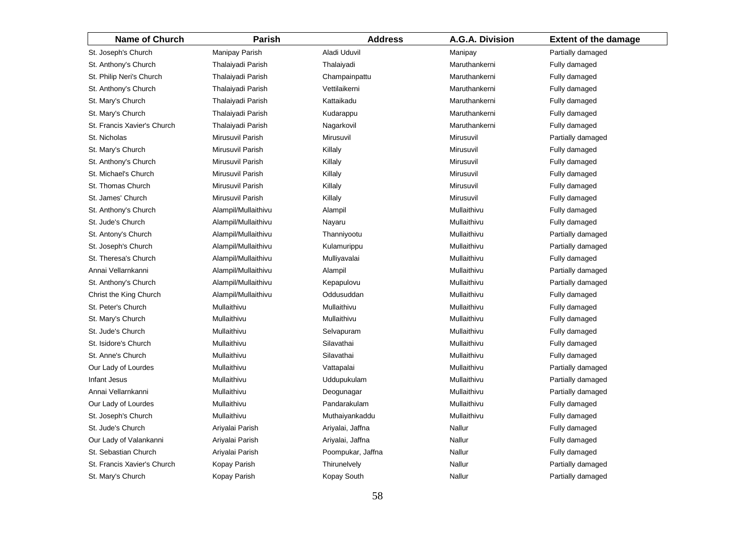| Name of Church | Parish | Address | A.G.A. Division | Extent of the damage |
|---|---|---|---|---|
| St. Joseph's Church | Manipay Parish | Aladi Uduvil | Manipay | Partially damaged |
| St. Anthony's Church | Thalaiyadi Parish | Thalaiyadi | Maruthankerni | Fully damaged |
| St. Philip Neri's Church | Thalaiyadi Parish | Champainpattu | Maruthankerni | Fully damaged |
| St. Anthony's Church | Thalaiyadi Parish | Vettilaikerni | Maruthankerni | Fully damaged |
| St. Mary's Church | Thalaiyadi Parish | Kattaikadu | Maruthankerni | Fully damaged |
| St. Mary's Church | Thalaiyadi Parish | Kudarappu | Maruthankerni | Fully damaged |
| St. Francis Xavier's Church | Thalaiyadi Parish | Nagarkovil | Maruthankerni | Fully damaged |
| St. Nicholas | Mirusuvil Parish | Mirusuvil | Mirusuvil | Partially damaged |
| St. Mary's Church | Mirusuvil Parish | Killaly | Mirusuvil | Fully damaged |
| St. Anthony's Church | Mirusuvil Parish | Killaly | Mirusuvil | Fully damaged |
| St. Michael's Church | Mirusuvil Parish | Killaly | Mirusuvil | Fully damaged |
| St. Thomas Church | Mirusuvil Parish | Killaly | Mirusuvil | Fully damaged |
| St. James' Church | Mirusuvil Parish | Killaly | Mirusuvil | Fully damaged |
| St. Anthony's Church | Alampil/Mullaithivu | Alampil | Mullaithivu | Fully damaged |
| St. Jude's Church | Alampil/Mullaithivu | Nayaru | Mullaithivu | Fully damaged |
| St. Antony's Church | Alampil/Mullaithivu | Thanniyootu | Mullaithivu | Partially damaged |
| St. Joseph's Church | Alampil/Mullaithivu | Kulamurippu | Mullaithivu | Partially damaged |
| St. Theresa's Church | Alampil/Mullaithivu | Mulliyavalai | Mullaithivu | Fully damaged |
| Annai Vellarnkanni | Alampil/Mullaithivu | Alampil | Mullaithivu | Partially damaged |
| St. Anthony's Church | Alampil/Mullaithivu | Kepapulovu | Mullaithivu | Partially damaged |
| Christ the King Church | Alampil/Mullaithivu | Oddusuddan | Mullaithivu | Fully damaged |
| St. Peter's Church | Mullaithivu | Mullaithivu | Mullaithivu | Fully damaged |
| St. Mary's Church | Mullaithivu | Mullaithivu | Mullaithivu | Fully damaged |
| St. Jude's Church | Mullaithivu | Selvapuram | Mullaithivu | Fully damaged |
| St. Isidore's Church | Mullaithivu | Silavathai | Mullaithivu | Fully damaged |
| St. Anne's Church | Mullaithivu | Silavathai | Mullaithivu | Fully damaged |
| Our Lady of Lourdes | Mullaithivu | Vattapalai | Mullaithivu | Partially damaged |
| Infant Jesus | Mullaithivu | Uddupukulam | Mullaithivu | Partially damaged |
| Annai Vellarnkanni | Mullaithivu | Deogunagar | Mullaithivu | Partially damaged |
| Our Lady of Lourdes | Mullaithivu | Pandarakulam | Mullaithivu | Fully damaged |
| St. Joseph's Church | Mullaithivu | Muthaiyankaddu | Mullaithivu | Fully damaged |
| St. Jude's Church | Ariyalai Parish | Ariyalai, Jaffna | Nallur | Fully damaged |
| Our Lady of Valankanni | Ariyalai Parish | Ariyalai, Jaffna | Nallur | Fully damaged |
| St. Sebastian Church | Ariyalai Parish | Poompukar, Jaffna | Nallur | Fully damaged |
| St. Francis Xavier's Church | Kopay Parish | Thirunelvely | Nallur | Partially damaged |
| St. Mary's Church | Kopay Parish | Kopay South | Nallur | Partially damaged |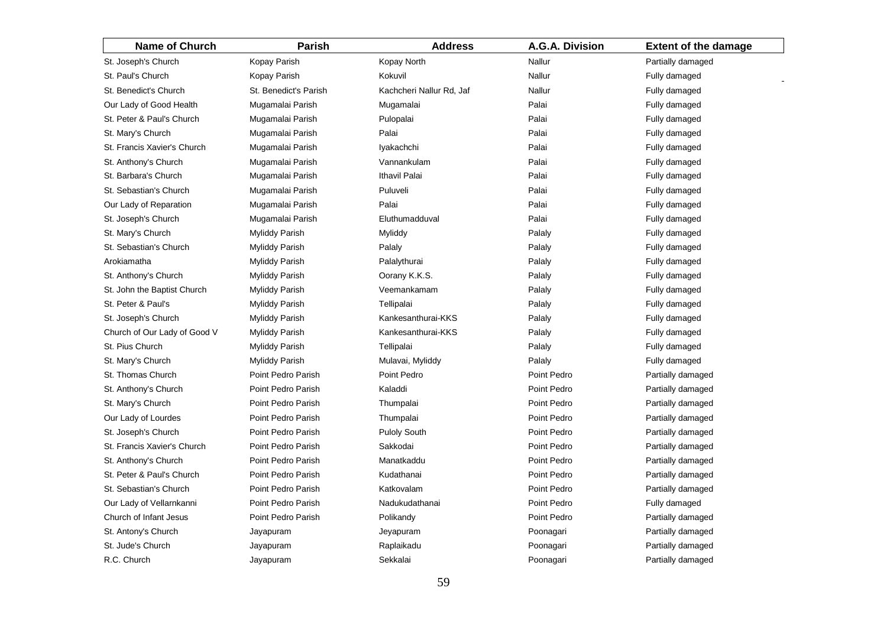| Name of Church | Parish | Address | A.G.A. Division | Extent of the damage |
|---|---|---|---|---|
| St. Joseph's Church | Kopay Parish | Kopay North | Nallur | Partially damaged |
| St. Paul's Church | Kopay Parish | Kokuvil | Nallur | Fully damaged |
| St. Benedict's Church | St. Benedict's Parish | Kachcheri Nallur Rd, Jaf | Nallur | Fully damaged |
| Our Lady of Good Health | Mugamalai Parish | Mugamalai | Palai | Fully damaged |
| St. Peter & Paul's Church | Mugamalai Parish | Pulopalai | Palai | Fully damaged |
| St. Mary's Church | Mugamalai Parish | Palai | Palai | Fully damaged |
| St. Francis Xavier's Church | Mugamalai Parish | Iyakachchi | Palai | Fully damaged |
| St. Anthony's Church | Mugamalai Parish | Vannankulam | Palai | Fully damaged |
| St. Barbara's Church | Mugamalai Parish | Ithavil Palai | Palai | Fully damaged |
| St. Sebastian's Church | Mugamalai Parish | Puluveli | Palai | Fully damaged |
| Our Lady of Reparation | Mugamalai Parish | Palai | Palai | Fully damaged |
| St. Joseph's Church | Mugamalai Parish | Eluthumadduval | Palai | Fully damaged |
| St. Mary's Church | Myliddy Parish | Myliddy | Palaly | Fully damaged |
| St. Sebastian's Church | Myliddy Parish | Palaly | Palaly | Fully damaged |
| Arokiamatha | Myliddy Parish | Palalythurai | Palaly | Fully damaged |
| St. Anthony's Church | Myliddy Parish | Oorany K.K.S. | Palaly | Fully damaged |
| St. John the Baptist Church | Myliddy Parish | Veemankamam | Palaly | Fully damaged |
| St. Peter & Paul's | Myliddy Parish | Tellipalai | Palaly | Fully damaged |
| St. Joseph's Church | Myliddy Parish | Kankesanthurai-KKS | Palaly | Fully damaged |
| Church of Our Lady of Good V | Myliddy Parish | Kankesanthurai-KKS | Palaly | Fully damaged |
| St. Pius Church | Myliddy Parish | Tellipalai | Palaly | Fully damaged |
| St. Mary's Church | Myliddy Parish | Mulavai, Myliddy | Palaly | Fully damaged |
| St. Thomas Church | Point Pedro Parish | Point Pedro | Point Pedro | Partially damaged |
| St. Anthony's Church | Point Pedro Parish | Kaladdi | Point Pedro | Partially damaged |
| St. Mary's Church | Point Pedro Parish | Thumpalai | Point Pedro | Partially damaged |
| Our Lady of Lourdes | Point Pedro Parish | Thumpalai | Point Pedro | Partially damaged |
| St. Joseph's Church | Point Pedro Parish | Puloly South | Point Pedro | Partially damaged |
| St. Francis Xavier's Church | Point Pedro Parish | Sakkodai | Point Pedro | Partially damaged |
| St. Anthony's Church | Point Pedro Parish | Manatkaddu | Point Pedro | Partially damaged |
| St. Peter & Paul's Church | Point Pedro Parish | Kudathanai | Point Pedro | Partially damaged |
| St. Sebastian's Church | Point Pedro Parish | Katkovalam | Point Pedro | Partially damaged |
| Our Lady of Vellarnkanni | Point Pedro Parish | Nadukudathanai | Point Pedro | Fully damaged |
| Church of Infant Jesus | Point Pedro Parish | Polikandy | Point Pedro | Partially damaged |
| St. Antony's Church | Jayapuram | Jeyapuram | Poonagari | Partially damaged |
| St. Jude's Church | Jayapuram | Raplaikadu | Poonagari | Partially damaged |
| R.C. Church | Jayapuram | Sekkalai | Poonagari | Partially damaged |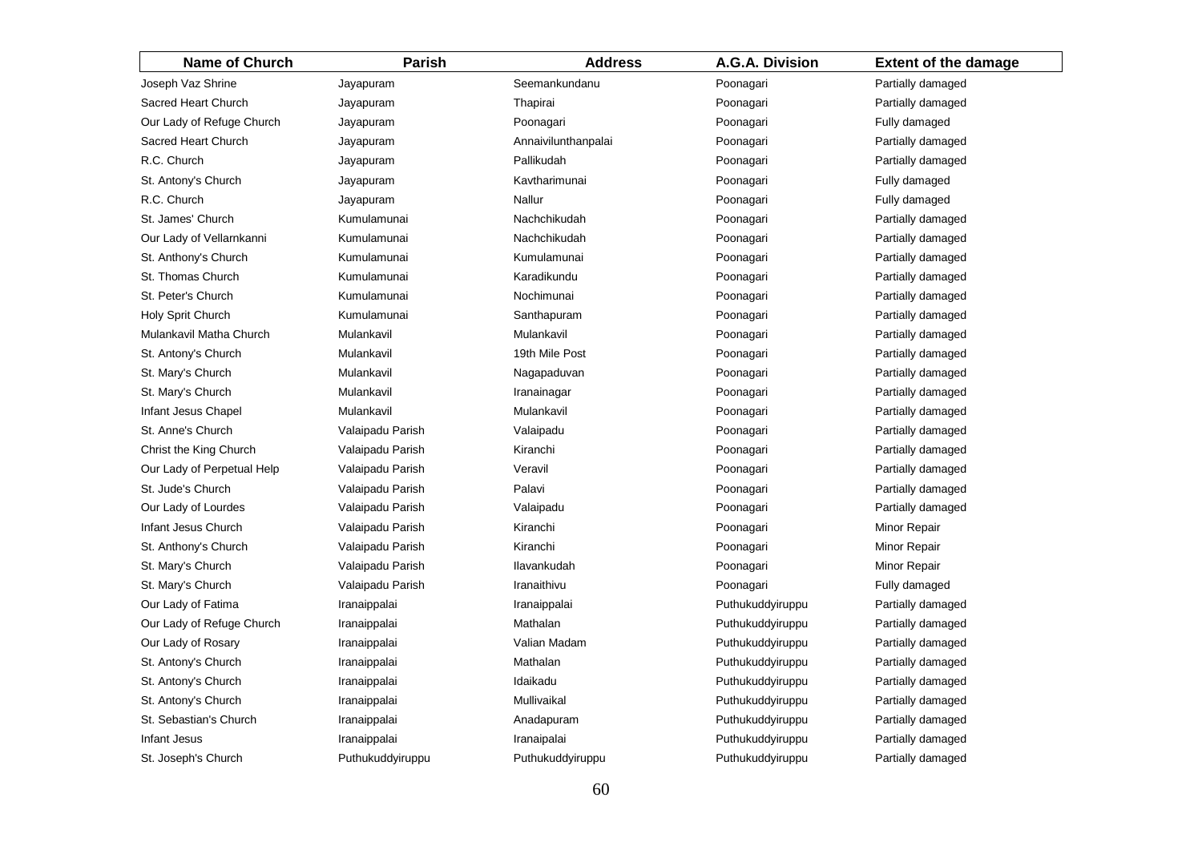| Name of Church | Parish | Address | A.G.A. Division | Extent of the damage |
|---|---|---|---|---|
| Joseph Vaz Shrine | Jayapuram | Seemankundanu | Poonagari | Partially damaged |
| Sacred Heart Church | Jayapuram | Thapirai | Poonagari | Partially damaged |
| Our Lady of Refuge Church | Jayapuram | Poonagari | Poonagari | Fully damaged |
| Sacred Heart Church | Jayapuram | Annaivilunthanpalai | Poonagari | Partially damaged |
| R.C. Church | Jayapuram | Pallikudah | Poonagari | Partially damaged |
| St. Antony's Church | Jayapuram | Kavtharimunai | Poonagari | Fully damaged |
| R.C. Church | Jayapuram | Nallur | Poonagari | Fully damaged |
| St. James' Church | Kumulamunai | Nachchikudah | Poonagari | Partially damaged |
| Our Lady of Vellarnkanni | Kumulamunai | Nachchikudah | Poonagari | Partially damaged |
| St. Anthony's Church | Kumulamunai | Kumulamunai | Poonagari | Partially damaged |
| St. Thomas Church | Kumulamunai | Karadikundu | Poonagari | Partially damaged |
| St. Peter's Church | Kumulamunai | Nochimunai | Poonagari | Partially damaged |
| Holy Sprit Church | Kumulamunai | Santhapuram | Poonagari | Partially damaged |
| Mulankavil Matha Church | Mulankavil | Mulankavil | Poonagari | Partially damaged |
| St. Antony's Church | Mulankavil | 19th Mile Post | Poonagari | Partially damaged |
| St. Mary's Church | Mulankavil | Nagapaduvan | Poonagari | Partially damaged |
| St. Mary's Church | Mulankavil | Iranainagar | Poonagari | Partially damaged |
| Infant Jesus Chapel | Mulankavil | Mulankavil | Poonagari | Partially damaged |
| St. Anne's Church | Valaipadu Parish | Valaipadu | Poonagari | Partially damaged |
| Christ the King Church | Valaipadu Parish | Kiranchi | Poonagari | Partially damaged |
| Our Lady of Perpetual Help | Valaipadu Parish | Veravil | Poonagari | Partially damaged |
| St. Jude's Church | Valaipadu Parish | Palavi | Poonagari | Partially damaged |
| Our Lady of Lourdes | Valaipadu Parish | Valaipadu | Poonagari | Partially damaged |
| Infant Jesus Church | Valaipadu Parish | Kiranchi | Poonagari | Minor Repair |
| St. Anthony's Church | Valaipadu Parish | Kiranchi | Poonagari | Minor Repair |
| St. Mary's Church | Valaipadu Parish | Ilavankudah | Poonagari | Minor Repair |
| St. Mary's Church | Valaipadu Parish | Iranaithivu | Poonagari | Fully damaged |
| Our Lady of Fatima | Iranaippalai | Iranaippalai | Puthukuddyiruppu | Partially damaged |
| Our Lady of Refuge Church | Iranaippalai | Mathalan | Puthukuddyiruppu | Partially damaged |
| Our Lady of Rosary | Iranaippalai | Valian Madam | Puthukuddyiruppu | Partially damaged |
| St. Antony's Church | Iranaippalai | Mathalan | Puthukuddyiruppu | Partially damaged |
| St. Antony's Church | Iranaippalai | Idaikadu | Puthukuddyiruppu | Partially damaged |
| St. Antony's Church | Iranaippalai | Mullivaikal | Puthukuddyiruppu | Partially damaged |
| St. Sebastian's Church | Iranaippalai | Anadapuram | Puthukuddyiruppu | Partially damaged |
| Infant Jesus | Iranaippalai | Iranaipalai | Puthukuddyiruppu | Partially damaged |
| St. Joseph's Church | Puthukuddyiruppu | Puthukuddyiruppu | Puthukuddyiruppu | Partially damaged |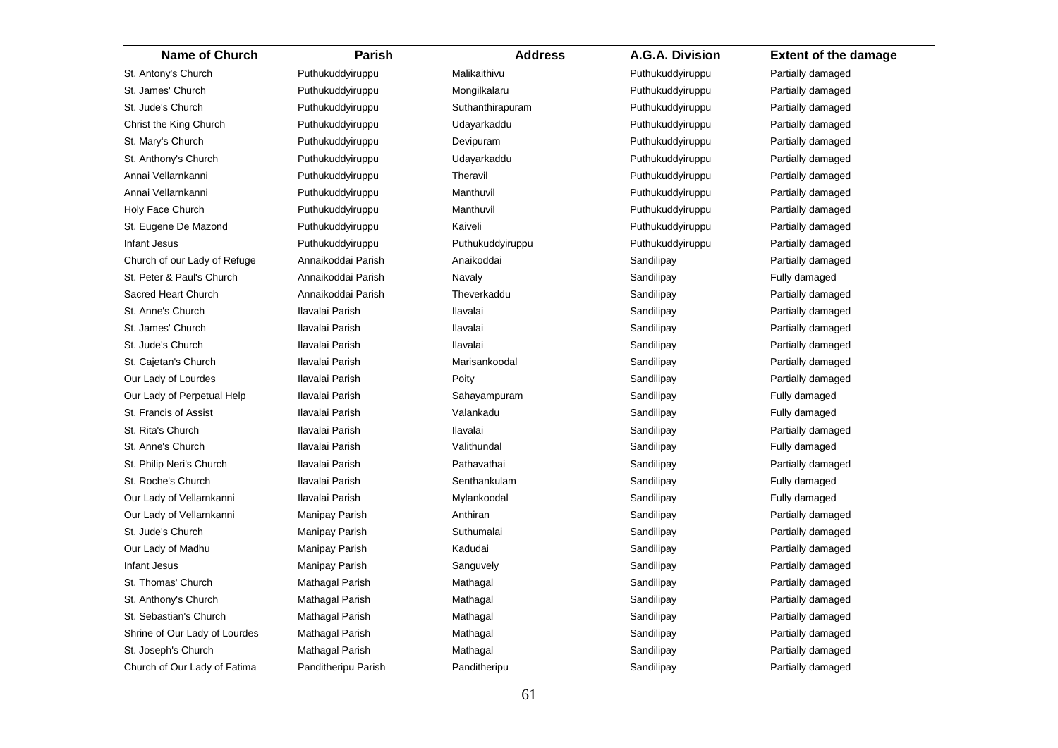| Name of Church | Parish | Address | A.G.A. Division | Extent of the damage |
|---|---|---|---|---|
| St. Antony's Church | Puthukuddyiruppu | Malikaithivu | Puthukuddyiruppu | Partially damaged |
| St. James' Church | Puthukuddyiruppu | Mongilkalaru | Puthukuddyiruppu | Partially damaged |
| St. Jude's Church | Puthukuddyiruppu | Suthanthirapuram | Puthukuddyiruppu | Partially damaged |
| Christ the King Church | Puthukuddyiruppu | Udayarkaddu | Puthukuddyiruppu | Partially damaged |
| St. Mary's Church | Puthukuddyiruppu | Devipuram | Puthukuddyiruppu | Partially damaged |
| St. Anthony's Church | Puthukuddyiruppu | Udayarkaddu | Puthukuddyiruppu | Partially damaged |
| Annai Vellarnkanni | Puthukuddyiruppu | Theravil | Puthukuddyiruppu | Partially damaged |
| Annai Vellarnkanni | Puthukuddyiruppu | Manthuvil | Puthukuddyiruppu | Partially damaged |
| Holy Face Church | Puthukuddyiruppu | Manthuvil | Puthukuddyiruppu | Partially damaged |
| St. Eugene De Mazond | Puthukuddyiruppu | Kaiveli | Puthukuddyiruppu | Partially damaged |
| Infant Jesus | Puthukuddyiruppu | Puthukuddyiruppu | Puthukuddyiruppu | Partially damaged |
| Church of our Lady of Refuge | Annaikoddai Parish | Anaikoddai | Sandilipay | Partially damaged |
| St. Peter & Paul's Church | Annaikoddai Parish | Navaly | Sandilipay | Fully damaged |
| Sacred Heart Church | Annaikoddai Parish | Theverkaddu | Sandilipay | Partially damaged |
| St. Anne's Church | Ilavalai Parish | Ilavalai | Sandilipay | Partially damaged |
| St. James' Church | Ilavalai Parish | Ilavalai | Sandilipay | Partially damaged |
| St. Jude's Church | Ilavalai Parish | Ilavalai | Sandilipay | Partially damaged |
| St. Cajetan's Church | Ilavalai Parish | Marisankoodal | Sandilipay | Partially damaged |
| Our Lady of Lourdes | Ilavalai Parish | Poity | Sandilipay | Partially damaged |
| Our Lady of Perpetual Help | Ilavalai Parish | Sahayampuram | Sandilipay | Fully damaged |
| St. Francis of Assist | Ilavalai Parish | Valankadu | Sandilipay | Fully damaged |
| St. Rita's Church | Ilavalai Parish | Ilavalai | Sandilipay | Partially damaged |
| St. Anne's Church | Ilavalai Parish | Valithundal | Sandilipay | Fully damaged |
| St. Philip Neri's Church | Ilavalai Parish | Pathavathai | Sandilipay | Partially damaged |
| St. Roche's Church | Ilavalai Parish | Senthankulam | Sandilipay | Fully damaged |
| Our Lady of Vellarnkanni | Ilavalai Parish | Mylankoodal | Sandilipay | Fully damaged |
| Our Lady of Vellarnkanni | Manipay Parish | Anthiran | Sandilipay | Partially damaged |
| St. Jude's Church | Manipay Parish | Suthumalai | Sandilipay | Partially damaged |
| Our Lady of Madhu | Manipay Parish | Kadudai | Sandilipay | Partially damaged |
| Infant Jesus | Manipay Parish | Sanguvely | Sandilipay | Partially damaged |
| St. Thomas' Church | Mathagal Parish | Mathagal | Sandilipay | Partially damaged |
| St. Anthony's Church | Mathagal Parish | Mathagal | Sandilipay | Partially damaged |
| St. Sebastian's Church | Mathagal Parish | Mathagal | Sandilipay | Partially damaged |
| Shrine of Our Lady of Lourdes | Mathagal Parish | Mathagal | Sandilipay | Partially damaged |
| St. Joseph's Church | Mathagal Parish | Mathagal | Sandilipay | Partially damaged |
| Church of Our Lady of Fatima | Panditheripu Parish | Panditheripu | Sandilipay | Partially damaged |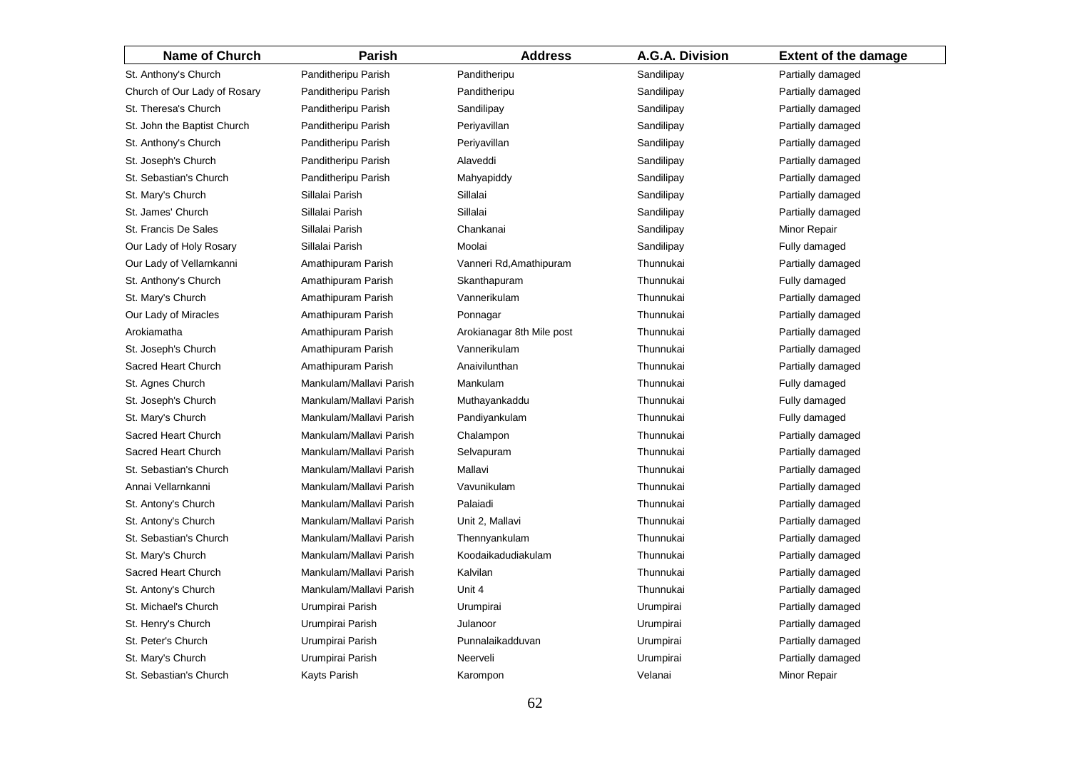| Name of Church | Parish | Address | A.G.A. Division | Extent of the damage |
|---|---|---|---|---|
| St. Anthony's Church | Panditheripu Parish | Panditheripu | Sandilipay | Partially damaged |
| Church of Our Lady of Rosary | Panditheripu Parish | Panditheripu | Sandilipay | Partially damaged |
| St. Theresa's Church | Panditheripu Parish | Sandilipay | Sandilipay | Partially damaged |
| St. John the Baptist Church | Panditheripu Parish | Periyavillan | Sandilipay | Partially damaged |
| St. Anthony's Church | Panditheripu Parish | Periyavillan | Sandilipay | Partially damaged |
| St. Joseph's Church | Panditheripu Parish | Alaveddi | Sandilipay | Partially damaged |
| St. Sebastian's Church | Panditheripu Parish | Mahyapiddy | Sandilipay | Partially damaged |
| St. Mary's Church | Sillalai Parish | Sillalai | Sandilipay | Partially damaged |
| St. James' Church | Sillalai Parish | Sillalai | Sandilipay | Partially damaged |
| St. Francis De Sales | Sillalai Parish | Chankanai | Sandilipay | Minor Repair |
| Our Lady of Holy Rosary | Sillalai Parish | Moolai | Sandilipay | Fully damaged |
| Our Lady of Vellarnkanni | Amathipuram Parish | Vanneri Rd,Amathipuram | Thunnukai | Partially damaged |
| St. Anthony's Church | Amathipuram Parish | Skanthapuram | Thunnukai | Fully damaged |
| St. Mary's Church | Amathipuram Parish | Vannerikulam | Thunnukai | Partially damaged |
| Our Lady of Miracles | Amathipuram Parish | Ponnagar | Thunnukai | Partially damaged |
| Arokiamatha | Amathipuram Parish | Arokianagar 8th Mile post | Thunnukai | Partially damaged |
| St. Joseph's Church | Amathipuram Parish | Vannerikulam | Thunnukai | Partially damaged |
| Sacred Heart Church | Amathipuram Parish | Anaivilunthan | Thunnukai | Partially damaged |
| St. Agnes Church | Mankulam/Mallavi Parish | Mankulam | Thunnukai | Fully damaged |
| St. Joseph's Church | Mankulam/Mallavi Parish | Muthayankaddu | Thunnukai | Fully damaged |
| St. Mary's Church | Mankulam/Mallavi Parish | Pandiyankulam | Thunnukai | Fully damaged |
| Sacred Heart Church | Mankulam/Mallavi Parish | Chalampon | Thunnukai | Partially damaged |
| Sacred Heart Church | Mankulam/Mallavi Parish | Selvapuram | Thunnukai | Partially damaged |
| St. Sebastian's Church | Mankulam/Mallavi Parish | Mallavi | Thunnukai | Partially damaged |
| Annai Vellarnkanni | Mankulam/Mallavi Parish | Vavunikulam | Thunnukai | Partially damaged |
| St. Antony's Church | Mankulam/Mallavi Parish | Palaiadi | Thunnukai | Partially damaged |
| St. Antony's Church | Mankulam/Mallavi Parish | Unit 2, Mallavi | Thunnukai | Partially damaged |
| St. Sebastian's Church | Mankulam/Mallavi Parish | Thennyankulam | Thunnukai | Partially damaged |
| St. Mary's Church | Mankulam/Mallavi Parish | Koodaikadudiakulam | Thunnukai | Partially damaged |
| Sacred Heart Church | Mankulam/Mallavi Parish | Kalvilan | Thunnukai | Partially damaged |
| St. Antony's Church | Mankulam/Mallavi Parish | Unit 4 | Thunnukai | Partially damaged |
| St. Michael's Church | Urumpirai Parish | Urumpirai | Urumpirai | Partially damaged |
| St. Henry's Church | Urumpirai Parish | Julanoor | Urumpirai | Partially damaged |
| St. Peter's Church | Urumpirai Parish | Punnalaikadduvan | Urumpirai | Partially damaged |
| St. Mary's Church | Urumpirai Parish | Neerveli | Urumpirai | Partially damaged |
| St. Sebastian's Church | Kayts Parish | Karompon | Velanai | Minor Repair |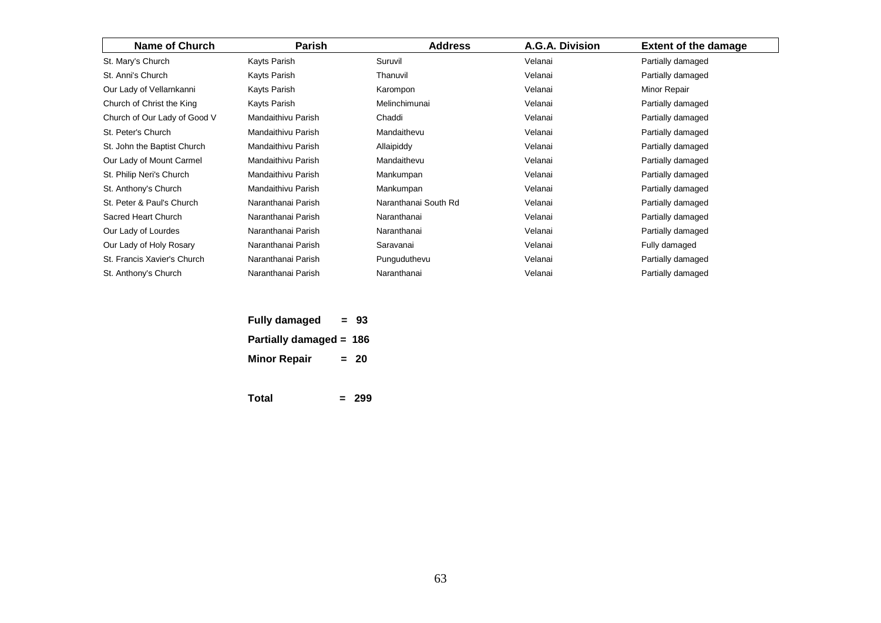| Name of Church | Parish | Address | A.G.A. Division | Extent of the damage |
|---|---|---|---|---|
| St. Mary's Church | Kayts Parish | Suruvil | Velanai | Partially damaged |
| St. Anni's Church | Kayts Parish | Thanuvil | Velanai | Partially damaged |
| Our Lady of Vellarnkanni | Kayts Parish | Karompon | Velanai | Minor Repair |
| Church of Christ the King | Kayts Parish | Melinchimunai | Velanai | Partially damaged |
| Church of Our Lady of Good V | Mandaithivu Parish | Chaddi | Velanai | Partially damaged |
| St. Peter's Church | Mandaithivu Parish | Mandaithevu | Velanai | Partially damaged |
| St. John the Baptist Church | Mandaithivu Parish | Allaipiddy | Velanai | Partially damaged |
| Our Lady of Mount Carmel | Mandaithivu Parish | Mandaithevu | Velanai | Partially damaged |
| St. Philip Neri's Church | Mandaithivu Parish | Mankumpan | Velanai | Partially damaged |
| St. Anthony's Church | Mandaithivu Parish | Mankumpan | Velanai | Partially damaged |
| St. Peter & Paul's Church | Naranthanai Parish | Naranthanai South Rd | Velanai | Partially damaged |
| Sacred Heart Church | Naranthanai Parish | Naranthanai | Velanai | Partially damaged |
| Our Lady of Lourdes | Naranthanai Parish | Naranthanai | Velanai | Partially damaged |
| Our Lady of Holy Rosary | Naranthanai Parish | Saravanai | Velanai | Fully damaged |
| St. Francis Xavier's Church | Naranthanai Parish | Punguduthevu | Velanai | Partially damaged |
| St. Anthony's Church | Naranthanai Parish | Naranthanai | Velanai | Partially damaged |

**Fully damaged = 93**

**Partially damaged = 186**

**Minor Repair = 20**

**Total = 299**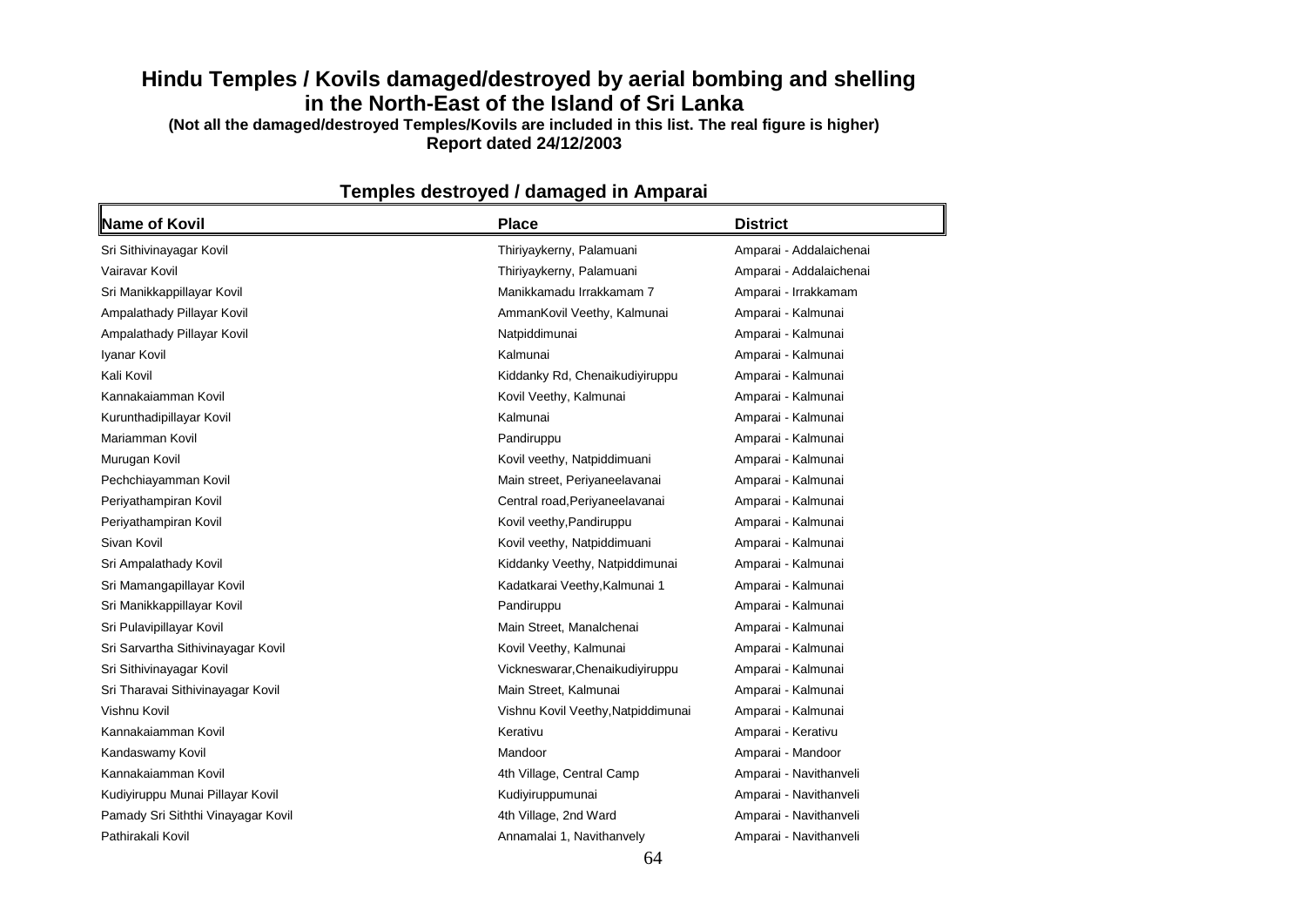# Hindu Temples / Kovils damaged/destroyed by aerial bombing and shelling in the North-East of the Island of Sri Lanka

**(Not all the damaged/destroyed Temples/Kovils are included in this list. The real figure is higher)**

**Report dated 24/12/2003**

## Temples destroyed / damaged in Amparai

| Name of Kovil | Place | District |
|---|---|---|
| Sri Sithivinayagar Kovil | Thiriyaykerny, Palamuani | Amparai - Addalaichenai |
| Vairavar Kovil | Thiriyaykerny, Palamuani | Amparai - Addalaichenai |
| Sri Manikkappillayar Kovil | Manikkamadu Irrakkamam 7 | Amparai - Irrakkamam |
| Ampalathady Pillayar Kovil | AmmanKovil Veethy, Kalmunai | Amparai - Kalmunai |
| Ampalathady Pillayar Kovil | Natpiddimunai | Amparai - Kalmunai |
| Iyanar Kovil | Kalmunai | Amparai - Kalmunai |
| Kali Kovil | Kiddanky Rd, Chenaikudiyiruppu | Amparai - Kalmunai |
| Kannakaiamman Kovil | Kovil Veethy, Kalmunai | Amparai - Kalmunai |
| Kurunthadipillayar Kovil | Kalmunai | Amparai - Kalmunai |
| Mariamman Kovil | Pandiruppu | Amparai - Kalmunai |
| Murugan Kovil | Kovil veethy, Natpiddimuani | Amparai - Kalmunai |
| Pechchiayamman Kovil | Main street, Periyaneelavanai | Amparai - Kalmunai |
| Periyathampiran Kovil | Central road,Periyaneelavanai | Amparai - Kalmunai |
| Periyathampiran Kovil | Kovil veethy,Pandiruppu | Amparai - Kalmunai |
| Sivan Kovil | Kovil veethy, Natpiddimuani | Amparai - Kalmunai |
| Sri Ampalathady Kovil | Kiddanky Veethy, Natpiddimunai | Amparai - Kalmunai |
| Sri Mamangapillayar Kovil | Kadatkarai Veethy,Kalmunai 1 | Amparai - Kalmunai |
| Sri Manikkappillayar Kovil | Pandiruppu | Amparai - Kalmunai |
| Sri Pulavipillayar Kovil | Main Street, Manalchenai | Amparai - Kalmunai |
| Sri Sarvartha Sithivinayagar Kovil | Kovil Veethy, Kalmunai | Amparai - Kalmunai |
| Sri Sithivinayagar Kovil | Vickneswarar,Chenaikudiyiruppu | Amparai - Kalmunai |
| Sri Tharavai Sithivinayagar Kovil | Main Street, Kalmunai | Amparai - Kalmunai |
| Vishnu Kovil | Vishnu Kovil Veethy,Natpiddimunai | Amparai - Kalmunai |
| Kannakaiamman Kovil | Kerativu | Amparai - Kerativu |
| Kandaswamy Kovil | Mandoor | Amparai - Mandoor |
| Kannakaiamman Kovil | 4th Village, Central Camp | Amparai - Navithanveli |
| Kudiyiruppu Munai Pillayar Kovil | Kudiyiruppumunai | Amparai - Navithanveli |
| Pamady Sri Siththi Vinayagar Kovil | 4th Village, 2nd Ward | Amparai - Navithanveli |
| Pathirakali Kovil | Annamalai 1, Navithanvely | Amparai - Navithanveli |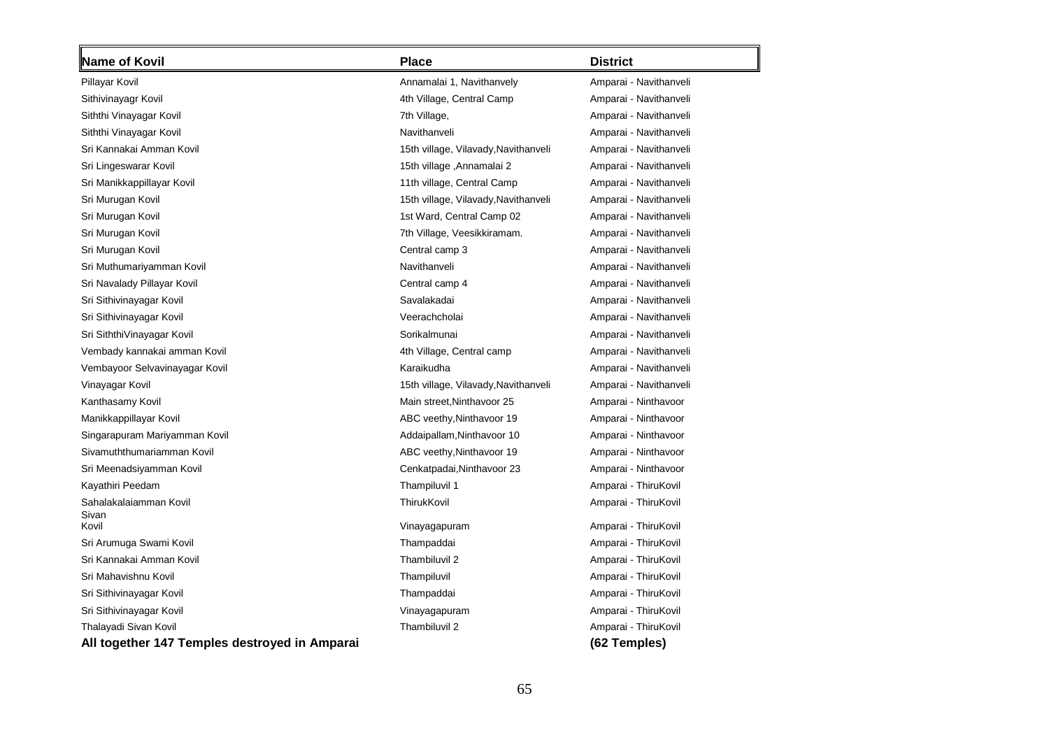| Name of Kovil | Place | District |
|---|---|---|
| Pillayar Kovil | Annamalai 1, Navithanvely | Amparai - Navithanveli |
| Sithivinayagr Kovil | 4th Village, Central Camp | Amparai - Navithanveli |
| Siththi Vinayagar Kovil | 7th Village, | Amparai - Navithanveli |
| Siththi Vinayagar Kovil | Navithanveli | Amparai - Navithanveli |
| Sri Kannakai Amman Kovil | 15th village, Vilavady,Navithanveli | Amparai - Navithanveli |
| Sri Lingeswarar Kovil | 15th village ,Annamalai 2 | Amparai - Navithanveli |
| Sri Manikkappillayar Kovil | 11th village, Central Camp | Amparai - Navithanveli |
| Sri Murugan Kovil | 15th village, Vilavady,Navithanveli | Amparai - Navithanveli |
| Sri Murugan Kovil | 1st Ward, Central Camp 02 | Amparai - Navithanveli |
| Sri Murugan Kovil | 7th Village, Veesikkiramam. | Amparai - Navithanveli |
| Sri Murugan Kovil | Central camp 3 | Amparai - Navithanveli |
| Sri Muthumariyamman Kovil | Navithanveli | Amparai - Navithanveli |
| Sri Navalady Pillayar Kovil | Central camp 4 | Amparai - Navithanveli |
| Sri Sithivinayagar Kovil | Savalakadai | Amparai - Navithanveli |
| Sri Sithivinayagar Kovil | Veerachcholai | Amparai - Navithanveli |
| Sri SiththiVinayagar Kovil | Sorikalmunai | Amparai - Navithanveli |
| Vembady kannakai amman Kovil | 4th Village, Central camp | Amparai - Navithanveli |
| Vembayoor Selvavinayagar Kovil | Karaikudha | Amparai - Navithanveli |
| Vinayagar Kovil | 15th village, Vilavady,Navithanveli | Amparai - Navithanveli |
| Kanthasamy Kovil | Main street,Ninthavoor 25 | Amparai - Ninthavoor |
| Manikkappillayar Kovil | ABC veethy,Ninthavoor 19 | Amparai - Ninthavoor |
| Singarapuram Mariyamman Kovil | Addaipallam,Ninthavoor 10 | Amparai - Ninthavoor |
| Sivamuththumariamman Kovil | ABC veethy,Ninthavoor 19 | Amparai - Ninthavoor |
| Sri Meenadsiyamman Kovil | Cenkatpadai,Ninthavoor 23 | Amparai - Ninthavoor |
| Kayathiri Peedam | Thampiluvil 1 | Amparai - ThiruKovil |
| Sahalakalaiamman Kovil | ThirukKovil | Amparai - ThiruKovil |
| Sivan Kovil | Vinayagapuram | Amparai - ThiruKovil |
| Sri Arumuga Swami Kovil | Thampaddai | Amparai - ThiruKovil |
| Sri Kannakai Amman Kovil | Thambiluvil 2 | Amparai - ThiruKovil |
| Sri Mahavishnu Kovil | Thampiluvil | Amparai - ThiruKovil |
| Sri Sithivinayagar Kovil | Thampaddai | Amparai - ThiruKovil |
| Sri Sithivinayagar Kovil | Vinayagapuram | Amparai - ThiruKovil |
| Thalayadi Sivan Kovil | Thambiluvil 2 | Amparai - ThiruKovil |
| **All together 147 Temples destroyed in Amparai** | | **(62 Temples)** |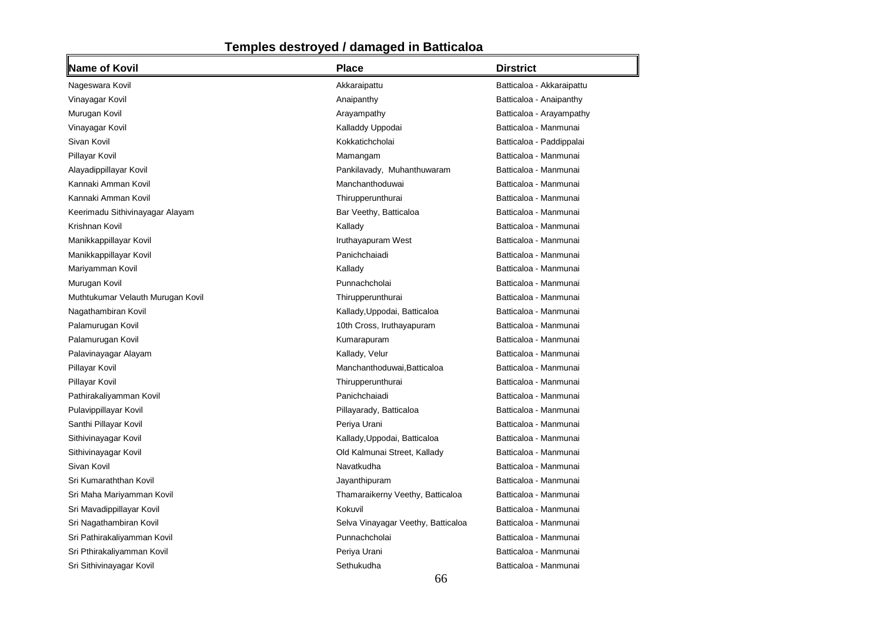## Temples destroyed / damaged in Batticaloa

| Name of Kovil | Place | Dirstrict |
|---|---|---|
| Nageswara Kovil | Akkaraipattu | Batticaloa - Akkaraipattu |
| Vinayagar Kovil | Anaipanthy | Batticaloa - Anaipanthy |
| Murugan Kovil | Arayampathy | Batticaloa - Arayampathy |
| Vinayagar Kovil | Kalladdy Uppodai | Batticaloa - Manmunai |
| Sivan Kovil | Kokkatichcholai | Batticaloa - Paddippalai |
| Pillayar Kovil | Mamangam | Batticaloa - Manmunai |
| Alayadippillayar Kovil | Pankilavady, Muhanthuwaram | Batticaloa - Manmunai |
| Kannaki Amman Kovil | Manchanthoduwai | Batticaloa - Manmunai |
| Kannaki Amman Kovil | Thirupperunthurai | Batticaloa - Manmunai |
| Keerimadu Sithivinayagar Alayam | Bar Veethy, Batticaloa | Batticaloa - Manmunai |
| Krishnan Kovil | Kallady | Batticaloa - Manmunai |
| Manikkappillayar Kovil | Iruthayapuram West | Batticaloa - Manmunai |
| Manikkappillayar Kovil | Panichchaiadi | Batticaloa - Manmunai |
| Mariyamman Kovil | Kallady | Batticaloa - Manmunai |
| Murugan Kovil | Punnachcholai | Batticaloa - Manmunai |
| Muthtukumar Velauth Murugan Kovil | Thirupperunthurai | Batticaloa - Manmunai |
| Nagathambiran Kovil | Kallady,Uppodai, Batticaloa | Batticaloa - Manmunai |
| Palamurugan Kovil | 10th Cross, Iruthayapuram | Batticaloa - Manmunai |
| Palamurugan Kovil | Kumarapuram | Batticaloa - Manmunai |
| Palavinayagar Alayam | Kallady, Velur | Batticaloa - Manmunai |
| Pillayar Kovil | Manchanthoduwai,Batticaloa | Batticaloa - Manmunai |
| Pillayar Kovil | Thirupperunthurai | Batticaloa - Manmunai |
| Pathirakaliyamman Kovil | Panichchaiadi | Batticaloa - Manmunai |
| Pulavippillayar Kovil | Pillayarady, Batticaloa | Batticaloa - Manmunai |
| Santhi Pillayar Kovil | Periya Urani | Batticaloa - Manmunai |
| Sithivinayagar Kovil | Kallady,Uppodai, Batticaloa | Batticaloa - Manmunai |
| Sithivinayagar Kovil | Old Kalmunai Street, Kallady | Batticaloa - Manmunai |
| Sivan Kovil | Navatkudha | Batticaloa - Manmunai |
| Sri Kumaraththan Kovil | Jayanthipuram | Batticaloa - Manmunai |
| Sri Maha Mariyamman Kovil | Thamaraikerny Veethy, Batticaloa | Batticaloa - Manmunai |
| Sri Mavadippillayar Kovil | Kokuvil | Batticaloa - Manmunai |
| Sri Nagathambiran Kovil | Selva Vinayagar Veethy, Batticaloa | Batticaloa - Manmunai |
| Sri Pathirakaliyamman Kovil | Punnachcholai | Batticaloa - Manmunai |
| Sri Pthirakaliyamman Kovil | Periya Urani | Batticaloa - Manmunai |
| Sri Sithivinayagar Kovil | Sethukudha | Batticaloa - Manmunai |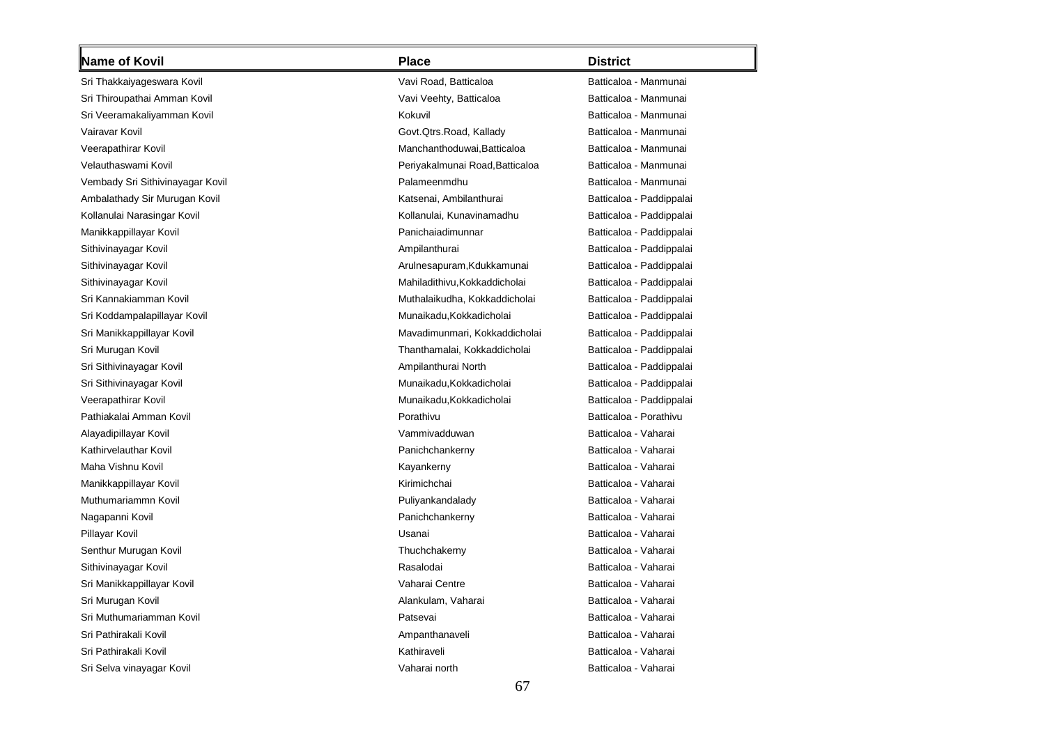| Name of Kovil | Place | District |
|---|---|---|
| Sri Thakkaiyageswara Kovil | Vavi Road, Batticaloa | Batticaloa - Manmunai |
| Sri Thiroupathai Amman Kovil | Vavi Veehty, Batticaloa | Batticaloa - Manmunai |
| Sri Veeramakaliyamman Kovil | Kokuvil | Batticaloa - Manmunai |
| Vairavar Kovil | Govt.Qtrs.Road, Kallady | Batticaloa - Manmunai |
| Veerapathirar Kovil | Manchanthoduwai,Batticaloa | Batticaloa - Manmunai |
| Velauthaswami Kovil | Periyakalmunai Road,Batticaloa | Batticaloa - Manmunai |
| Vembady Sri Sithivinayagar Kovil | Palameenmdhu | Batticaloa - Manmunai |
| Ambalathady Sir Murugan Kovil | Katsenai, Ambilanthurai | Batticaloa - Paddippalai |
| Kollanulai Narasingar Kovil | Kollanulai, Kunavinamadhu | Batticaloa - Paddippalai |
| Manikkappillayar Kovil | Panichaiadimunnar | Batticaloa - Paddippalai |
| Sithivinayagar Kovil | Ampilanthurai | Batticaloa - Paddippalai |
| Sithivinayagar Kovil | Arulnesapuram,Kdukkamunai | Batticaloa - Paddippalai |
| Sithivinayagar Kovil | Mahiladithivu,Kokkaddicholai | Batticaloa - Paddippalai |
| Sri Kannakiamman Kovil | Muthalaikudha, Kokkaddicholai | Batticaloa - Paddippalai |
| Sri Koddampalapillayar Kovil | Munaikadu,Kokkadicholai | Batticaloa - Paddippalai |
| Sri Manikkappillayar Kovil | Mavadimunmari, Kokkaddicholai | Batticaloa - Paddippalai |
| Sri Murugan Kovil | Thanthamalai, Kokkaddicholai | Batticaloa - Paddippalai |
| Sri Sithivinayagar Kovil | Ampilanthurai North | Batticaloa - Paddippalai |
| Sri Sithivinayagar Kovil | Munaikadu,Kokkadicholai | Batticaloa - Paddippalai |
| Veerapathirar Kovil | Munaikadu,Kokkadicholai | Batticaloa - Paddippalai |
| Pathiakalai Amman Kovil | Porathivu | Batticaloa - Porathivu |
| Alayadipillayar Kovil | Vammivadduwan | Batticaloa - Vaharai |
| Kathirvelauthar Kovil | Panichchankerny | Batticaloa - Vaharai |
| Maha Vishnu Kovil | Kayankerny | Batticaloa - Vaharai |
| Manikkappillayar Kovil | Kirimichchai | Batticaloa - Vaharai |
| Muthumariammn Kovil | Puliyankandalady | Batticaloa - Vaharai |
| Nagapanni Kovil | Panichchankerny | Batticaloa - Vaharai |
| Pillayar Kovil | Usanai | Batticaloa - Vaharai |
| Senthur Murugan Kovil | Thuchchakerny | Batticaloa - Vaharai |
| Sithivinayagar Kovil | Rasalodai | Batticaloa - Vaharai |
| Sri Manikkappillayar Kovil | Vaharai Centre | Batticaloa - Vaharai |
| Sri Murugan Kovil | Alankulam, Vaharai | Batticaloa - Vaharai |
| Sri Muthumariamman Kovil | Patsevai | Batticaloa - Vaharai |
| Sri Pathirakali Kovil | Ampanthanaveli | Batticaloa - Vaharai |
| Sri Pathirakali Kovil | Kathiraveli | Batticaloa - Vaharai |
| Sri Selva vinayagar Kovil | Vaharai north | Batticaloa - Vaharai |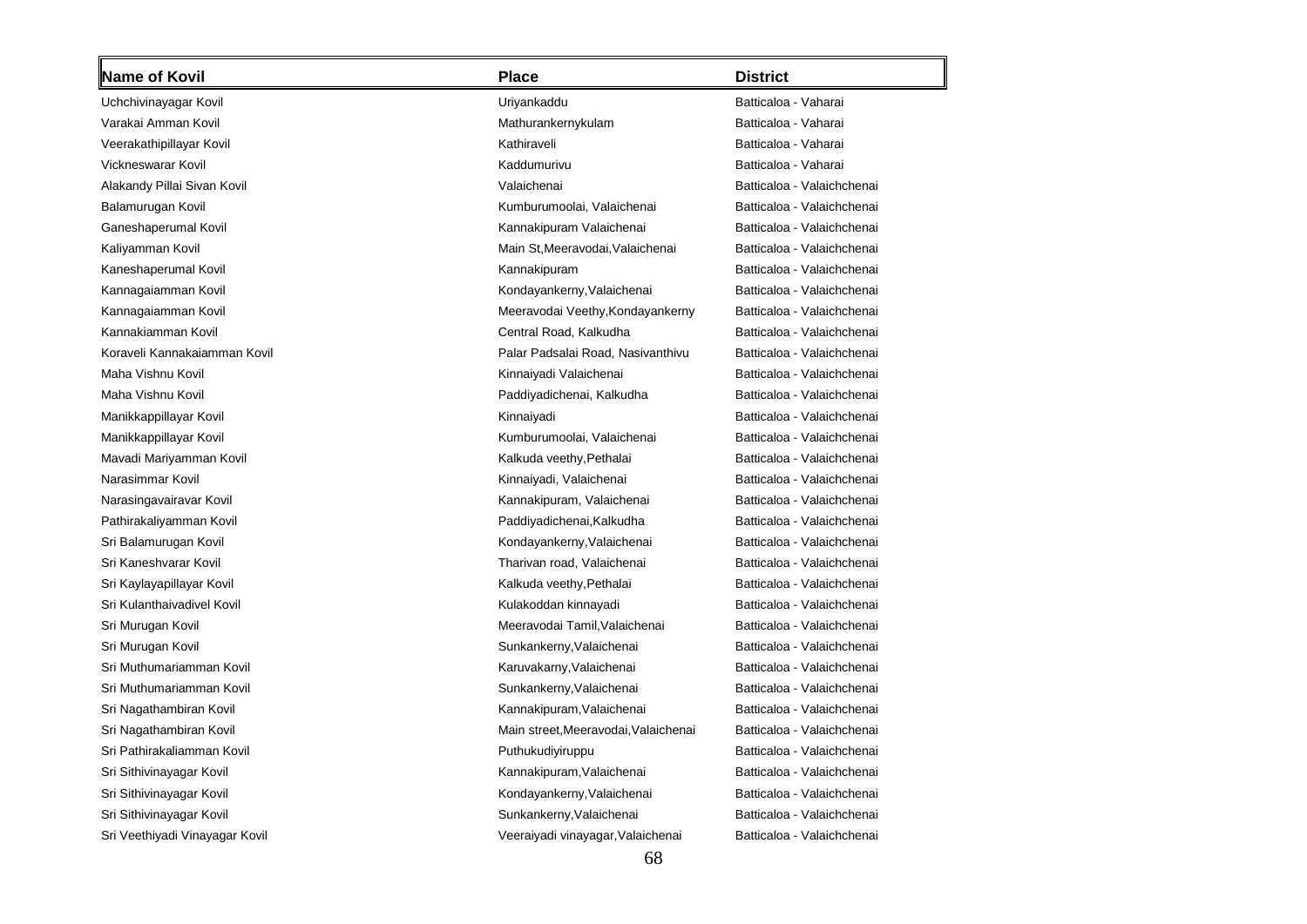| Name of Kovil | Place | District |
|---|---|---|
| Uchchivinayagar Kovil | Uriyankaddu | Batticaloa - Vaharai |
| Varakai Amman Kovil | Mathurankernykulam | Batticaloa - Vaharai |
| Veerakathipillayar Kovil | Kathiraveli | Batticaloa - Vaharai |
| Vickneswarar Kovil | Kaddumurivu | Batticaloa - Vaharai |
| Alakandy Pillai Sivan Kovil | Valaichenai | Batticaloa - Valaichchenai |
| Balamurugan Kovil | Kumburumoolai, Valaichenai | Batticaloa - Valaichchenai |
| Ganeshaperumal Kovil | Kannakipuram Valaichenai | Batticaloa - Valaichchenai |
| Kaliyamman Kovil | Main St,Meeravodai,Valaichenai | Batticaloa - Valaichchenai |
| Kaneshaperumal Kovil | Kannakipuram | Batticaloa - Valaichchenai |
| Kannagaiamman Kovil | Kondayankerny,Valaichenai | Batticaloa - Valaichchenai |
| Kannagaiamman Kovil | Meeravodai Veethy,Kondayankerny | Batticaloa - Valaichchenai |
| Kannakiamman Kovil | Central Road, Kalkudha | Batticaloa - Valaichchenai |
| Koraveli Kannakaiamman Kovil | Palar Padsalai Road, Nasivanthivu | Batticaloa - Valaichchenai |
| Maha Vishnu Kovil | Kinnaiyadi Valaichenai | Batticaloa - Valaichchenai |
| Maha Vishnu Kovil | Paddiyadichenai, Kalkudha | Batticaloa - Valaichchenai |
| Manikkappillayar Kovil | Kinnaiyadi | Batticaloa - Valaichchenai |
| Manikkappillayar Kovil | Kumburumoolai, Valaichenai | Batticaloa - Valaichchenai |
| Mavadi Mariyamman Kovil | Kalkuda veethy,Pethalai | Batticaloa - Valaichchenai |
| Narasimmar Kovil | Kinnaiyadi, Valaichenai | Batticaloa - Valaichchenai |
| Narasingavairavar Kovil | Kannakipuram, Valaichenai | Batticaloa - Valaichchenai |
| Pathirakaliyamman Kovil | Paddiyadichenai,Kalkudha | Batticaloa - Valaichchenai |
| Sri Balamurugan Kovil | Kondayankerny,Valaichenai | Batticaloa - Valaichchenai |
| Sri Kaneshvarar Kovil | Tharivan road, Valaichenai | Batticaloa - Valaichchenai |
| Sri Kaylayapillayar Kovil | Kalkuda veethy,Pethalai | Batticaloa - Valaichchenai |
| Sri Kulanthaivadivel Kovil | Kulakoddan kinnayadi | Batticaloa - Valaichchenai |
| Sri Murugan Kovil | Meeravodai Tamil,Valaichenai | Batticaloa - Valaichchenai |
| Sri Murugan Kovil | Sunkankerny,Valaichenai | Batticaloa - Valaichchenai |
| Sri Muthumariamman Kovil | Karuvakarny,Valaichenai | Batticaloa - Valaichchenai |
| Sri Muthumariamman Kovil | Sunkankerny,Valaichenai | Batticaloa - Valaichchenai |
| Sri Nagathambiran Kovil | Kannakipuram,Valaichenai | Batticaloa - Valaichchenai |
| Sri Nagathambiran Kovil | Main street,Meeravodai,Valaichenai | Batticaloa - Valaichchenai |
| Sri Pathirakaliamman Kovil | Puthukudiyiruppu | Batticaloa - Valaichchenai |
| Sri Sithivinayagar Kovil | Kannakipuram,Valaichenai | Batticaloa - Valaichchenai |
| Sri Sithivinayagar Kovil | Kondayankerny,Valaichenai | Batticaloa - Valaichchenai |
| Sri Sithivinayagar Kovil | Sunkankerny,Valaichenai | Batticaloa - Valaichchenai |
| Sri Veethiyadi Vinayagar Kovil | Veeraiyadi vinayagar,Valaichenai | Batticaloa - Valaichchenai |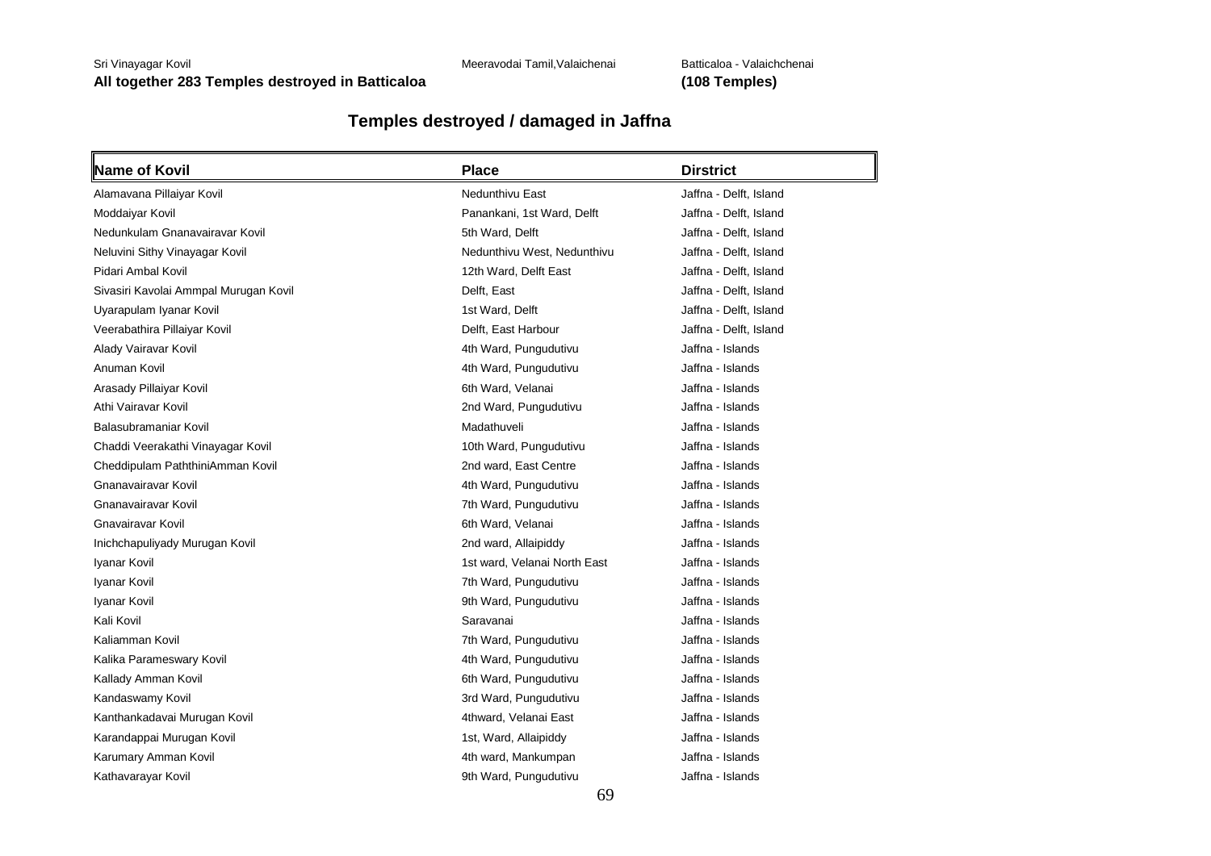| | | |
|---|---|---|
| Sri Vinayagar Kovil | Meeravodai Tamil,Valaichenai | Batticaloa - Valaichchenai |

**All together 283 Temples destroyed in Batticaloa** **(108 Temples)**

## Temples destroyed / damaged in Jaffna

| Name of Kovil | Place | Dirstrict |
|---|---|---|
| Alamavana Pillaiyar Kovil | Nedunthivu East | Jaffna - Delft, Island |
| Moddaiyar Kovil | Panankani, 1st Ward, Delft | Jaffna - Delft, Island |
| Nedunkulam Gnanavairavar Kovil | 5th Ward, Delft | Jaffna - Delft, Island |
| Neluvini Sithy Vinayagar Kovil | Nedunthivu West, Nedunthivu | Jaffna - Delft, Island |
| Pidari Ambal Kovil | 12th Ward, Delft East | Jaffna - Delft, Island |
| Sivasiri Kavolai Ammpal Murugan Kovil | Delft, East | Jaffna - Delft, Island |
| Uyarapulam Iyanar Kovil | 1st Ward, Delft | Jaffna - Delft, Island |
| Veerabathira Pillaiyar Kovil | Delft, East Harbour | Jaffna - Delft, Island |
| Alady Vairavar Kovil | 4th Ward, Pungudutivu | Jaffna - Islands |
| Anuman Kovil | 4th Ward, Pungudutivu | Jaffna - Islands |
| Arasady Pillaiyar Kovil | 6th Ward, Velanai | Jaffna - Islands |
| Athi Vairavar Kovil | 2nd Ward, Pungudutivu | Jaffna - Islands |
| Balasubramaniar Kovil | Madathuveli | Jaffna - Islands |
| Chaddi Veerakathi Vinayagar Kovil | 10th Ward, Pungudutivu | Jaffna - Islands |
| Cheddipulam PaththiniAmman Kovil | 2nd ward, East Centre | Jaffna - Islands |
| Gnanavairavar Kovil | 4th Ward, Pungudutivu | Jaffna - Islands |
| Gnanavairavar Kovil | 7th Ward, Pungudutivu | Jaffna - Islands |
| Gnavairavar Kovil | 6th Ward, Velanai | Jaffna - Islands |
| Inichchapuliyady Murugan Kovil | 2nd ward, Allaipiddy | Jaffna - Islands |
| Iyanar Kovil | 1st ward, Velanai North East | Jaffna - Islands |
| Iyanar Kovil | 7th Ward, Pungudutivu | Jaffna - Islands |
| Iyanar Kovil | 9th Ward, Pungudutivu | Jaffna - Islands |
| Kali Kovil | Saravanai | Jaffna - Islands |
| Kaliamman Kovil | 7th Ward, Pungudutivu | Jaffna - Islands |
| Kalika Parameswary Kovil | 4th Ward, Pungudutivu | Jaffna - Islands |
| Kallady Amman Kovil | 6th Ward, Pungudutivu | Jaffna - Islands |
| Kandaswamy Kovil | 3rd Ward, Pungudutivu | Jaffna - Islands |
| Kanthankadavai Murugan Kovil | 4thward, Velanai East | Jaffna - Islands |
| Karandappai Murugan Kovil | 1st, Ward, Allaipiddy | Jaffna - Islands |
| Karumary Amman Kovil | 4th ward, Mankumpan | Jaffna - Islands |
| Kathavarayar Kovil | 9th Ward, Pungudutivu | Jaffna - Islands |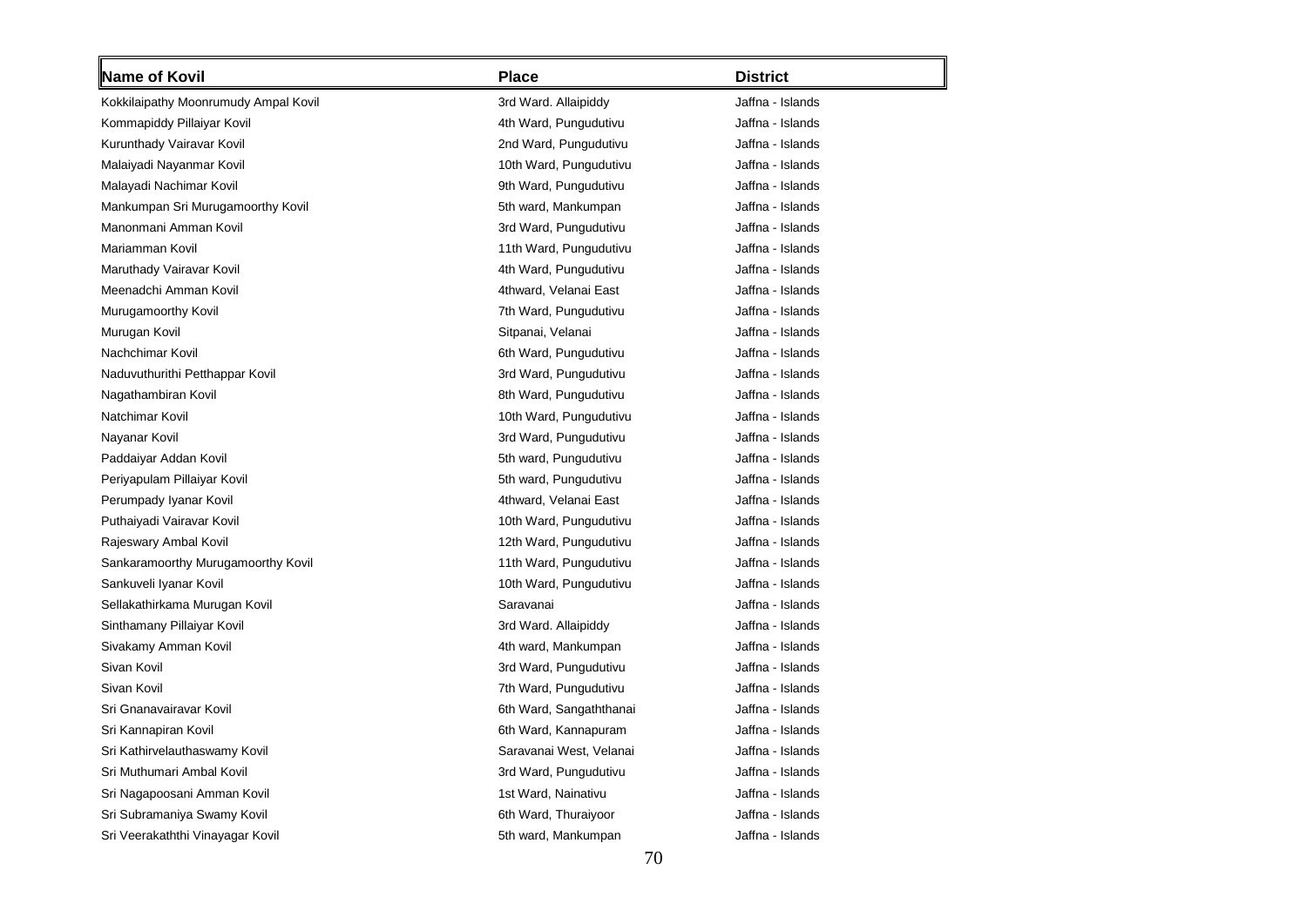| Name of Kovil | Place | District |
|---|---|---|
| Kokkilaipathy Moonrumudy Ampal Kovil | 3rd Ward. Allaipiddy | Jaffna - Islands |
| Kommapiddy Pillaiyar Kovil | 4th Ward, Pungudutivu | Jaffna - Islands |
| Kurunthady Vairavar Kovil | 2nd Ward, Pungudutivu | Jaffna - Islands |
| Malaiyadi Nayanmar Kovil | 10th Ward, Pungudutivu | Jaffna - Islands |
| Malayadi Nachimar Kovil | 9th Ward, Pungudutivu | Jaffna - Islands |
| Mankumpan Sri Murugamoorthy Kovil | 5th ward, Mankumpan | Jaffna - Islands |
| Manonmani Amman Kovil | 3rd Ward, Pungudutivu | Jaffna - Islands |
| Mariamman Kovil | 11th Ward, Pungudutivu | Jaffna - Islands |
| Maruthady Vairavar Kovil | 4th Ward, Pungudutivu | Jaffna - Islands |
| Meenadchi Amman Kovil | 4thward, Velanai East | Jaffna - Islands |
| Murugamoorthy Kovil | 7th Ward, Pungudutivu | Jaffna - Islands |
| Murugan Kovil | Sitpanai, Velanai | Jaffna - Islands |
| Nachchimar Kovil | 6th Ward, Pungudutivu | Jaffna - Islands |
| Naduvuthurithi Petthappar Kovil | 3rd Ward, Pungudutivu | Jaffna - Islands |
| Nagathambiran Kovil | 8th Ward, Pungudutivu | Jaffna - Islands |
| Natchimar Kovil | 10th Ward, Pungudutivu | Jaffna - Islands |
| Nayanar Kovil | 3rd Ward, Pungudutivu | Jaffna - Islands |
| Paddaiyar Addan Kovil | 5th ward, Pungudutivu | Jaffna - Islands |
| Periyapulam Pillaiyar Kovil | 5th ward, Pungudutivu | Jaffna - Islands |
| Perumpady Iyanar Kovil | 4thward, Velanai East | Jaffna - Islands |
| Puthaiyadi Vairavar Kovil | 10th Ward, Pungudutivu | Jaffna - Islands |
| Rajeswary Ambal Kovil | 12th Ward, Pungudutivu | Jaffna - Islands |
| Sankaramoorthy Murugamoorthy Kovil | 11th Ward, Pungudutivu | Jaffna - Islands |
| Sankuveli Iyanar Kovil | 10th Ward, Pungudutivu | Jaffna - Islands |
| Sellakathirkama Murugan Kovil | Saravanai | Jaffna - Islands |
| Sinthamany Pillaiyar Kovil | 3rd Ward. Allaipiddy | Jaffna - Islands |
| Sivakamy Amman Kovil | 4th ward, Mankumpan | Jaffna - Islands |
| Sivan Kovil | 3rd Ward, Pungudutivu | Jaffna - Islands |
| Sivan Kovil | 7th Ward, Pungudutivu | Jaffna - Islands |
| Sri Gnanavairavar Kovil | 6th Ward, Sangaththanai | Jaffna - Islands |
| Sri Kannapiran Kovil | 6th Ward, Kannapuram | Jaffna - Islands |
| Sri Kathirvelauthaswamy Kovil | Saravanai West, Velanai | Jaffna - Islands |
| Sri Muthumari Ambal Kovil | 3rd Ward, Pungudutivu | Jaffna - Islands |
| Sri Nagapoosani Amman Kovil | 1st Ward, Nainativu | Jaffna - Islands |
| Sri Subramaniya Swamy Kovil | 6th Ward, Thuraiyoor | Jaffna - Islands |
| Sri Veerakaththi Vinayagar Kovil | 5th ward, Mankumpan | Jaffna - Islands |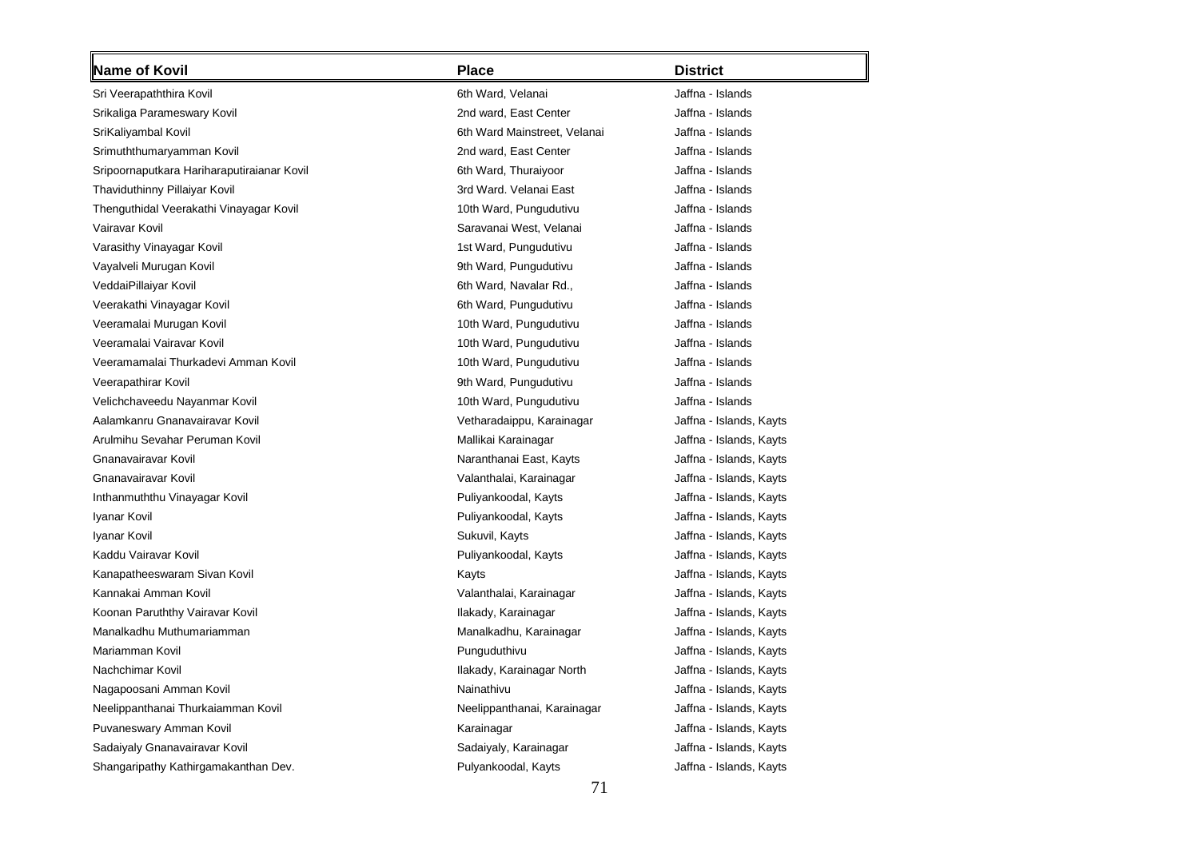| Name of Kovil | Place | District |
| --- | --- | --- |
| Sri Veerapaththira Kovil | 6th Ward, Velanai | Jaffna - Islands |
| Srikaliga Parameswary Kovil | 2nd ward, East Center | Jaffna - Islands |
| SriKaliyambal Kovil | 6th Ward Mainstreet, Velanai | Jaffna - Islands |
| Srimuththumaryamman Kovil | 2nd ward, East Center | Jaffna - Islands |
| Sripoornaputkara Hariharaputiraianar Kovil | 6th Ward, Thuraiyoor | Jaffna - Islands |
| Thaviduthinny Pillaiyar Kovil | 3rd Ward. Velanai East | Jaffna - Islands |
| Thenguthidal Veerakathi Vinayagar Kovil | 10th Ward, Pungudutivu | Jaffna - Islands |
| Vairavar Kovil | Saravanai West, Velanai | Jaffna - Islands |
| Varasithy Vinayagar Kovil | 1st Ward, Pungudutivu | Jaffna - Islands |
| Vayalveli Murugan Kovil | 9th Ward, Pungudutivu | Jaffna - Islands |
| VeddaiPillaiyar Kovil | 6th Ward, Navalar Rd., | Jaffna - Islands |
| Veerakathi Vinayagar Kovil | 6th Ward, Pungudutivu | Jaffna - Islands |
| Veeramalai Murugan Kovil | 10th Ward, Pungudutivu | Jaffna - Islands |
| Veeramalai Vairavar Kovil | 10th Ward, Pungudutivu | Jaffna - Islands |
| Veeramamalai Thurkadevi Amman Kovil | 10th Ward, Pungudutivu | Jaffna - Islands |
| Veerapathirar Kovil | 9th Ward, Pungudutivu | Jaffna - Islands |
| Velichchaveedu Nayanmar Kovil | 10th Ward, Pungudutivu | Jaffna - Islands |
| Aalamkanru Gnanavairavar Kovil | Vetharadaippu, Karainagar | Jaffna - Islands, Kayts |
| Arulmihu Sevahar Peruman Kovil | Mallikai Karainagar | Jaffna - Islands, Kayts |
| Gnanavairavar Kovil | Naranthanai East, Kayts | Jaffna - Islands, Kayts |
| Gnanavairavar Kovil | Valanthalai, Karainagar | Jaffna - Islands, Kayts |
| Inthanmuththu Vinayagar Kovil | Puliyankoodal, Kayts | Jaffna - Islands, Kayts |
| Iyanar Kovil | Puliyankoodal, Kayts | Jaffna - Islands, Kayts |
| Iyanar Kovil | Sukuvil, Kayts | Jaffna - Islands, Kayts |
| Kaddu Vairavar Kovil | Puliyankoodal, Kayts | Jaffna - Islands, Kayts |
| Kanapatheeswaram Sivan Kovil | Kayts | Jaffna - Islands, Kayts |
| Kannakai Amman Kovil | Valanthalai, Karainagar | Jaffna - Islands, Kayts |
| Koonan Paruththy Vairavar Kovil | Ilakady, Karainagar | Jaffna - Islands, Kayts |
| Manalkadhu Muthumariamman | Manalkadhu, Karainagar | Jaffna - Islands, Kayts |
| Mariamman Kovil | Punguduthivu | Jaffna - Islands, Kayts |
| Nachchimar Kovil | Ilakady, Karainagar North | Jaffna - Islands, Kayts |
| Nagapoosani Amman Kovil | Nainathivu | Jaffna - Islands, Kayts |
| Neelippanthanai Thurkaiamman Kovil | Neelippanthanai, Karainagar | Jaffna - Islands, Kayts |
| Puvaneswary Amman Kovil | Karainagar | Jaffna - Islands, Kayts |
| Sadaiyaly Gnanavairavar Kovil | Sadaiyaly, Karainagar | Jaffna - Islands, Kayts |
| Shangaripathy Kathirgamakanthan Dev. | Pulyankoodal, Kayts | Jaffna - Islands, Kayts |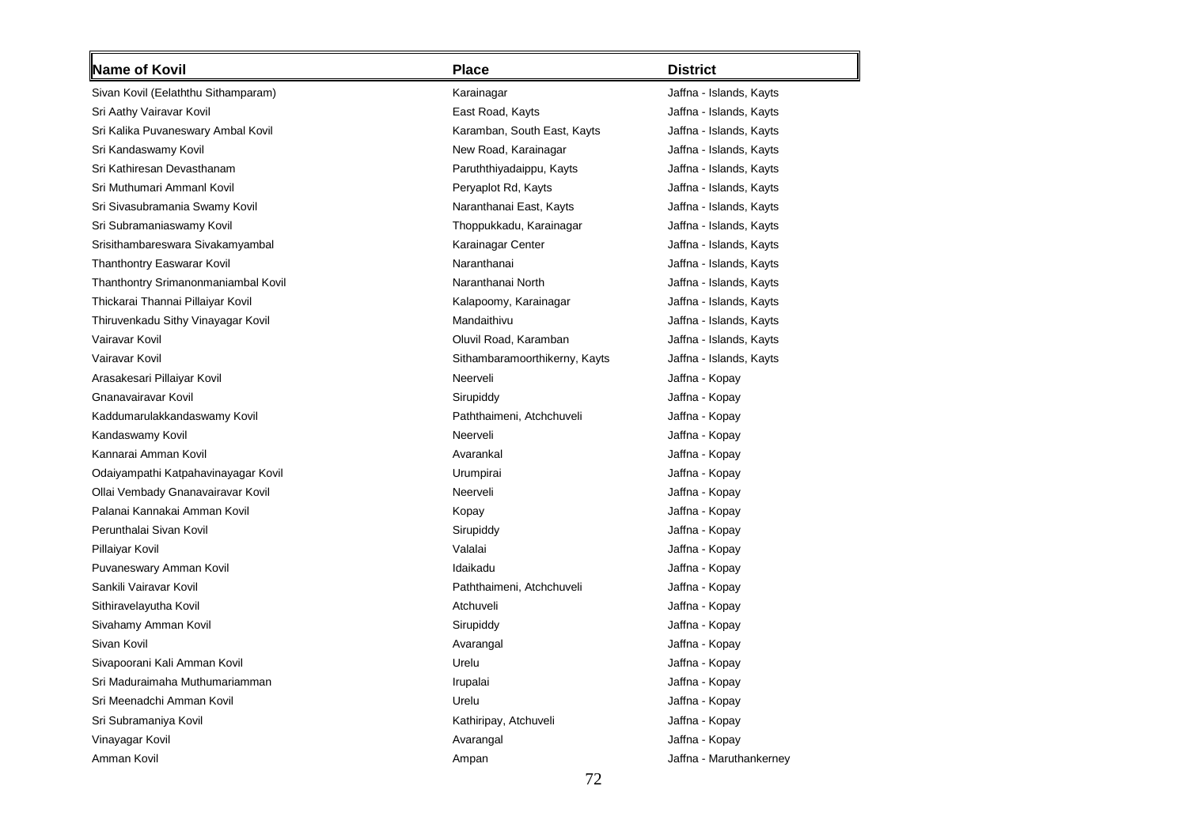| Name of Kovil | Place | District |
|---|---|---|
| Sivan Kovil (Eelaththu Sithamparam) | Karainagar | Jaffna - Islands, Kayts |
| Sri Aathy Vairavar Kovil | East Road, Kayts | Jaffna - Islands, Kayts |
| Sri Kalika Puvaneswary Ambal Kovil | Karamban, South East, Kayts | Jaffna - Islands, Kayts |
| Sri Kandaswamy Kovil | New Road, Karainagar | Jaffna - Islands, Kayts |
| Sri Kathiresan Devasthanam | Paruththiyadaippu, Kayts | Jaffna - Islands, Kayts |
| Sri Muthumari Ammanl Kovil | Peryaplot Rd, Kayts | Jaffna - Islands, Kayts |
| Sri Sivasubramania Swamy Kovil | Naranthanai East, Kayts | Jaffna - Islands, Kayts |
| Sri Subramaniaswamy Kovil | Thoppukkadu, Karainagar | Jaffna - Islands, Kayts |
| Srisithambareswara Sivakamyambal | Karainagar Center | Jaffna - Islands, Kayts |
| Thanthontry Easwarar Kovil | Naranthanai | Jaffna - Islands, Kayts |
| Thanthontry Srimanonmaniambal Kovil | Naranthanai North | Jaffna - Islands, Kayts |
| Thickarai Thannai Pillaiyar Kovil | Kalapoomy, Karainagar | Jaffna - Islands, Kayts |
| Thiruvenkadu Sithy Vinayagar Kovil | Mandaithivu | Jaffna - Islands, Kayts |
| Vairavar Kovil | Oluvil Road, Karamban | Jaffna - Islands, Kayts |
| Vairavar Kovil | Sithambaramoorthikerny, Kayts | Jaffna - Islands, Kayts |
| Arasakesari Pillaiyar Kovil | Neerveli | Jaffna - Kopay |
| Gnanavairavar Kovil | Sirupiddy | Jaffna - Kopay |
| Kaddumarulakkandaswamy Kovil | Paththaimeni, Atchchuveli | Jaffna - Kopay |
| Kandaswamy Kovil | Neerveli | Jaffna - Kopay |
| Kannarai Amman Kovil | Avarankal | Jaffna - Kopay |
| Odaiyampathi Katpahavinayagar Kovil | Urumpirai | Jaffna - Kopay |
| Ollai Vembady Gnanavairavar Kovil | Neerveli | Jaffna - Kopay |
| Palanai Kannakai Amman Kovil | Kopay | Jaffna - Kopay |
| Perunthalai Sivan Kovil | Sirupiddy | Jaffna - Kopay |
| Pillaiyar Kovil | Valalai | Jaffna - Kopay |
| Puvaneswary Amman Kovil | Idaikadu | Jaffna - Kopay |
| Sankili Vairavar Kovil | Paththaimeni, Atchchuveli | Jaffna - Kopay |
| Sithiravelayutha Kovil | Atchuveli | Jaffna - Kopay |
| Sivahamy Amman Kovil | Sirupiddy | Jaffna - Kopay |
| Sivan Kovil | Avarangal | Jaffna - Kopay |
| Sivapoorani Kali Amman Kovil | Urelu | Jaffna - Kopay |
| Sri Maduraimaha Muthumariamman | Irupalai | Jaffna - Kopay |
| Sri Meenadchi Amman Kovil | Urelu | Jaffna - Kopay |
| Sri Subramaniya Kovil | Kathiripay, Atchuveli | Jaffna - Kopay |
| Vinayagar Kovil | Avarangal | Jaffna - Kopay |
| Amman Kovil | Ampan | Jaffna - Maruthankerney |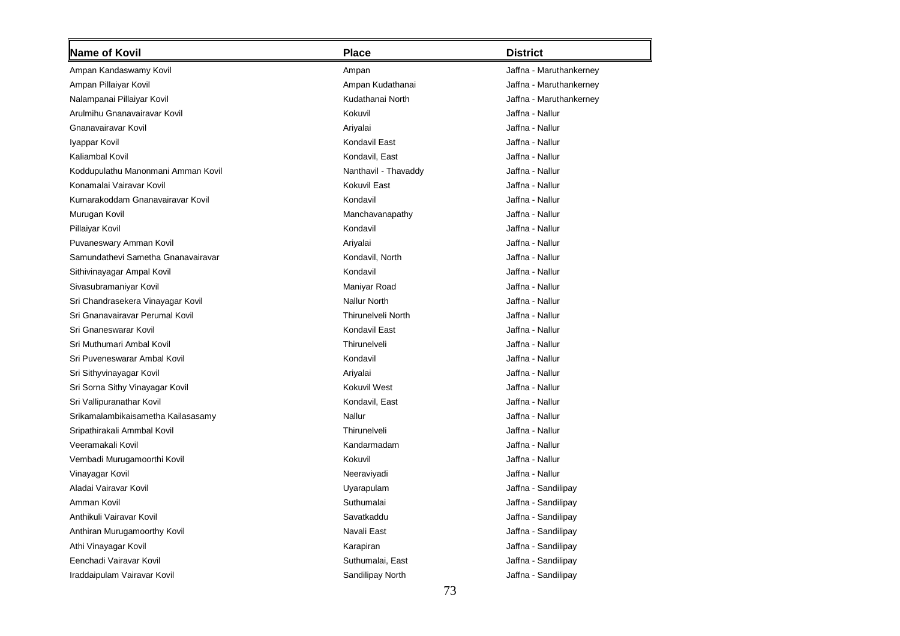| Name of Kovil | Place | District |
|---|---|---|
| Ampan Kandaswamy Kovil | Ampan | Jaffna - Maruthankerney |
| Ampan Pillaiyar Kovil | Ampan Kudathanai | Jaffna - Maruthankerney |
| Nalampanai Pillaiyar Kovil | Kudathanai North | Jaffna - Maruthankerney |
| Arulmihu Gnanavairavar Kovil | Kokuvil | Jaffna - Nallur |
| Gnanavairavar Kovil | Ariyalai | Jaffna - Nallur |
| Iyappar Kovil | Kondavil East | Jaffna - Nallur |
| Kaliambal Kovil | Kondavil, East | Jaffna - Nallur |
| Koddupulathu Manonmani Amman Kovil | Nanthavil - Thavaddy | Jaffna - Nallur |
| Konamalai Vairavar Kovil | Kokuvil East | Jaffna - Nallur |
| Kumarakoddam Gnanavairavar Kovil | Kondavil | Jaffna - Nallur |
| Murugan Kovil | Manchavanapathy | Jaffna - Nallur |
| Pillaiyar Kovil | Kondavil | Jaffna - Nallur |
| Puvaneswary Amman Kovil | Ariyalai | Jaffna - Nallur |
| Samundathevi Sametha Gnanavairavar | Kondavil, North | Jaffna - Nallur |
| Sithivinayagar Ampal Kovil | Kondavil | Jaffna - Nallur |
| Sivasubramaniyar Kovil | Maniyar Road | Jaffna - Nallur |
| Sri Chandrasekera Vinayagar Kovil | Nallur North | Jaffna - Nallur |
| Sri Gnanavairavar Perumal Kovil | Thirunelveli North | Jaffna - Nallur |
| Sri Gnaneswarar Kovil | Kondavil East | Jaffna - Nallur |
| Sri Muthumari Ambal Kovil | Thirunelveli | Jaffna - Nallur |
| Sri Puveneswarar Ambal Kovil | Kondavil | Jaffna - Nallur |
| Sri Sithyvinayagar Kovil | Ariyalai | Jaffna - Nallur |
| Sri Sorna Sithy Vinayagar Kovil | Kokuvil West | Jaffna - Nallur |
| Sri Vallipuranathar Kovil | Kondavil, East | Jaffna - Nallur |
| Srikamalambikaisametha Kailasasamy | Nallur | Jaffna - Nallur |
| Sripathirakali Ammbal Kovil | Thirunelveli | Jaffna - Nallur |
| Veeramakali Kovil | Kandarmadam | Jaffna - Nallur |
| Vembadi Murugamoorthi Kovil | Kokuvil | Jaffna - Nallur |
| Vinayagar Kovil | Neeraviyadi | Jaffna - Nallur |
| Aladai Vairavar Kovil | Uyarapulam | Jaffna - Sandilipay |
| Amman Kovil | Suthumalai | Jaffna - Sandilipay |
| Anthikuli Vairavar Kovil | Savatkaddu | Jaffna - Sandilipay |
| Anthiran Murugamoorthy Kovil | Navali East | Jaffna - Sandilipay |
| Athi Vinayagar Kovil | Karapiran | Jaffna - Sandilipay |
| Eenchadi Vairavar Kovil | Suthumalai, East | Jaffna - Sandilipay |
| Iraddaipulam Vairavar Kovil | Sandilipay North | Jaffna - Sandilipay |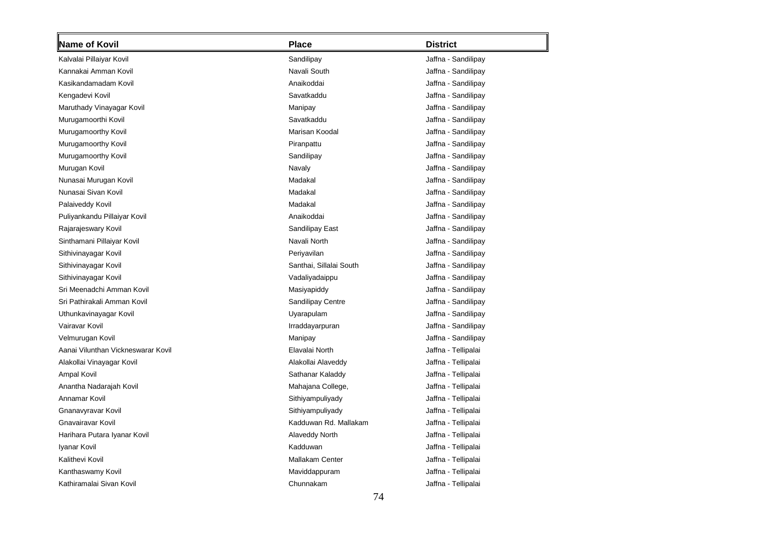| Name of Kovil | Place | District |
| --- | --- | --- |
| Kalvalai Pillaiyar Kovil | Sandilipay | Jaffna - Sandilipay |
| Kannakai Amman Kovil | Navali South | Jaffna - Sandilipay |
| Kasikandamadam Kovil | Anaikoddai | Jaffna - Sandilipay |
| Kengadevi Kovil | Savatkaddu | Jaffna - Sandilipay |
| Maruthady Vinayagar Kovil | Manipay | Jaffna - Sandilipay |
| Murugamoorthi Kovil | Savatkaddu | Jaffna - Sandilipay |
| Murugamoorthy Kovil | Marisan Koodal | Jaffna - Sandilipay |
| Murugamoorthy Kovil | Piranpattu | Jaffna - Sandilipay |
| Murugamoorthy Kovil | Sandilipay | Jaffna - Sandilipay |
| Murugan Kovil | Navaly | Jaffna - Sandilipay |
| Nunasai Murugan Kovil | Madakal | Jaffna - Sandilipay |
| Nunasai Sivan Kovil | Madakal | Jaffna - Sandilipay |
| Palaiveddy Kovil | Madakal | Jaffna - Sandilipay |
| Puliyankandu Pillaiyar Kovil | Anaikoddai | Jaffna - Sandilipay |
| Rajarajeswary Kovil | Sandilipay East | Jaffna - Sandilipay |
| Sinthamani Pillaiyar Kovil | Navali North | Jaffna - Sandilipay |
| Sithivinayagar Kovil | Periyavilan | Jaffna - Sandilipay |
| Sithivinayagar Kovil | Santhai, Sillalai South | Jaffna - Sandilipay |
| Sithivinayagar Kovil | Vadaliyadaippu | Jaffna - Sandilipay |
| Sri Meenadchi Amman Kovil | Masiyapiddy | Jaffna - Sandilipay |
| Sri Pathirakali Amman Kovil | Sandilipay Centre | Jaffna - Sandilipay |
| Uthunkavinayagar Kovil | Uyarapulam | Jaffna - Sandilipay |
| Vairavar Kovil | Irraddayarpuran | Jaffna - Sandilipay |
| Velmurugan Kovil | Manipay | Jaffna - Sandilipay |
| Aanai Vilunthan Vickneswarar Kovil | Elavalai North | Jaffna - Tellipalai |
| Alakollai Vinayagar Kovil | Alakollai Alaveddy | Jaffna - Tellipalai |
| Ampal Kovil | Sathanar Kaladdy | Jaffna - Tellipalai |
| Anantha Nadarajah Kovil | Mahajana College, | Jaffna - Tellipalai |
| Annamar Kovil | Sithiyampuliyady | Jaffna - Tellipalai |
| Gnanavyravar Kovil | Sithiyampuliyady | Jaffna - Tellipalai |
| Gnavairavar Kovil | Kadduwan Rd. Mallakam | Jaffna - Tellipalai |
| Harihara Putara Iyanar Kovil | Alaveddy North | Jaffna - Tellipalai |
| Iyanar Kovil | Kadduwan | Jaffna - Tellipalai |
| Kalithevi Kovil | Mallakam Center | Jaffna - Tellipalai |
| Kanthaswamy Kovil | Maviddappuram | Jaffna - Tellipalai |
| Kathiramalai Sivan Kovil | Chunnakam | Jaffna - Tellipalai |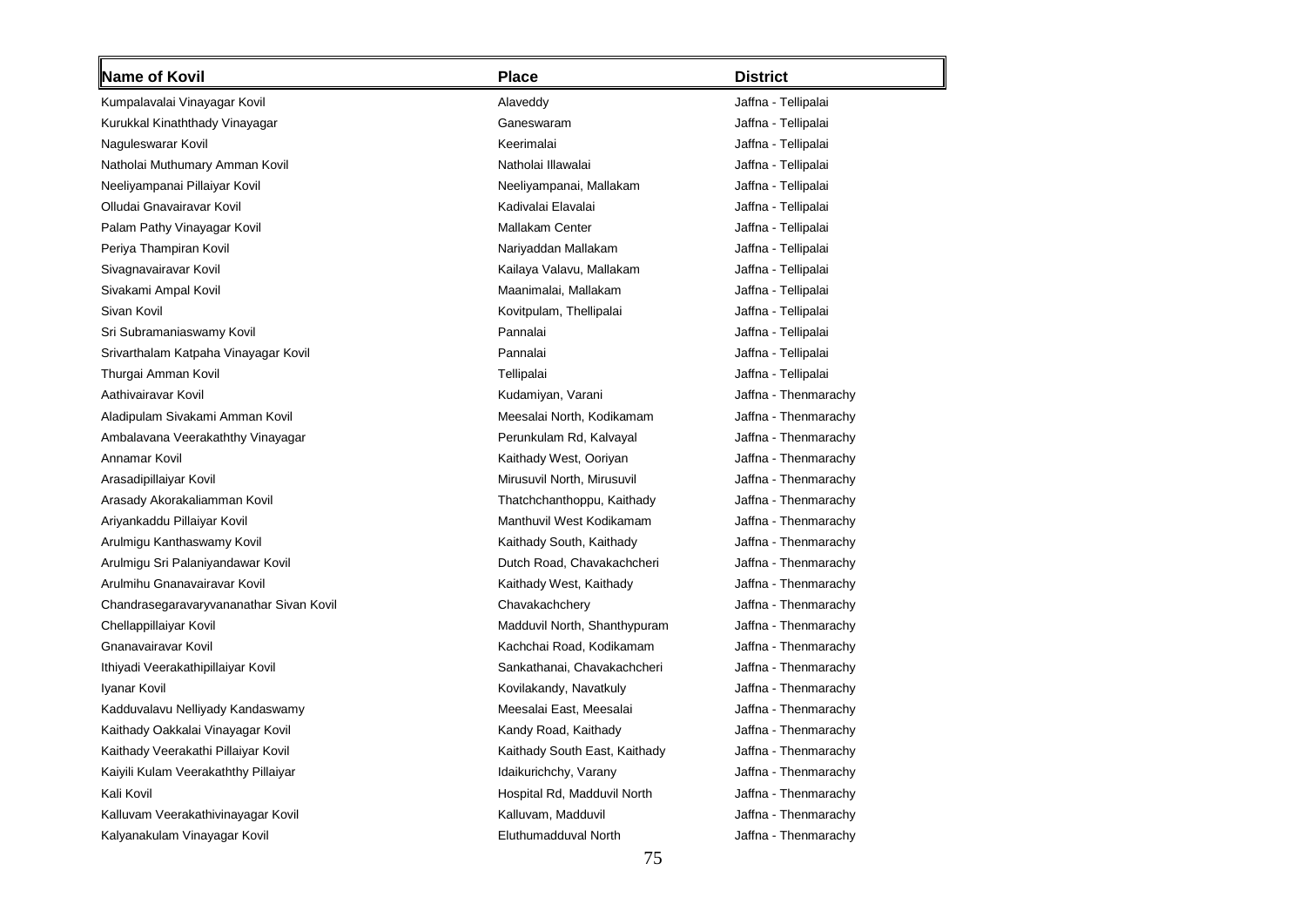| Name of Kovil | Place | District |
|---|---|---|
| Kumpalavalai Vinayagar Kovil | Alaveddy | Jaffna - Tellipalai |
| Kurukkal Kinaththady Vinayagar | Ganeswaram | Jaffna - Tellipalai |
| Naguleswarar Kovil | Keerimalai | Jaffna - Tellipalai |
| Natholai Muthumary Amman Kovil | Natholai Illawalai | Jaffna - Tellipalai |
| Neeliyampanai Pillaiyar Kovil | Neeliyampanai, Mallakam | Jaffna - Tellipalai |
| Olludai Gnavairavar Kovil | Kadivalai Elavalai | Jaffna - Tellipalai |
| Palam Pathy Vinayagar Kovil | Mallakam Center | Jaffna - Tellipalai |
| Periya Thampiran Kovil | Nariyaddan Mallakam | Jaffna - Tellipalai |
| Sivagnavairavar Kovil | Kailaya Valavu, Mallakam | Jaffna - Tellipalai |
| Sivakami Ampal Kovil | Maanimalai, Mallakam | Jaffna - Tellipalai |
| Sivan Kovil | Kovitpulam, Thellipalai | Jaffna - Tellipalai |
| Sri Subramaniaswamy Kovil | Pannalai | Jaffna - Tellipalai |
| Srivarthalam Katpaha Vinayagar Kovil | Pannalai | Jaffna - Tellipalai |
| Thurgai Amman Kovil | Tellipalai | Jaffna - Tellipalai |
| Aathivairavar Kovil | Kudamiyan, Varani | Jaffna - Thenmarachy |
| Aladipulam Sivakami Amman Kovil | Meesalai North, Kodikamam | Jaffna - Thenmarachy |
| Ambalavana Veerakaththy Vinayagar | Perunkulam Rd, Kalvayal | Jaffna - Thenmarachy |
| Annamar Kovil | Kaithady West, Ooriyan | Jaffna - Thenmarachy |
| Arasadipillaiyar Kovil | Mirusuvil North, Mirusuvil | Jaffna - Thenmarachy |
| Arasady Akorakaliamman Kovil | Thatchchanthoppu, Kaithady | Jaffna - Thenmarachy |
| Ariyankaddu Pillaiyar Kovil | Manthuvil West Kodikamam | Jaffna - Thenmarachy |
| Arulmigu Kanthaswamy Kovil | Kaithady South, Kaithady | Jaffna - Thenmarachy |
| Arulmigu Sri Palaniyandawar Kovil | Dutch Road, Chavakachcheri | Jaffna - Thenmarachy |
| Arulmihu Gnanavairavar Kovil | Kaithady West, Kaithady | Jaffna - Thenmarachy |
| Chandrasegaravaryvananathar Sivan Kovil | Chavakachchery | Jaffna - Thenmarachy |
| Chellappillaiyar Kovil | Madduvil North, Shanthypuram | Jaffna - Thenmarachy |
| Gnanavairavar Kovil | Kachchai Road, Kodikamam | Jaffna - Thenmarachy |
| Ithiyadi Veerakathipillaiyar Kovil | Sankathanai, Chavakachcheri | Jaffna - Thenmarachy |
| Iyanar Kovil | Kovilakandy, Navatkuly | Jaffna - Thenmarachy |
| Kadduvalavu Nelliyady Kandaswamy | Meesalai East, Meesalai | Jaffna - Thenmarachy |
| Kaithady Oakkalai Vinayagar Kovil | Kandy Road, Kaithady | Jaffna - Thenmarachy |
| Kaithady Veerakathi Pillaiyar Kovil | Kaithady South East, Kaithady | Jaffna - Thenmarachy |
| Kaiyili Kulam Veerakaththy Pillaiyar | Idaikurichchy, Varany | Jaffna - Thenmarachy |
| Kali Kovil | Hospital Rd, Madduvil North | Jaffna - Thenmarachy |
| Kalluvam Veerakathivinayagar Kovil | Kalluvam, Madduvil | Jaffna - Thenmarachy |
| Kalyanakulam Vinayagar Kovil | Eluthumadduval North | Jaffna - Thenmarachy |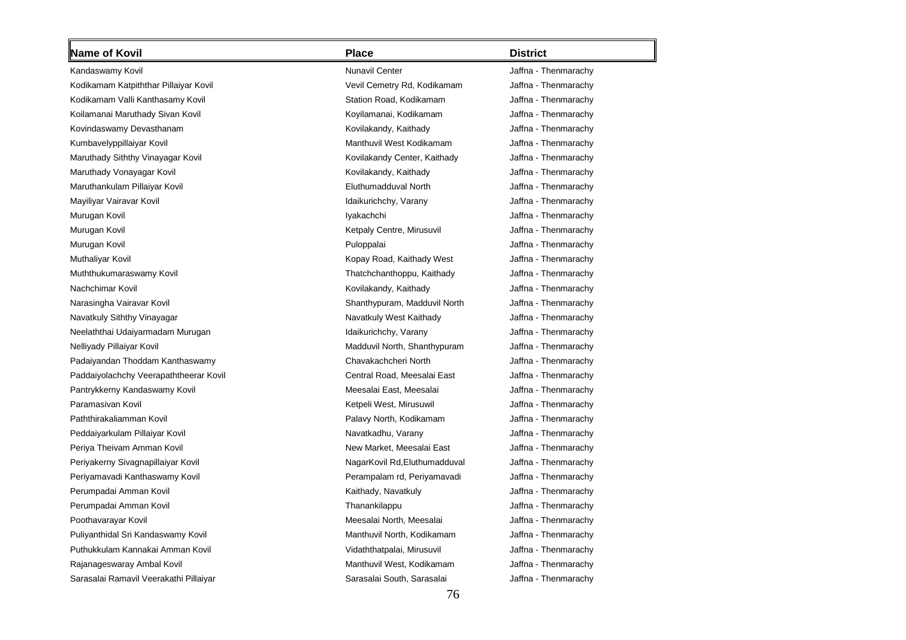| Name of Kovil | Place | District |
|---|---|---|
| Kandaswamy Kovil | Nunavil Center | Jaffna - Thenmarachy |
| Kodikamam Katpiththar Pillaiyar Kovil | Vevil Cemetry Rd, Kodikamam | Jaffna - Thenmarachy |
| Kodikamam Valli Kanthasamy Kovil | Station Road, Kodikamam | Jaffna - Thenmarachy |
| Koilamanai Maruthady Sivan Kovil | Koyilamanai, Kodikamam | Jaffna - Thenmarachy |
| Kovindaswamy Devasthanam | Kovilakandy, Kaithady | Jaffna - Thenmarachy |
| Kumbavelyppillaiyar Kovil | Manthuvil West Kodikamam | Jaffna - Thenmarachy |
| Maruthady Siththy Vinayagar Kovil | Kovilakandy Center, Kaithady | Jaffna - Thenmarachy |
| Maruthady Vonayagar Kovil | Kovilakandy, Kaithady | Jaffna - Thenmarachy |
| Maruthankulam Pillaiyar Kovil | Eluthumadduval North | Jaffna - Thenmarachy |
| Mayiliyar Vairavar Kovil | Idaikurichchy, Varany | Jaffna - Thenmarachy |
| Murugan Kovil | Iyakachchi | Jaffna - Thenmarachy |
| Murugan Kovil | Ketpaly Centre, Mirusuvil | Jaffna - Thenmarachy |
| Murugan Kovil | Puloppalai | Jaffna - Thenmarachy |
| Muthaliyar Kovil | Kopay Road, Kaithady West | Jaffna - Thenmarachy |
| Muththukumaraswamy Kovil | Thatchchanthoppu, Kaithady | Jaffna - Thenmarachy |
| Nachchimar Kovil | Kovilakandy, Kaithady | Jaffna - Thenmarachy |
| Narasingha Vairavar Kovil | Shanthypuram, Madduvil North | Jaffna - Thenmarachy |
| Navatkuly Siththy Vinayagar | Navatkuly West Kaithady | Jaffna - Thenmarachy |
| Neelaththai Udaiyarmadam Murugan | Idaikurichchy, Varany | Jaffna - Thenmarachy |
| Nelliyady Pillaiyar Kovil | Madduvil North, Shanthypuram | Jaffna - Thenmarachy |
| Padaiyandan Thoddam Kanthaswamy | Chavakachcheri North | Jaffna - Thenmarachy |
| Paddaiyolachchy Veerapaththeerar Kovil | Central Road, Meesalai East | Jaffna - Thenmarachy |
| Pantrykkerny Kandaswamy Kovil | Meesalai East, Meesalai | Jaffna - Thenmarachy |
| Paramasivan Kovil | Ketpeli West, Mirusuwil | Jaffna - Thenmarachy |
| Paththirakaliamman Kovil | Palavy North, Kodikamam | Jaffna - Thenmarachy |
| Peddaiyarkulam Pillaiyar Kovil | Navatkadhu, Varany | Jaffna - Thenmarachy |
| Periya Theivam Amman Kovil | New Market, Meesalai East | Jaffna - Thenmarachy |
| Periyakerny Sivagnapillaiyar Kovil | NagarKovil Rd,Eluthumadduval | Jaffna - Thenmarachy |
| Periyamavadi Kanthaswamy Kovil | Perampalam rd, Periyamavadi | Jaffna - Thenmarachy |
| Perumpadai Amman Kovil | Kaithady, Navatkuly | Jaffna - Thenmarachy |
| Perumpadai Amman Kovil | Thanankilappu | Jaffna - Thenmarachy |
| Poothavarayar Kovil | Meesalai North, Meesalai | Jaffna - Thenmarachy |
| Puliyanthidal Sri Kandaswamy Kovil | Manthuvil North, Kodikamam | Jaffna - Thenmarachy |
| Puthukkulam Kannakai Amman Kovil | Vidaththatpalai, Mirusuvil | Jaffna - Thenmarachy |
| Rajanageswaray Ambal Kovil | Manthuvil West, Kodikamam | Jaffna - Thenmarachy |
| Sarasalai Ramavil Veerakathi Pillaiyar | Sarasalai South, Sarasalai | Jaffna - Thenmarachy |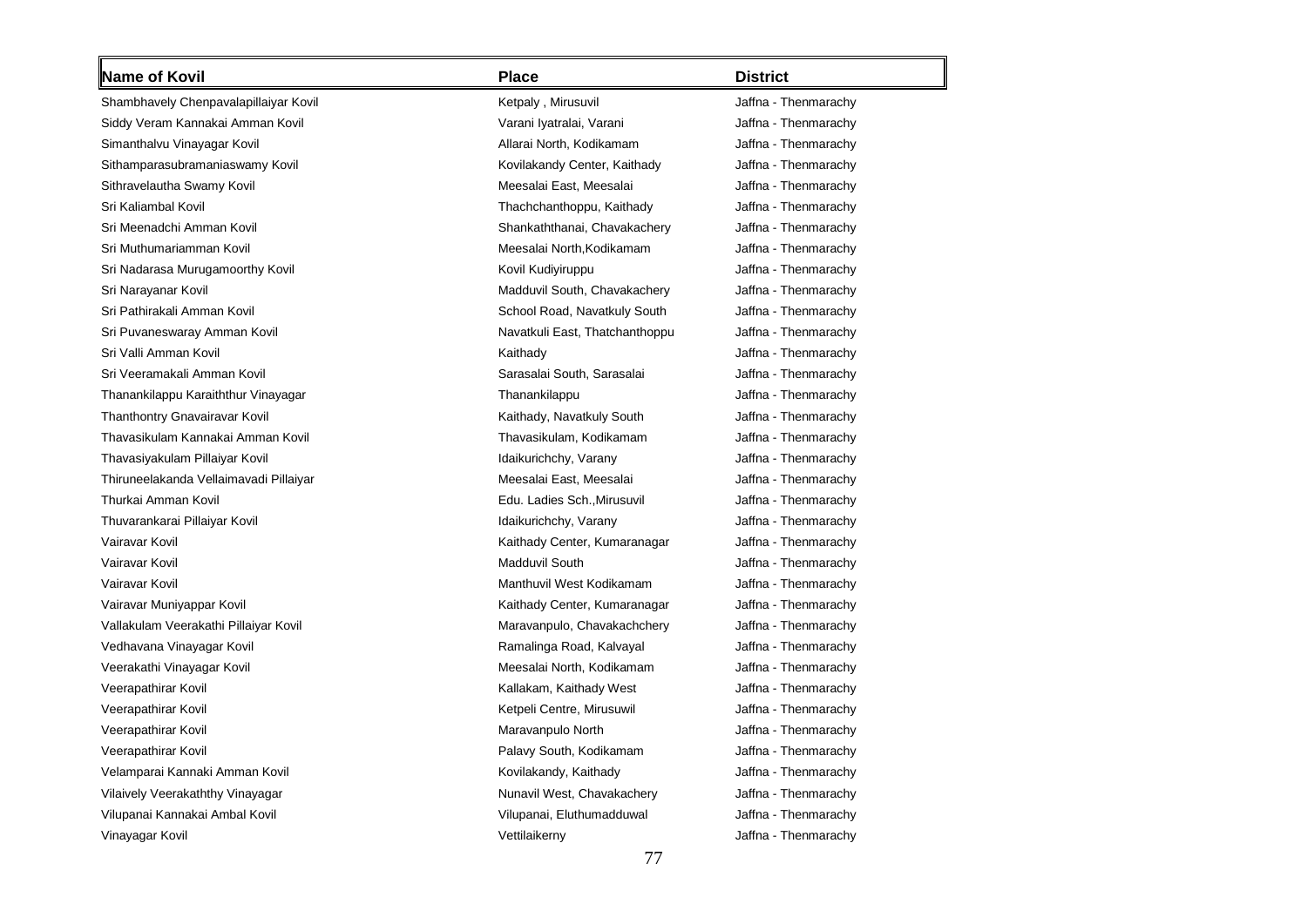| Name of Kovil | Place | District |
|---|---|---|
| Shambhavely Chenpavalapillaiyar Kovil | Ketpaly , Mirusuvil | Jaffna - Thenmarachy |
| Siddy Veram Kannakai Amman Kovil | Varani Iyatralai, Varani | Jaffna - Thenmarachy |
| Simanthalvu Vinayagar Kovil | Allarai North, Kodikamam | Jaffna - Thenmarachy |
| Sithamparasubramaniaswamy Kovil | Kovilakandy Center, Kaithady | Jaffna - Thenmarachy |
| Sithravelautha Swamy Kovil | Meesalai East, Meesalai | Jaffna - Thenmarachy |
| Sri Kaliambal Kovil | Thachchanthoppu, Kaithady | Jaffna - Thenmarachy |
| Sri Meenadchi Amman Kovil | Shankaththanai, Chavakachery | Jaffna - Thenmarachy |
| Sri Muthumariamman Kovil | Meesalai North,Kodikamam | Jaffna - Thenmarachy |
| Sri Nadarasa Murugamoorthy Kovil | Kovil Kudiyiruppu | Jaffna - Thenmarachy |
| Sri Narayanar Kovil | Madduvil South, Chavakachery | Jaffna - Thenmarachy |
| Sri Pathirakali Amman Kovil | School Road, Navatkuly South | Jaffna - Thenmarachy |
| Sri Puvaneswaray Amman Kovil | Navatkuli East, Thatchanthoppu | Jaffna - Thenmarachy |
| Sri Valli Amman Kovil | Kaithady | Jaffna - Thenmarachy |
| Sri Veeramakali Amman Kovil | Sarasalai South, Sarasalai | Jaffna - Thenmarachy |
| Thanankilappu Karaiththur Vinayagar | Thanankilappu | Jaffna - Thenmarachy |
| Thanthontry Gnavairavar Kovil | Kaithady, Navatkuly South | Jaffna - Thenmarachy |
| Thavasikulam Kannakai Amman Kovil | Thavasikulam, Kodikamam | Jaffna - Thenmarachy |
| Thavasiyakulam Pillaiyar Kovil | Idaikurichchy, Varany | Jaffna - Thenmarachy |
| Thiruneelakanda Vellaimavadi Pillaiyar | Meesalai East, Meesalai | Jaffna - Thenmarachy |
| Thurkai Amman Kovil | Edu. Ladies Sch.,Mirusuvil | Jaffna - Thenmarachy |
| Thuvarankarai Pillaiyar Kovil | Idaikurichchy, Varany | Jaffna - Thenmarachy |
| Vairavar Kovil | Kaithady Center, Kumaranagar | Jaffna - Thenmarachy |
| Vairavar Kovil | Madduvil South | Jaffna - Thenmarachy |
| Vairavar Kovil | Manthuvil West Kodikamam | Jaffna - Thenmarachy |
| Vairavar Muniyappar Kovil | Kaithady Center, Kumaranagar | Jaffna - Thenmarachy |
| Vallakulam Veerakathi Pillaiyar Kovil | Maravanpulo, Chavakachchery | Jaffna - Thenmarachy |
| Vedhavana Vinayagar Kovil | Ramalinga Road, Kalvayal | Jaffna - Thenmarachy |
| Veerakathi Vinayagar Kovil | Meesalai North, Kodikamam | Jaffna - Thenmarachy |
| Veerapathirar Kovil | Kallakam, Kaithady West | Jaffna - Thenmarachy |
| Veerapathirar Kovil | Ketpeli Centre, Mirusuwil | Jaffna - Thenmarachy |
| Veerapathirar Kovil | Maravanpulo North | Jaffna - Thenmarachy |
| Veerapathirar Kovil | Palavy South, Kodikamam | Jaffna - Thenmarachy |
| Velamparai Kannaki Amman Kovil | Kovilakandy, Kaithady | Jaffna - Thenmarachy |
| Vilaively Veerakaththy Vinayagar | Nunavil West, Chavakachery | Jaffna - Thenmarachy |
| Vilupanai Kannakai Ambal Kovil | Vilupanai, Eluthumadduwal | Jaffna - Thenmarachy |
| Vinayagar Kovil | Vettilaikerny | Jaffna - Thenmarachy |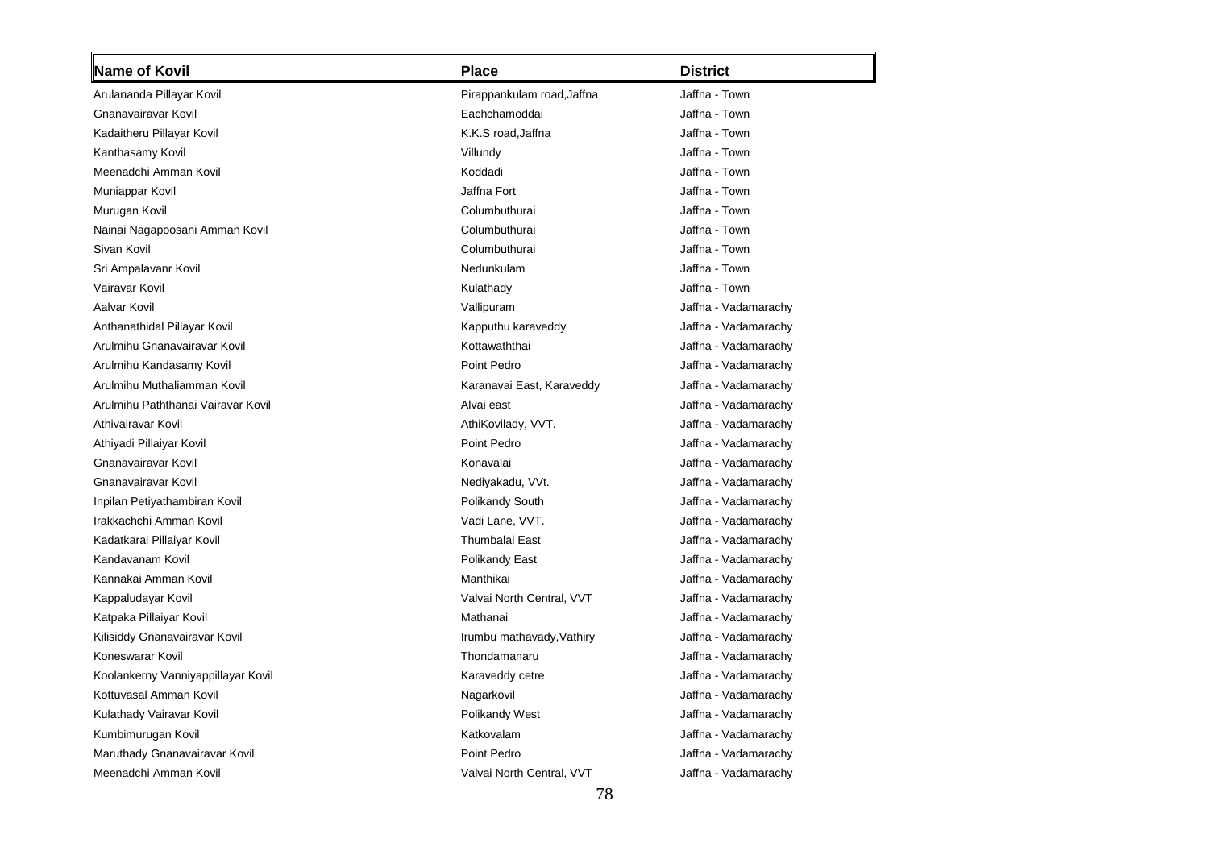| Name of Kovil | Place | District |
|---|---|---|
| Arulananda Pillayar Kovil | Pirappankulam road,Jaffna | Jaffna - Town |
| Gnanavairavar Kovil | Eachchamoddai | Jaffna - Town |
| Kadaitheru Pillayar Kovil | K.K.S road,Jaffna | Jaffna - Town |
| Kanthasamy Kovil | Villundy | Jaffna - Town |
| Meenadchi Amman Kovil | Koddadi | Jaffna - Town |
| Muniappar Kovil | Jaffna Fort | Jaffna - Town |
| Murugan Kovil | Columbuthurai | Jaffna - Town |
| Nainai Nagapoosani Amman Kovil | Columbuthurai | Jaffna - Town |
| Sivan Kovil | Columbuthurai | Jaffna - Town |
| Sri Ampalavanr Kovil | Nedunkulam | Jaffna - Town |
| Vairavar Kovil | Kulathady | Jaffna - Town |
| Aalvar Kovil | Vallipuram | Jaffna - Vadamarachy |
| Anthanathidal Pillayar Kovil | Kapputhu karaveddy | Jaffna - Vadamarachy |
| Arulmihu Gnanavairavar Kovil | Kottawaththai | Jaffna - Vadamarachy |
| Arulmihu Kandasamy Kovil | Point Pedro | Jaffna - Vadamarachy |
| Arulmihu Muthaliamman Kovil | Karanavai East, Karaveddy | Jaffna - Vadamarachy |
| Arulmihu Paththanai Vairavar Kovil | Alvai east | Jaffna - Vadamarachy |
| Athivairavar Kovil | AthiKovilady, VVT. | Jaffna - Vadamarachy |
| Athiyadi Pillaiyar Kovil | Point Pedro | Jaffna - Vadamarachy |
| Gnanavairavar Kovil | Konavalai | Jaffna - Vadamarachy |
| Gnanavairavar Kovil | Nediyakadu, VVt. | Jaffna - Vadamarachy |
| Inpilan Petiyathambiran Kovil | Polikandy South | Jaffna - Vadamarachy |
| Irakkachchi Amman Kovil | Vadi Lane, VVT. | Jaffna - Vadamarachy |
| Kadatkarai Pillaiyar Kovil | Thumbalai East | Jaffna - Vadamarachy |
| Kandavanam Kovil | Polikandy East | Jaffna - Vadamarachy |
| Kannakai Amman Kovil | Manthikai | Jaffna - Vadamarachy |
| Kappaludayar Kovil | Valvai North Central, VVT | Jaffna - Vadamarachy |
| Katpaka Pillaiyar Kovil | Mathanai | Jaffna - Vadamarachy |
| Kilisiddy Gnanavairavar Kovil | Irumbu mathavady,Vathiry | Jaffna - Vadamarachy |
| Koneswarar Kovil | Thondamanaru | Jaffna - Vadamarachy |
| Koolankerny Vanniyappillayar Kovil | Karaveddy cetre | Jaffna - Vadamarachy |
| Kottuvasal Amman Kovil | Nagarkovil | Jaffna - Vadamarachy |
| Kulathady Vairavar Kovil | Polikandy West | Jaffna - Vadamarachy |
| Kumbimurugan Kovil | Katkovalam | Jaffna - Vadamarachy |
| Maruthady Gnanavairavar Kovil | Point Pedro | Jaffna - Vadamarachy |
| Meenadchi Amman Kovil | Valvai North Central, VVT | Jaffna - Vadamarachy |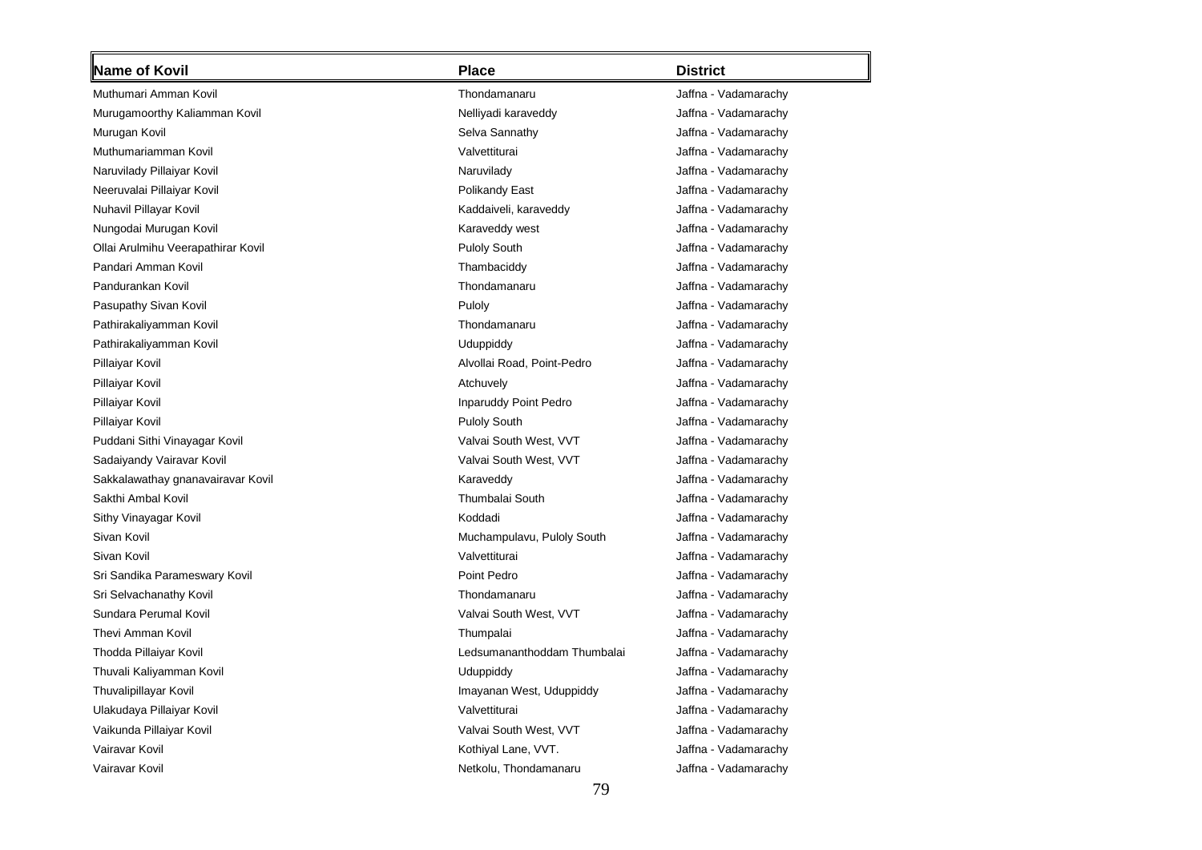| Name of Kovil | Place | District |
|---|---|---|
| Muthumari Amman Kovil | Thondamanaru | Jaffna - Vadamarachy |
| Murugamoorthy Kaliamman Kovil | Nelliyadi karaveddy | Jaffna - Vadamarachy |
| Murugan Kovil | Selva Sannathy | Jaffna - Vadamarachy |
| Muthumariamman Kovil | Valvettiturai | Jaffna - Vadamarachy |
| Naruvilady Pillaiyar Kovil | Naruvilady | Jaffna - Vadamarachy |
| Neeruvalai Pillaiyar Kovil | Polikandy East | Jaffna - Vadamarachy |
| Nuhavil Pillayar Kovil | Kaddaiveli, karaveddy | Jaffna - Vadamarachy |
| Nungodai Murugan Kovil | Karaveddy west | Jaffna - Vadamarachy |
| Ollai Arulmihu Veerapathirar Kovil | Puloly South | Jaffna - Vadamarachy |
| Pandari Amman Kovil | Thambaciddy | Jaffna - Vadamarachy |
| Pandurankan Kovil | Thondamanaru | Jaffna - Vadamarachy |
| Pasupathy Sivan Kovil | Puloly | Jaffna - Vadamarachy |
| Pathirakaliyamman Kovil | Thondamanaru | Jaffna - Vadamarachy |
| Pathirakaliyamman Kovil | Uduppiddy | Jaffna - Vadamarachy |
| Pillaiyar Kovil | Alvollai Road, Point-Pedro | Jaffna - Vadamarachy |
| Pillaiyar Kovil | Atchuvely | Jaffna - Vadamarachy |
| Pillaiyar Kovil | Inparuddy Point Pedro | Jaffna - Vadamarachy |
| Pillaiyar Kovil | Puloly South | Jaffna - Vadamarachy |
| Puddani Sithi Vinayagar Kovil | Valvai South West, VVT | Jaffna - Vadamarachy |
| Sadaiyandy Vairavar Kovil | Valvai South West, VVT | Jaffna - Vadamarachy |
| Sakkalawathay gnanavairavar Kovil | Karaveddy | Jaffna - Vadamarachy |
| Sakthi Ambal Kovil | Thumbalai South | Jaffna - Vadamarachy |
| Sithy Vinayagar Kovil | Koddadi | Jaffna - Vadamarachy |
| Sivan Kovil | Muchampulavu, Puloly South | Jaffna - Vadamarachy |
| Sivan Kovil | Valvettiturai | Jaffna - Vadamarachy |
| Sri Sandika Parameswary Kovil | Point Pedro | Jaffna - Vadamarachy |
| Sri Selvachanathy Kovil | Thondamanaru | Jaffna - Vadamarachy |
| Sundara Perumal Kovil | Valvai South West, VVT | Jaffna - Vadamarachy |
| Thevi Amman Kovil | Thumpalai | Jaffna - Vadamarachy |
| Thodda Pillaiyar Kovil | Ledsumananthoddam Thumbalai | Jaffna - Vadamarachy |
| Thuvali Kaliyamman Kovil | Uduppiddy | Jaffna - Vadamarachy |
| Thuvalipillayar Kovil | Imayanan West, Uduppiddy | Jaffna - Vadamarachy |
| Ulakudaya Pillaiyar Kovil | Valvettiturai | Jaffna - Vadamarachy |
| Vaikunda Pillaiyar Kovil | Valvai South West, VVT | Jaffna - Vadamarachy |
| Vairavar Kovil | Kothiyal Lane, VVT. | Jaffna - Vadamarachy |
| Vairavar Kovil | Netkolu, Thondamanaru | Jaffna - Vadamarachy |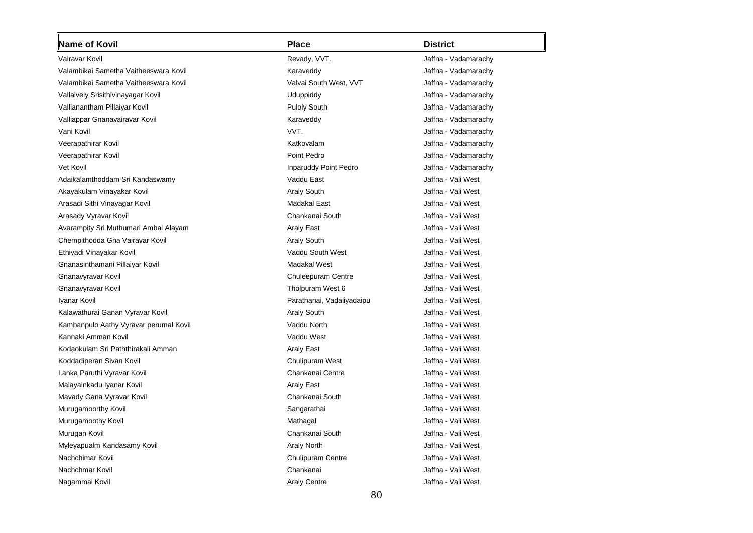| Name of Kovil | Place | District |
|---|---|---|
| Vairavar Kovil | Revady, VVT. | Jaffna - Vadamarachy |
| Valambikai Sametha Vaitheeswara Kovil | Karaveddy | Jaffna - Vadamarachy |
| Valambikai Sametha Vaitheeswara Kovil | Valvai South West, VVT | Jaffna - Vadamarachy |
| Vallaively Srisithivinayagar Kovil | Uduppiddy | Jaffna - Vadamarachy |
| Vallianantham Pillaiyar Kovil | Puloly South | Jaffna - Vadamarachy |
| Valliappar Gnanavairavar Kovil | Karaveddy | Jaffna - Vadamarachy |
| Vani Kovil | VVT. | Jaffna - Vadamarachy |
| Veerapathirar Kovil | Katkovalam | Jaffna - Vadamarachy |
| Veerapathirar Kovil | Point Pedro | Jaffna - Vadamarachy |
| Vet Kovil | Inparuddy Point Pedro | Jaffna - Vadamarachy |
| Adaikalamthoddam Sri Kandaswamy | Vaddu East | Jaffna - Vali West |
| Akayakulam Vinayakar Kovil | Araly South | Jaffna - Vali West |
| Arasadi Sithi Vinayagar Kovil | Madakal East | Jaffna - Vali West |
| Arasady Vyravar Kovil | Chankanai South | Jaffna - Vali West |
| Avarampity Sri Muthumari Ambal Alayam | Araly East | Jaffna - Vali West |
| Chempithodda Gna Vairavar Kovil | Araly South | Jaffna - Vali West |
| Ethiyadi Vinayakar Kovil | Vaddu South West | Jaffna - Vali West |
| Gnanasinthamani Pillaiyar Kovil | Madakal West | Jaffna - Vali West |
| Gnanavyravar Kovil | Chuleepuram Centre | Jaffna - Vali West |
| Gnanavyravar Kovil | Tholpuram West 6 | Jaffna - Vali West |
| Iyanar Kovil | Parathanai, Vadaliyadaipu | Jaffna - Vali West |
| Kalawathurai Ganan Vyravar Kovil | Araly South | Jaffna - Vali West |
| Kambanpulo Aathy Vyravar perumal Kovil | Vaddu North | Jaffna - Vali West |
| Kannaki Amman Kovil | Vaddu West | Jaffna - Vali West |
| Kodaokulam Sri Paththirakali Amman | Araly East | Jaffna - Vali West |
| Koddadiperan Sivan Kovil | Chulipuram West | Jaffna - Vali West |
| Lanka Paruthi Vyravar Kovil | Chankanai Centre | Jaffna - Vali West |
| Malayalnkadu Iyanar Kovil | Araly East | Jaffna - Vali West |
| Mavady Gana Vyravar Kovil | Chankanai South | Jaffna - Vali West |
| Murugamoorthy Kovil | Sangarathai | Jaffna - Vali West |
| Murugamoothy Kovil | Mathagal | Jaffna - Vali West |
| Murugan Kovil | Chankanai South | Jaffna - Vali West |
| Myleyapualm Kandasamy Kovil | Araly North | Jaffna - Vali West |
| Nachchimar Kovil | Chulipuram Centre | Jaffna - Vali West |
| Nachchmar Kovil | Chankanai | Jaffna - Vali West |
| Nagammal Kovil | Araly Centre | Jaffna - Vali West |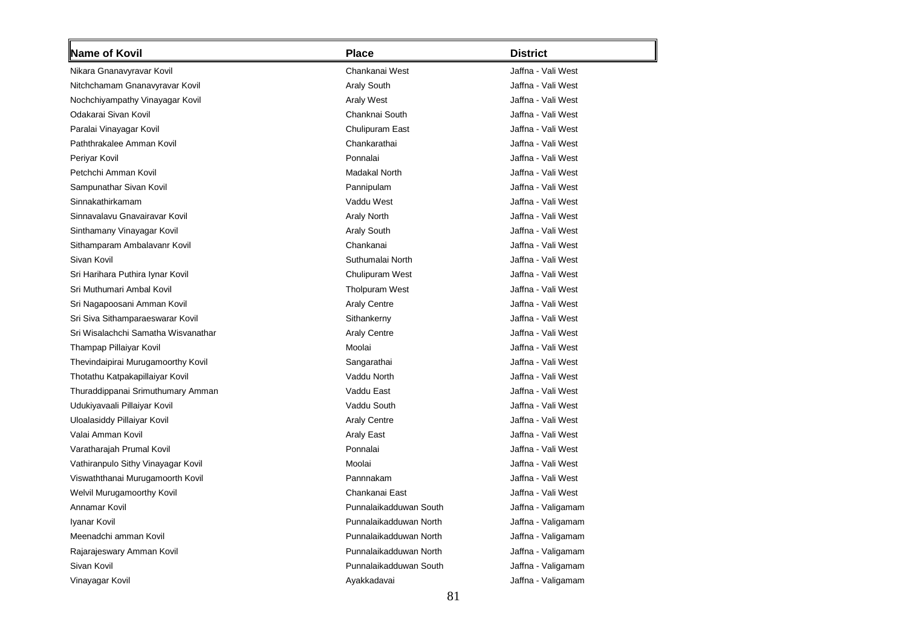| Name of Kovil | Place | District |
| --- | --- | --- |
| Nikara Gnanavyravar Kovil | Chankanai West | Jaffna - Vali West |
| Nitchchamam Gnanavyravar Kovil | Araly South | Jaffna - Vali West |
| Nochchiyampathy Vinayagar Kovil | Araly West | Jaffna - Vali West |
| Odakarai Sivan Kovil | Chanknai South | Jaffna - Vali West |
| Paralai Vinayagar Kovil | Chulipuram East | Jaffna - Vali West |
| Paththrakalee Amman Kovil | Chankarathai | Jaffna - Vali West |
| Periyar Kovil | Ponnalai | Jaffna - Vali West |
| Petchchi Amman Kovil | Madakal North | Jaffna - Vali West |
| Sampunathar Sivan Kovil | Pannipulam | Jaffna - Vali West |
| Sinnakathirkamam | Vaddu West | Jaffna - Vali West |
| Sinnavalavu Gnavairavar Kovil | Araly North | Jaffna - Vali West |
| Sinthamany Vinayagar Kovil | Araly South | Jaffna - Vali West |
| Sithamparam Ambalavanr Kovil | Chankanai | Jaffna - Vali West |
| Sivan Kovil | Suthumalai North | Jaffna - Vali West |
| Sri Harihara Puthira Iynar Kovil | Chulipuram West | Jaffna - Vali West |
| Sri Muthumari Ambal Kovil | Tholpuram West | Jaffna - Vali West |
| Sri Nagapoosani Amman Kovil | Araly Centre | Jaffna - Vali West |
| Sri Siva Sithamparaeswarar Kovil | Sithankerny | Jaffna - Vali West |
| Sri Wisalachchi Samatha Wisvanathar | Araly Centre | Jaffna - Vali West |
| Thampap Pillaiyar Kovil | Moolai | Jaffna - Vali West |
| Thevindaipirai Murugamoorthy Kovil | Sangarathai | Jaffna - Vali West |
| Thotathu Katpakapillaiyar Kovil | Vaddu North | Jaffna - Vali West |
| Thuraddippanai Srimuthumary Amman | Vaddu East | Jaffna - Vali West |
| Udukiyavaali Pillaiyar Kovil | Vaddu South | Jaffna - Vali West |
| Uloalasiddy Pillaiyar Kovil | Araly Centre | Jaffna - Vali West |
| Valai Amman Kovil | Araly East | Jaffna - Vali West |
| Varatharajah Prumal Kovil | Ponnalai | Jaffna - Vali West |
| Vathiranpulo Sithy Vinayagar Kovil | Moolai | Jaffna - Vali West |
| Viswaththanai Murugamoorth Kovil | Pannnakam | Jaffna - Vali West |
| Welvil Murugamoorthy Kovil | Chankanai East | Jaffna - Vali West |
| Annamar Kovil | Punnalaikadduwan South | Jaffna - Valigamam |
| Iyanar Kovil | Punnalaikadduwan North | Jaffna - Valigamam |
| Meenadchi amman Kovil | Punnalaikadduwan North | Jaffna - Valigamam |
| Rajarajeswary Amman Kovil | Punnalaikadduwan North | Jaffna - Valigamam |
| Sivan Kovil | Punnalaikadduwan South | Jaffna - Valigamam |
| Vinayagar Kovil | Ayakkadavai | Jaffna - Valigamam |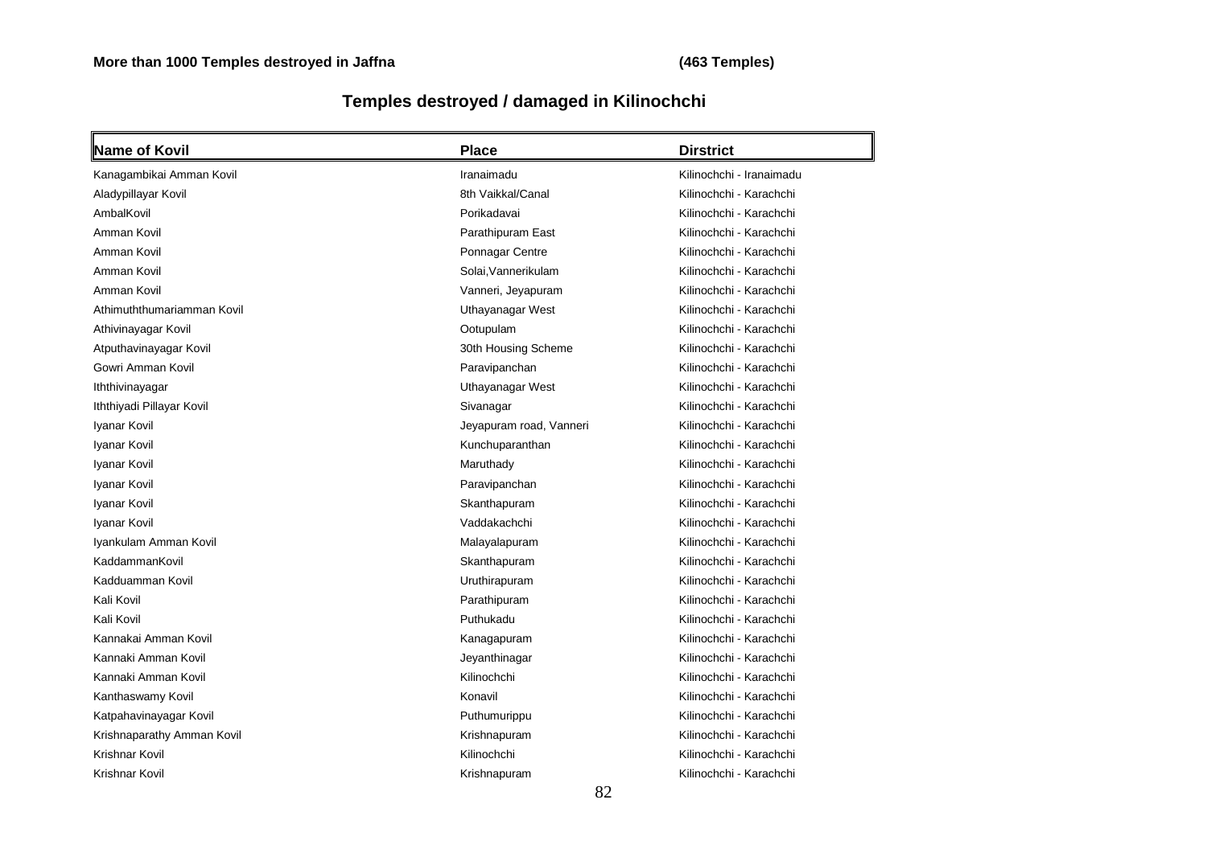**More than 1000 Temples destroyed in Jaffna** **(463 Temples)**

## Temples destroyed / damaged in Kilinochchi

| Name of Kovil | Place | Dirstrict |
|---|---|---|
| Kanagambikai Amman Kovil | Iranaimadu | Kilinochchi - Iranaimadu |
| Aladypillayar Kovil | 8th Vaikkal/Canal | Kilinochchi - Karachchi |
| AmbalKovil | Porikadavai | Kilinochchi - Karachchi |
| Amman Kovil | Parathipuram East | Kilinochchi - Karachchi |
| Amman Kovil | Ponnagar Centre | Kilinochchi - Karachchi |
| Amman Kovil | Solai,Vannerikulam | Kilinochchi - Karachchi |
| Amman Kovil | Vanneri, Jeyapuram | Kilinochchi - Karachchi |
| Athimuththumariamman Kovil | Uthayanagar West | Kilinochchi - Karachchi |
| Athivinayagar Kovil | Ootupulam | Kilinochchi - Karachchi |
| Atputhavinayagar Kovil | 30th Housing Scheme | Kilinochchi - Karachchi |
| Gowri Amman Kovil | Paravipanchan | Kilinochchi - Karachchi |
| Iththivinayagar | Uthayanagar West | Kilinochchi - Karachchi |
| Iththiyadi Pillayar Kovil | Sivanagar | Kilinochchi - Karachchi |
| Iyanar Kovil | Jeyapuram road, Vanneri | Kilinochchi - Karachchi |
| Iyanar Kovil | Kunchuparanthan | Kilinochchi - Karachchi |
| Iyanar Kovil | Maruthady | Kilinochchi - Karachchi |
| Iyanar Kovil | Paravipanchan | Kilinochchi - Karachchi |
| Iyanar Kovil | Skanthapuram | Kilinochchi - Karachchi |
| Iyanar Kovil | Vaddakachchi | Kilinochchi - Karachchi |
| Iyankulam Amman Kovil | Malayalapuram | Kilinochchi - Karachchi |
| KaddammanKovil | Skanthapuram | Kilinochchi - Karachchi |
| Kadduamman Kovil | Uruthirapuram | Kilinochchi - Karachchi |
| Kali Kovil | Parathipuram | Kilinochchi - Karachchi |
| Kali Kovil | Puthukadu | Kilinochchi - Karachchi |
| Kannakai Amman Kovil | Kanagapuram | Kilinochchi - Karachchi |
| Kannaki Amman Kovil | Jeyanthinagar | Kilinochchi - Karachchi |
| Kannaki Amman Kovil | Kilinochchi | Kilinochchi - Karachchi |
| Kanthaswamy Kovil | Konavil | Kilinochchi - Karachchi |
| Katpahavinayagar Kovil | Puthumurippu | Kilinochchi - Karachchi |
| Krishnaparathy Amman Kovil | Krishnapuram | Kilinochchi - Karachchi |
| Krishnar Kovil | Kilinochchi | Kilinochchi - Karachchi |
| Krishnar Kovil | Krishnapuram | Kilinochchi - Karachchi |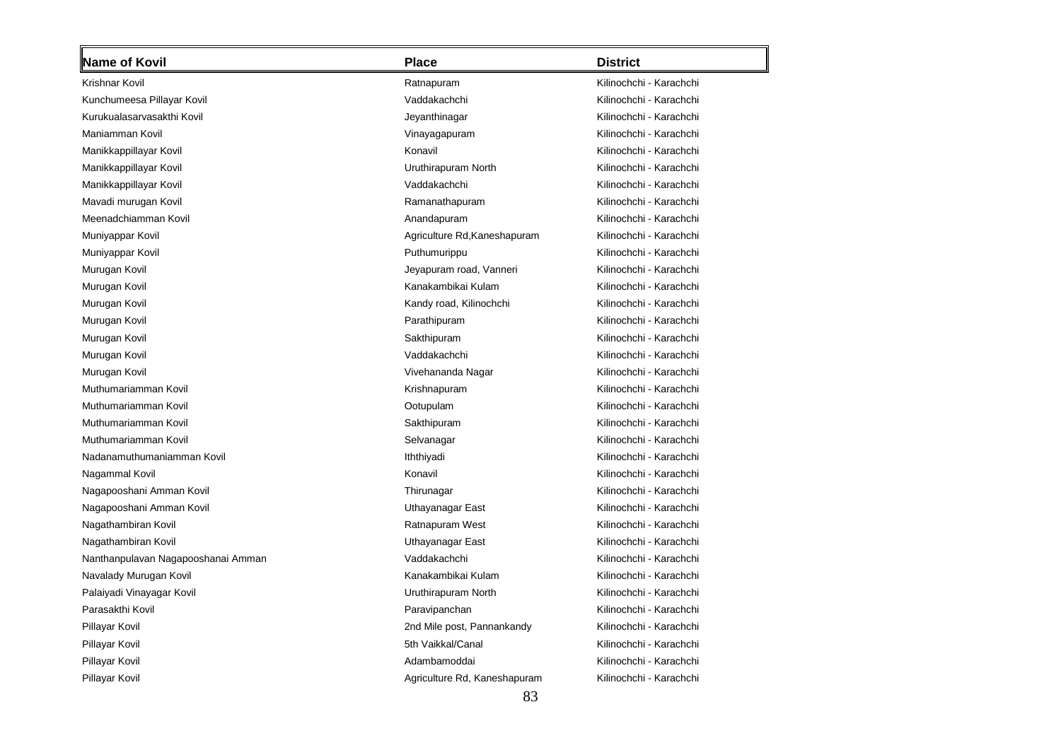| Name of Kovil | Place | District |
|---|---|---|
| Krishnar Kovil | Ratnapuram | Kilinochchi - Karachchi |
| Kunchumeesa Pillayar Kovil | Vaddakachchi | Kilinochchi - Karachchi |
| Kurukualasarvasakthi Kovil | Jeyanthinagar | Kilinochchi - Karachchi |
| Maniamman Kovil | Vinayagapuram | Kilinochchi - Karachchi |
| Manikkappillayar Kovil | Konavil | Kilinochchi - Karachchi |
| Manikkappillayar Kovil | Uruthirapuram North | Kilinochchi - Karachchi |
| Manikkappillayar Kovil | Vaddakachchi | Kilinochchi - Karachchi |
| Mavadi murugan Kovil | Ramanathapuram | Kilinochchi - Karachchi |
| Meenadchiamman Kovil | Anandapuram | Kilinochchi - Karachchi |
| Muniyappar Kovil | Agriculture Rd,Kaneshapuram | Kilinochchi - Karachchi |
| Muniyappar Kovil | Puthumurippu | Kilinochchi - Karachchi |
| Murugan Kovil | Jeyapuram road, Vanneri | Kilinochchi - Karachchi |
| Murugan Kovil | Kanakambikai Kulam | Kilinochchi - Karachchi |
| Murugan Kovil | Kandy road, Kilinochchi | Kilinochchi - Karachchi |
| Murugan Kovil | Parathipuram | Kilinochchi - Karachchi |
| Murugan Kovil | Sakthipuram | Kilinochchi - Karachchi |
| Murugan Kovil | Vaddakachchi | Kilinochchi - Karachchi |
| Murugan Kovil | Vivehananda Nagar | Kilinochchi - Karachchi |
| Muthumariamman Kovil | Krishnapuram | Kilinochchi - Karachchi |
| Muthumariamman Kovil | Ootupulam | Kilinochchi - Karachchi |
| Muthumariamman Kovil | Sakthipuram | Kilinochchi - Karachchi |
| Muthumariamman Kovil | Selvanagar | Kilinochchi - Karachchi |
| Nadanamuthumaniamman Kovil | Iththiyadi | Kilinochchi - Karachchi |
| Nagammal Kovil | Konavil | Kilinochchi - Karachchi |
| Nagapooshani Amman Kovil | Thirunagar | Kilinochchi - Karachchi |
| Nagapooshani Amman Kovil | Uthayanagar East | Kilinochchi - Karachchi |
| Nagathambiran Kovil | Ratnapuram West | Kilinochchi - Karachchi |
| Nagathambiran Kovil | Uthayanagar East | Kilinochchi - Karachchi |
| Nanthanpulavan Nagapooshanai Amman | Vaddakachchi | Kilinochchi - Karachchi |
| Navalady Murugan Kovil | Kanakambikai Kulam | Kilinochchi - Karachchi |
| Palaiyadi Vinayagar Kovil | Uruthirapuram North | Kilinochchi - Karachchi |
| Parasakthi Kovil | Paravipanchan | Kilinochchi - Karachchi |
| Pillayar Kovil | 2nd Mile post, Pannankandy | Kilinochchi - Karachchi |
| Pillayar Kovil | 5th Vaikkal/Canal | Kilinochchi - Karachchi |
| Pillayar Kovil | Adambamoddai | Kilinochchi - Karachchi |
| Pillayar Kovil | Agriculture Rd, Kaneshapuram | Kilinochchi - Karachchi |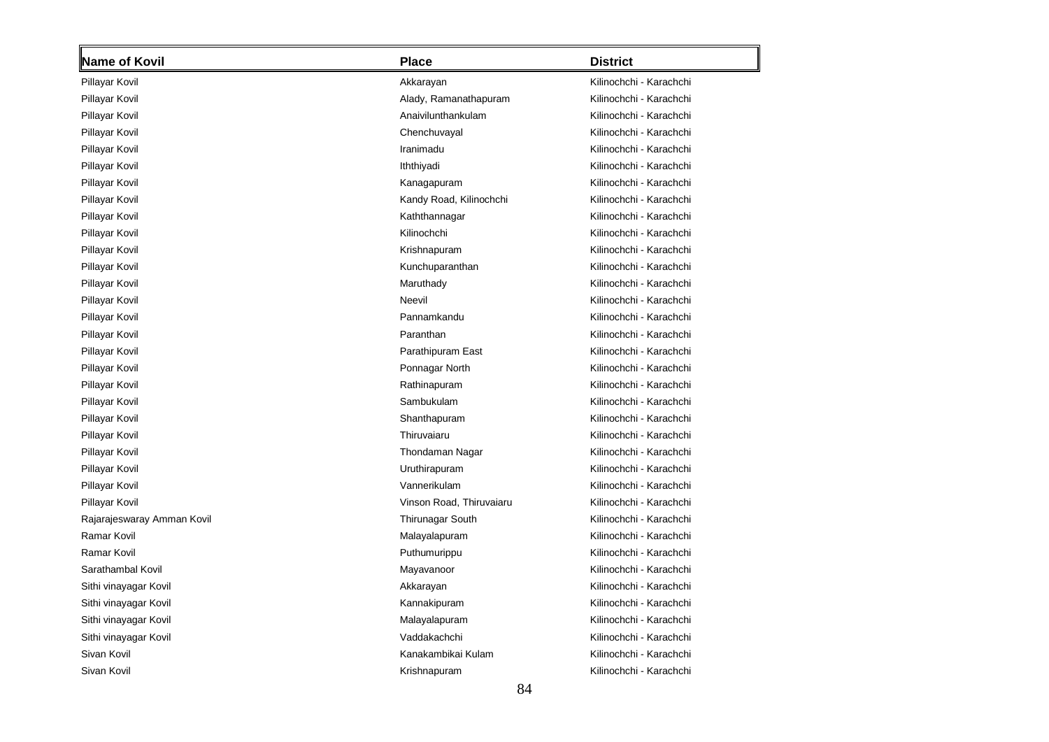| Name of Kovil | Place | District |
|---|---|---|
| Pillayar Kovil | Akkarayan | Kilinochchi - Karachchi |
| Pillayar Kovil | Alady, Ramanathapuram | Kilinochchi - Karachchi |
| Pillayar Kovil | Anaivilunthankulam | Kilinochchi - Karachchi |
| Pillayar Kovil | Chenchuvayal | Kilinochchi - Karachchi |
| Pillayar Kovil | Iranimadu | Kilinochchi - Karachchi |
| Pillayar Kovil | Iththiyadi | Kilinochchi - Karachchi |
| Pillayar Kovil | Kanagapuram | Kilinochchi - Karachchi |
| Pillayar Kovil | Kandy Road, Kilinochchi | Kilinochchi - Karachchi |
| Pillayar Kovil | Kaththannagar | Kilinochchi - Karachchi |
| Pillayar Kovil | Kilinochchi | Kilinochchi - Karachchi |
| Pillayar Kovil | Krishnapuram | Kilinochchi - Karachchi |
| Pillayar Kovil | Kunchuparanthan | Kilinochchi - Karachchi |
| Pillayar Kovil | Maruthady | Kilinochchi - Karachchi |
| Pillayar Kovil | Neevil | Kilinochchi - Karachchi |
| Pillayar Kovil | Pannamkandu | Kilinochchi - Karachchi |
| Pillayar Kovil | Paranthan | Kilinochchi - Karachchi |
| Pillayar Kovil | Parathipuram East | Kilinochchi - Karachchi |
| Pillayar Kovil | Ponnagar North | Kilinochchi - Karachchi |
| Pillayar Kovil | Rathinapuram | Kilinochchi - Karachchi |
| Pillayar Kovil | Sambukulam | Kilinochchi - Karachchi |
| Pillayar Kovil | Shanthapuram | Kilinochchi - Karachchi |
| Pillayar Kovil | Thiruvaiaru | Kilinochchi - Karachchi |
| Pillayar Kovil | Thondaman Nagar | Kilinochchi - Karachchi |
| Pillayar Kovil | Uruthirapuram | Kilinochchi - Karachchi |
| Pillayar Kovil | Vannerikulam | Kilinochchi - Karachchi |
| Pillayar Kovil | Vinson Road, Thiruvaiaru | Kilinochchi - Karachchi |
| Rajarajeswaray Amman Kovil | Thirunagar South | Kilinochchi - Karachchi |
| Ramar Kovil | Malayalapuram | Kilinochchi - Karachchi |
| Ramar Kovil | Puthumurippu | Kilinochchi - Karachchi |
| Sarathambal Kovil | Mayavanoor | Kilinochchi - Karachchi |
| Sithi vinayagar Kovil | Akkarayan | Kilinochchi - Karachchi |
| Sithi vinayagar Kovil | Kannakipuram | Kilinochchi - Karachchi |
| Sithi vinayagar Kovil | Malayalapuram | Kilinochchi - Karachchi |
| Sithi vinayagar Kovil | Vaddakachchi | Kilinochchi - Karachchi |
| Sivan Kovil | Kanakambikai Kulam | Kilinochchi - Karachchi |
| Sivan Kovil | Krishnapuram | Kilinochchi - Karachchi |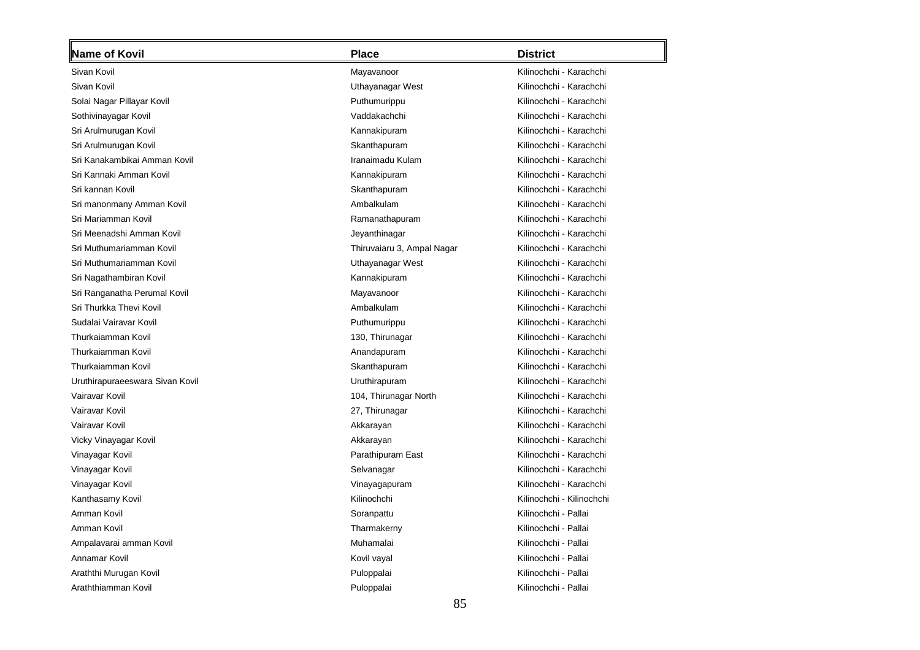| Name of Kovil | Place | District |
|---|---|---|
| Sivan Kovil | Mayavanoor | Kilinochchi - Karachchi |
| Sivan Kovil | Uthayanagar West | Kilinochchi - Karachchi |
| Solai Nagar Pillayar Kovil | Puthumurippu | Kilinochchi - Karachchi |
| Sothivinayagar Kovil | Vaddakachchi | Kilinochchi - Karachchi |
| Sri Arulmurugan Kovil | Kannakipuram | Kilinochchi - Karachchi |
| Sri Arulmurugan Kovil | Skanthapuram | Kilinochchi - Karachchi |
| Sri Kanakambikai Amman Kovil | Iranaimadu Kulam | Kilinochchi - Karachchi |
| Sri Kannaki Amman Kovil | Kannakipuram | Kilinochchi - Karachchi |
| Sri kannan Kovil | Skanthapuram | Kilinochchi - Karachchi |
| Sri manonmany Amman Kovil | Ambalkulam | Kilinochchi - Karachchi |
| Sri Mariamman Kovil | Ramanathapuram | Kilinochchi - Karachchi |
| Sri Meenadshi Amman Kovil | Jeyanthinagar | Kilinochchi - Karachchi |
| Sri Muthumariamman Kovil | Thiruvaiaru 3, Ampal Nagar | Kilinochchi - Karachchi |
| Sri Muthumariamman Kovil | Uthayanagar West | Kilinochchi - Karachchi |
| Sri Nagathambiran Kovil | Kannakipuram | Kilinochchi - Karachchi |
| Sri Ranganatha Perumal Kovil | Mayavanoor | Kilinochchi - Karachchi |
| Sri Thurkka Thevi Kovil | Ambalkulam | Kilinochchi - Karachchi |
| Sudalai Vairavar Kovil | Puthumurippu | Kilinochchi - Karachchi |
| Thurkaiamman Kovil | 130, Thirunagar | Kilinochchi - Karachchi |
| Thurkaiamman Kovil | Anandapuram | Kilinochchi - Karachchi |
| Thurkaiamman Kovil | Skanthapuram | Kilinochchi - Karachchi |
| Uruthirapuraeeswara Sivan Kovil | Uruthirapuram | Kilinochchi - Karachchi |
| Vairavar Kovil | 104, Thirunagar North | Kilinochchi - Karachchi |
| Vairavar Kovil | 27, Thirunagar | Kilinochchi - Karachchi |
| Vairavar Kovil | Akkarayan | Kilinochchi - Karachchi |
| Vicky Vinayagar Kovil | Akkarayan | Kilinochchi - Karachchi |
| Vinayagar Kovil | Parathipuram East | Kilinochchi - Karachchi |
| Vinayagar Kovil | Selvanagar | Kilinochchi - Karachchi |
| Vinayagar Kovil | Vinayagapuram | Kilinochchi - Karachchi |
| Kanthasamy Kovil | Kilinochchi | Kilinochchi - Kilinochchi |
| Amman Kovil | Soranpattu | Kilinochchi - Pallai |
| Amman Kovil | Tharmakerny | Kilinochchi - Pallai |
| Ampalavarai amman Kovil | Muhamalai | Kilinochchi - Pallai |
| Annamar Kovil | Kovil vayal | Kilinochchi - Pallai |
| Araththi Murugan Kovil | Puloppalai | Kilinochchi - Pallai |
| Araththiamman Kovil | Puloppalai | Kilinochchi - Pallai |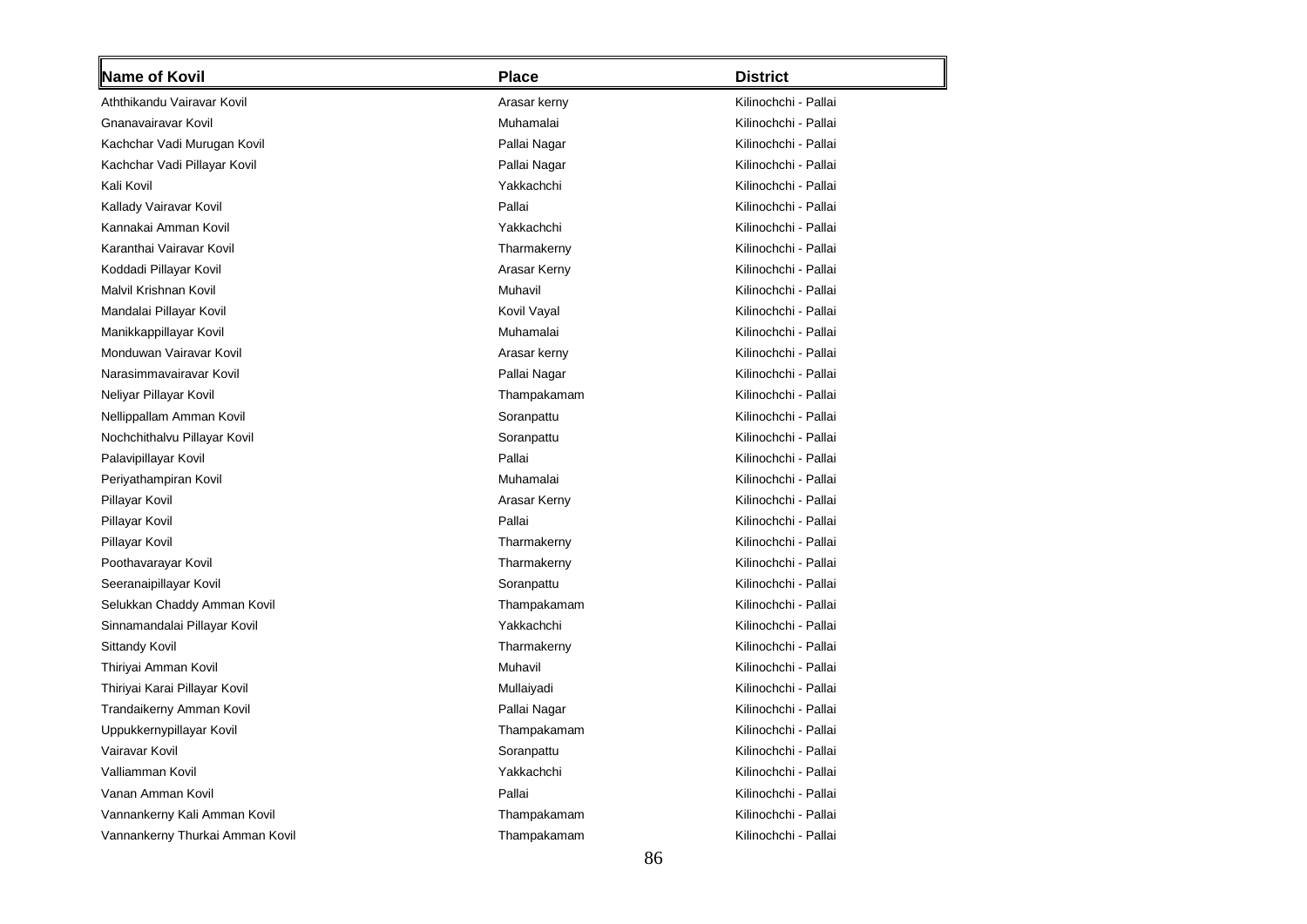| Name of Kovil | Place | District |
|---|---|---|
| Aththikandu Vairavar Kovil | Arasar kerny | Kilinochchi - Pallai |
| Gnanavairavar Kovil | Muhamalai | Kilinochchi - Pallai |
| Kachchar Vadi Murugan Kovil | Pallai Nagar | Kilinochchi - Pallai |
| Kachchar Vadi Pillayar Kovil | Pallai Nagar | Kilinochchi - Pallai |
| Kali Kovil | Yakkachchi | Kilinochchi - Pallai |
| Kallady Vairavar Kovil | Pallai | Kilinochchi - Pallai |
| Kannakai Amman Kovil | Yakkachchi | Kilinochchi - Pallai |
| Karanthai Vairavar Kovil | Tharmakerny | Kilinochchi - Pallai |
| Koddadi Pillayar Kovil | Arasar Kerny | Kilinochchi - Pallai |
| Malvil Krishnan Kovil | Muhavil | Kilinochchi - Pallai |
| Mandalai Pillayar Kovil | Kovil Vayal | Kilinochchi - Pallai |
| Manikkappillayar Kovil | Muhamalai | Kilinochchi - Pallai |
| Monduwan Vairavar Kovil | Arasar kerny | Kilinochchi - Pallai |
| Narasimmavairavar Kovil | Pallai Nagar | Kilinochchi - Pallai |
| Neliyar Pillayar Kovil | Thampakamam | Kilinochchi - Pallai |
| Nellippallam Amman Kovil | Soranpattu | Kilinochchi - Pallai |
| Nochchithalvu Pillayar Kovil | Soranpattu | Kilinochchi - Pallai |
| Palavipillayar Kovil | Pallai | Kilinochchi - Pallai |
| Periyathampiran Kovil | Muhamalai | Kilinochchi - Pallai |
| Pillayar Kovil | Arasar Kerny | Kilinochchi - Pallai |
| Pillayar Kovil | Pallai | Kilinochchi - Pallai |
| Pillayar Kovil | Tharmakerny | Kilinochchi - Pallai |
| Poothavarayar Kovil | Tharmakerny | Kilinochchi - Pallai |
| Seeranaipillayar Kovil | Soranpattu | Kilinochchi - Pallai |
| Selukkan Chaddy Amman Kovil | Thampakamam | Kilinochchi - Pallai |
| Sinnamandalai Pillayar Kovil | Yakkachchi | Kilinochchi - Pallai |
| Sittandy Kovil | Tharmakerny | Kilinochchi - Pallai |
| Thiriyai Amman Kovil | Muhavil | Kilinochchi - Pallai |
| Thiriyai Karai Pillayar Kovil | Mullaiyadi | Kilinochchi - Pallai |
| Trandaikerny Amman Kovil | Pallai Nagar | Kilinochchi - Pallai |
| Uppukkernypillayar Kovil | Thampakamam | Kilinochchi - Pallai |
| Vairavar Kovil | Soranpattu | Kilinochchi - Pallai |
| Valliamman Kovil | Yakkachchi | Kilinochchi - Pallai |
| Vanan Amman Kovil | Pallai | Kilinochchi - Pallai |
| Vannankerny Kali Amman Kovil | Thampakamam | Kilinochchi - Pallai |
| Vannankerny Thurkai Amman Kovil | Thampakamam | Kilinochchi - Pallai |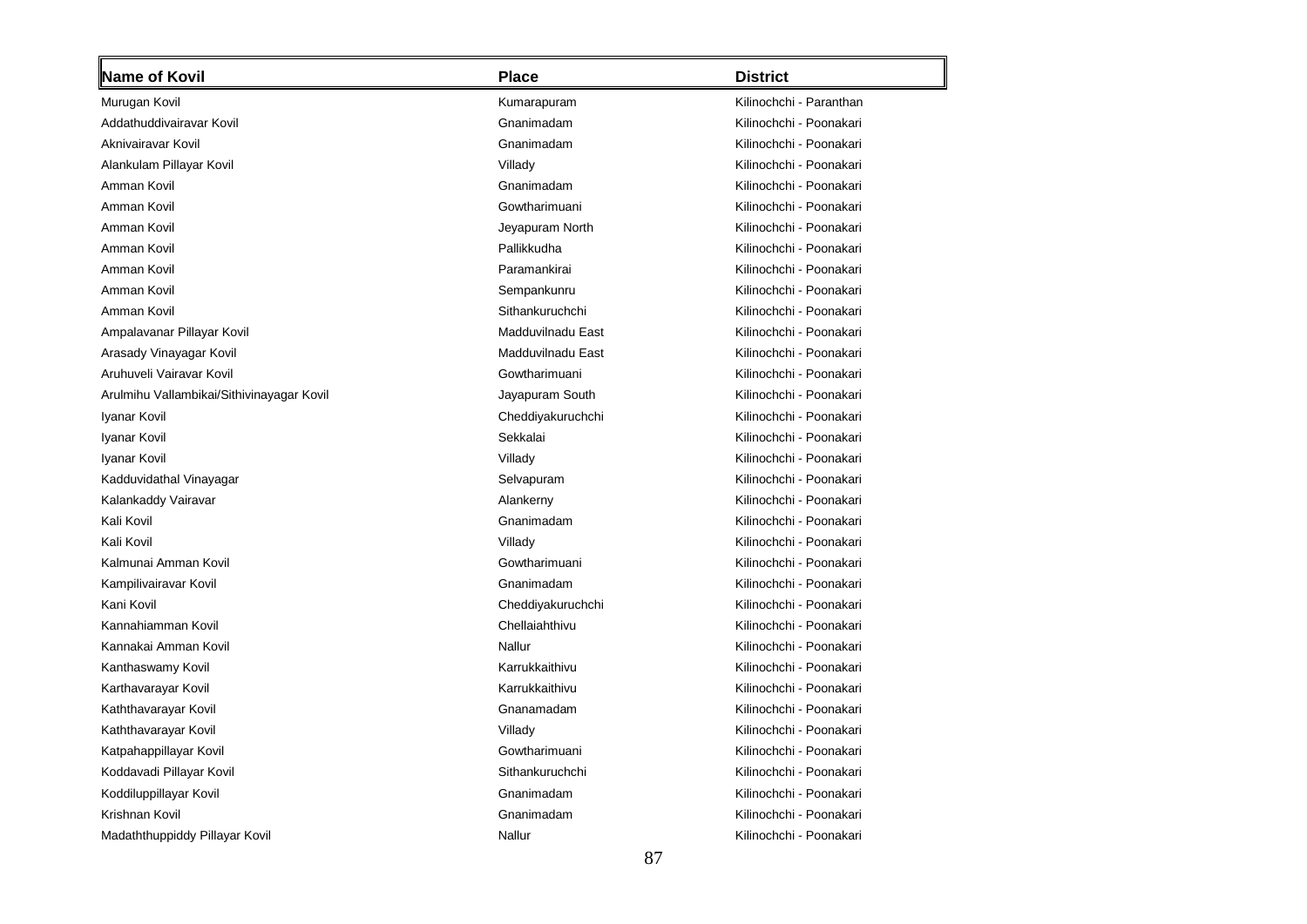| Name of Kovil | Place | District |
|---|---|---|
| Murugan Kovil | Kumarapuram | Kilinochchi - Paranthan |
| Addathuddivairavar Kovil | Gnanimadam | Kilinochchi - Poonakari |
| Aknivairavar Kovil | Gnanimadam | Kilinochchi - Poonakari |
| Alankulam Pillayar Kovil | Villady | Kilinochchi - Poonakari |
| Amman Kovil | Gnanimadam | Kilinochchi - Poonakari |
| Amman Kovil | Gowtharimuani | Kilinochchi - Poonakari |
| Amman Kovil | Jeyapuram North | Kilinochchi - Poonakari |
| Amman Kovil | Pallikkudha | Kilinochchi - Poonakari |
| Amman Kovil | Paramankirai | Kilinochchi - Poonakari |
| Amman Kovil | Sempankunru | Kilinochchi - Poonakari |
| Amman Kovil | Sithankuruchchi | Kilinochchi - Poonakari |
| Ampalavanar Pillayar Kovil | Madduvilnadu East | Kilinochchi - Poonakari |
| Arasady Vinayagar Kovil | Madduvilnadu East | Kilinochchi - Poonakari |
| Aruhuveli Vairavar Kovil | Gowtharimuani | Kilinochchi - Poonakari |
| Arulmihu Vallambikai/Sithivinayagar Kovil | Jayapuram South | Kilinochchi - Poonakari |
| Iyanar Kovil | Cheddiyakuruchchi | Kilinochchi - Poonakari |
| Iyanar Kovil | Sekkalai | Kilinochchi - Poonakari |
| Iyanar Kovil | Villady | Kilinochchi - Poonakari |
| Kadduvidathal Vinayagar | Selvapuram | Kilinochchi - Poonakari |
| Kalankaddy Vairavar | Alankerny | Kilinochchi - Poonakari |
| Kali Kovil | Gnanimadam | Kilinochchi - Poonakari |
| Kali Kovil | Villady | Kilinochchi - Poonakari |
| Kalmunai Amman Kovil | Gowtharimuani | Kilinochchi - Poonakari |
| Kampilivairavar Kovil | Gnanimadam | Kilinochchi - Poonakari |
| Kani Kovil | Cheddiyakuruchchi | Kilinochchi - Poonakari |
| Kannahiamman Kovil | Chellaiahthivu | Kilinochchi - Poonakari |
| Kannakai Amman Kovil | Nallur | Kilinochchi - Poonakari |
| Kanthaswamy Kovil | Karrukkaithivu | Kilinochchi - Poonakari |
| Karthavarayar Kovil | Karrukkaithivu | Kilinochchi - Poonakari |
| Kaththavarayar Kovil | Gnanamadam | Kilinochchi - Poonakari |
| Kaththavarayar Kovil | Villady | Kilinochchi - Poonakari |
| Katpahappillayar Kovil | Gowtharimuani | Kilinochchi - Poonakari |
| Koddavadi Pillayar Kovil | Sithankuruchchi | Kilinochchi - Poonakari |
| Koddiluppillayar Kovil | Gnanimadam | Kilinochchi - Poonakari |
| Krishnan Kovil | Gnanimadam | Kilinochchi - Poonakari |
| Madaththuppiddy Pillayar Kovil | Nallur | Kilinochchi - Poonakari |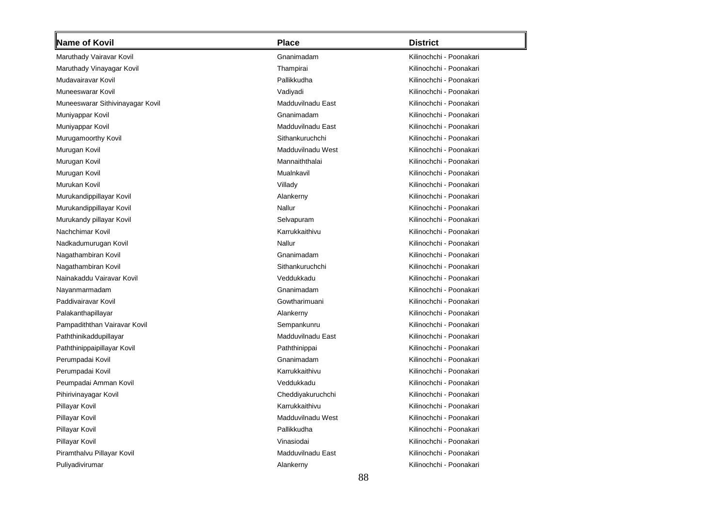| Name of Kovil | Place | District |
| --- | --- | --- |
| Maruthady Vairavar Kovil | Gnanimadam | Kilinochchi - Poonakari |
| Maruthady Vinayagar Kovil | Thampirai | Kilinochchi - Poonakari |
| Mudavairavar Kovil | Pallikkudha | Kilinochchi - Poonakari |
| Muneeswarar Kovil | Vadiyadi | Kilinochchi - Poonakari |
| Muneeswarar Sithivinayagar Kovil | Madduvilnadu East | Kilinochchi - Poonakari |
| Muniyappar Kovil | Gnanimadam | Kilinochchi - Poonakari |
| Muniyappar Kovil | Madduvilnadu East | Kilinochchi - Poonakari |
| Murugamoorthy Kovil | Sithankuruchchi | Kilinochchi - Poonakari |
| Murugan Kovil | Madduvilnadu West | Kilinochchi - Poonakari |
| Murugan Kovil | Mannaiththalai | Kilinochchi - Poonakari |
| Murugan Kovil | Mualnkavil | Kilinochchi - Poonakari |
| Murukan Kovil | Villady | Kilinochchi - Poonakari |
| Murukandippillayar Kovil | Alankerny | Kilinochchi - Poonakari |
| Murukandippillayar Kovil | Nallur | Kilinochchi - Poonakari |
| Murukandy pillayar Kovil | Selvapuram | Kilinochchi - Poonakari |
| Nachchimar Kovil | Karrukkaithivu | Kilinochchi - Poonakari |
| Nadkadumurugan Kovil | Nallur | Kilinochchi - Poonakari |
| Nagathambiran Kovil | Gnanimadam | Kilinochchi - Poonakari |
| Nagathambiran Kovil | Sithankuruchchi | Kilinochchi - Poonakari |
| Nainakaddu Vairavar Kovil | Veddukkadu | Kilinochchi - Poonakari |
| Nayanmarmadam | Gnanimadam | Kilinochchi - Poonakari |
| Paddivairavar Kovil | Gowtharimuani | Kilinochchi - Poonakari |
| Palakanthapillayar | Alankerny | Kilinochchi - Poonakari |
| Pampadiththan Vairavar Kovil | Sempankunru | Kilinochchi - Poonakari |
| Paththinikaddupillayar | Madduvilnadu East | Kilinochchi - Poonakari |
| Paththinippaipillayar Kovil | Paththinippai | Kilinochchi - Poonakari |
| Perumpadai Kovil | Gnanimadam | Kilinochchi - Poonakari |
| Perumpadai Kovil | Karrukkaithivu | Kilinochchi - Poonakari |
| Peumpadai Amman Kovil | Veddukkadu | Kilinochchi - Poonakari |
| Pihirivinayagar Kovil | Cheddiyakuruchchi | Kilinochchi - Poonakari |
| Pillayar Kovil | Karrukkaithivu | Kilinochchi - Poonakari |
| Pillayar Kovil | Madduvilnadu West | Kilinochchi - Poonakari |
| Pillayar Kovil | Pallikkudha | Kilinochchi - Poonakari |
| Pillayar Kovil | Vinasiodai | Kilinochchi - Poonakari |
| Piramthalvu Pillayar Kovil | Madduvilnadu East | Kilinochchi - Poonakari |
| Puliyadivirumar | Alankerny | Kilinochchi - Poonakari |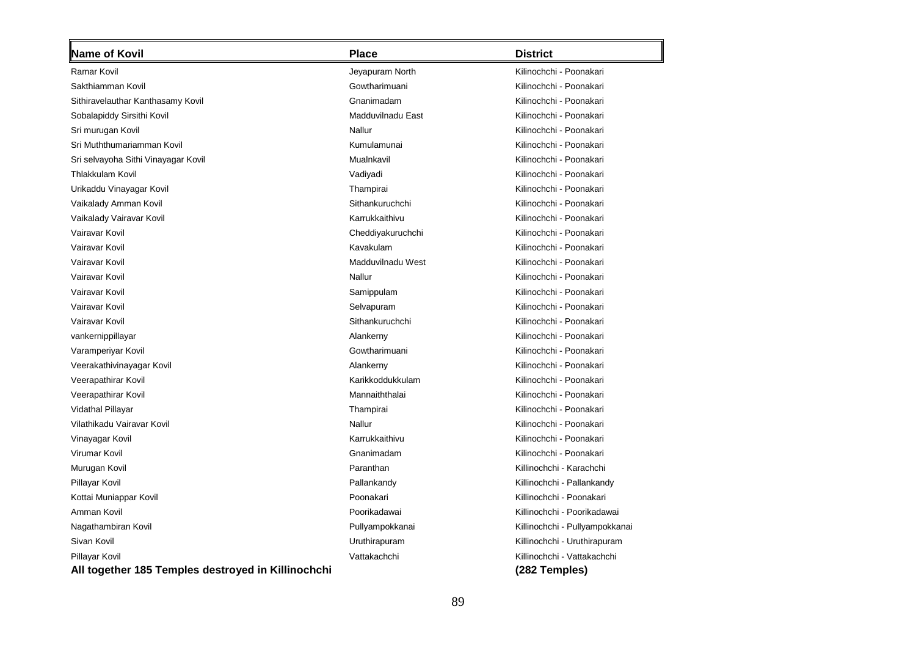| Name of Kovil | Place | District |
|---|---|---|
| Ramar Kovil | Jeyapuram North | Kilinochchi - Poonakari |
| Sakthiamman Kovil | Gowtharimuani | Kilinochchi - Poonakari |
| Sithiravelauthar Kanthasamy Kovil | Gnanimadam | Kilinochchi - Poonakari |
| Sobalapiddy Sirsithi Kovil | Madduvilnadu East | Kilinochchi - Poonakari |
| Sri murugan Kovil | Nallur | Kilinochchi - Poonakari |
| Sri Muththumariamman Kovil | Kumulamunai | Kilinochchi - Poonakari |
| Sri selvayoha Sithi Vinayagar Kovil | Mualnkavil | Kilinochchi - Poonakari |
| Thlakkulam Kovil | Vadiyadi | Kilinochchi - Poonakari |
| Urikaddu Vinayagar Kovil | Thampirai | Kilinochchi - Poonakari |
| Vaikalady Amman Kovil | Sithankuruchchi | Kilinochchi - Poonakari |
| Vaikalady Vairavar Kovil | Karrukkaithivu | Kilinochchi - Poonakari |
| Vairavar Kovil | Cheddiyakuruchchi | Kilinochchi - Poonakari |
| Vairavar Kovil | Kavakulam | Kilinochchi - Poonakari |
| Vairavar Kovil | Madduvilnadu West | Kilinochchi - Poonakari |
| Vairavar Kovil | Nallur | Kilinochchi - Poonakari |
| Vairavar Kovil | Samippulam | Kilinochchi - Poonakari |
| Vairavar Kovil | Selvapuram | Kilinochchi - Poonakari |
| Vairavar Kovil | Sithankuruchchi | Kilinochchi - Poonakari |
| vankernippillayar | Alankerny | Kilinochchi - Poonakari |
| Varamperiyar Kovil | Gowtharimuani | Kilinochchi - Poonakari |
| Veerakathivinayagar Kovil | Alankerny | Kilinochchi - Poonakari |
| Veerapathirar Kovil | Karikkoddukkulam | Kilinochchi - Poonakari |
| Veerapathirar Kovil | Mannaiththalai | Kilinochchi - Poonakari |
| Vidathal Pillayar | Thampirai | Kilinochchi - Poonakari |
| Vilathikadu Vairavar Kovil | Nallur | Kilinochchi - Poonakari |
| Vinayagar Kovil | Karrukkaithivu | Kilinochchi - Poonakari |
| Virumar Kovil | Gnanimadam | Kilinochchi - Poonakari |
| Murugan Kovil | Paranthan | Killinochchi - Karachchi |
| Pillayar Kovil | Pallankandy | Killinochchi - Pallankandy |
| Kottai Muniappar Kovil | Poonakari | Killinochchi - Poonakari |
| Amman Kovil | Poorikadawai | Killinochchi - Poorikadawai |
| Nagathambiran Kovil | Pullyampokkanai | Killinochchi - Pullyampokkanai |
| Sivan Kovil | Uruthirapuram | Killinochchi - Uruthirapuram |
| Pillayar Kovil | Vattakachchi | Killinochchi - Vattakachchi |
| **All together 185 Temples destroyed in Killinochchi** | | **(282 Temples)** |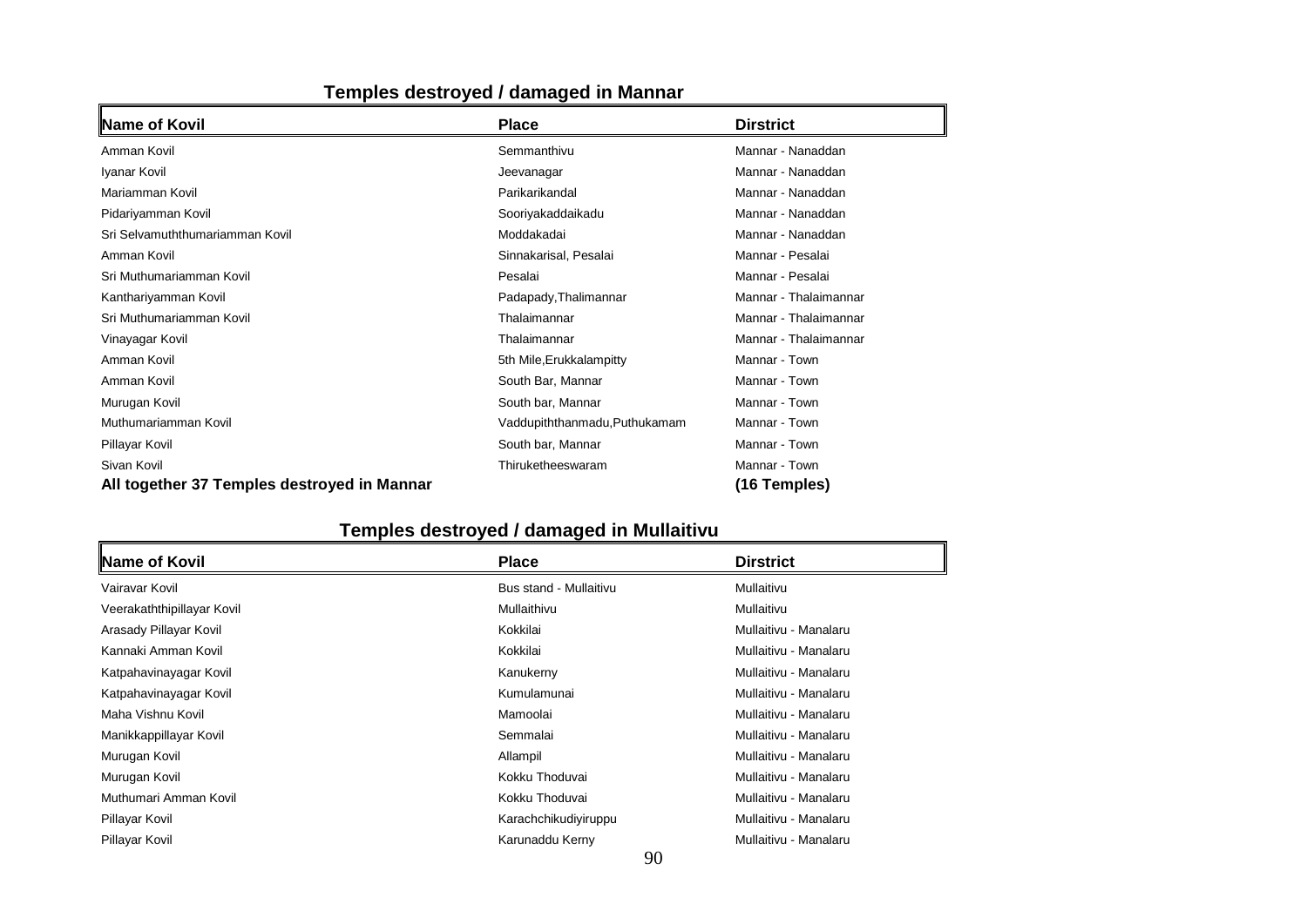## Temples destroyed / damaged in Mannar

| Name of Kovil | Place | Dirstrict |
|---|---|---|
| Amman Kovil | Semmanthivu | Mannar - Nanaddan |
| Iyanar Kovil | Jeevanagar | Mannar - Nanaddan |
| Mariamman Kovil | Parikarikandal | Mannar - Nanaddan |
| Pidariyamman Kovil | Sooriyakaddaikadu | Mannar - Nanaddan |
| Sri Selvamuththumariamman Kovil | Moddakadai | Mannar - Nanaddan |
| Amman Kovil | Sinnakarisal, Pesalai | Mannar - Pesalai |
| Sri Muthumariamman Kovil | Pesalai | Mannar - Pesalai |
| Kanthariyamman Kovil | Padapady,Thalimannar | Mannar - Thalaimannar |
| Sri Muthumariamman Kovil | Thalaimannar | Mannar - Thalaimannar |
| Vinayagar Kovil | Thalaimannar | Mannar - Thalaimannar |
| Amman Kovil | 5th Mile,Erukkalampitty | Mannar - Town |
| Amman Kovil | South Bar, Mannar | Mannar - Town |
| Murugan Kovil | South bar, Mannar | Mannar - Town |
| Muthumariamman Kovil | Vaddupiththanmadu,Puthukamam | Mannar - Town |
| Pillayar Kovil | South bar, Mannar | Mannar - Town |
| Sivan Kovil | Thiruketheeswaram | Mannar - Town |
| **All together 37 Temples destroyed in Mannar** | | **(16 Temples)** |

## Temples destroyed / damaged in Mullaitivu

| Name of Kovil | Place | Dirstrict |
|---|---|---|
| Vairavar Kovil | Bus stand - Mullaitivu | Mullaitivu |
| Veerakaththipillayar Kovil | Mullaithivu | Mullaitivu |
| Arasady Pillayar Kovil | Kokkilai | Mullaitivu - Manalaru |
| Kannaki Amman Kovil | Kokkilai | Mullaitivu - Manalaru |
| Katpahavinayagar Kovil | Kanukerny | Mullaitivu - Manalaru |
| Katpahavinayagar Kovil | Kumulamunai | Mullaitivu - Manalaru |
| Maha Vishnu Kovil | Mamoolai | Mullaitivu - Manalaru |
| Manikkappillayar Kovil | Semmalai | Mullaitivu - Manalaru |
| Murugan Kovil | Allampil | Mullaitivu - Manalaru |
| Murugan Kovil | Kokku Thoduvai | Mullaitivu - Manalaru |
| Muthumari Amman Kovil | Kokku Thoduvai | Mullaitivu - Manalaru |
| Pillayar Kovil | Karachchikudiyiruppu | Mullaitivu - Manalaru |
| Pillayar Kovil | Karunaddu Kerny | Mullaitivu - Manalaru |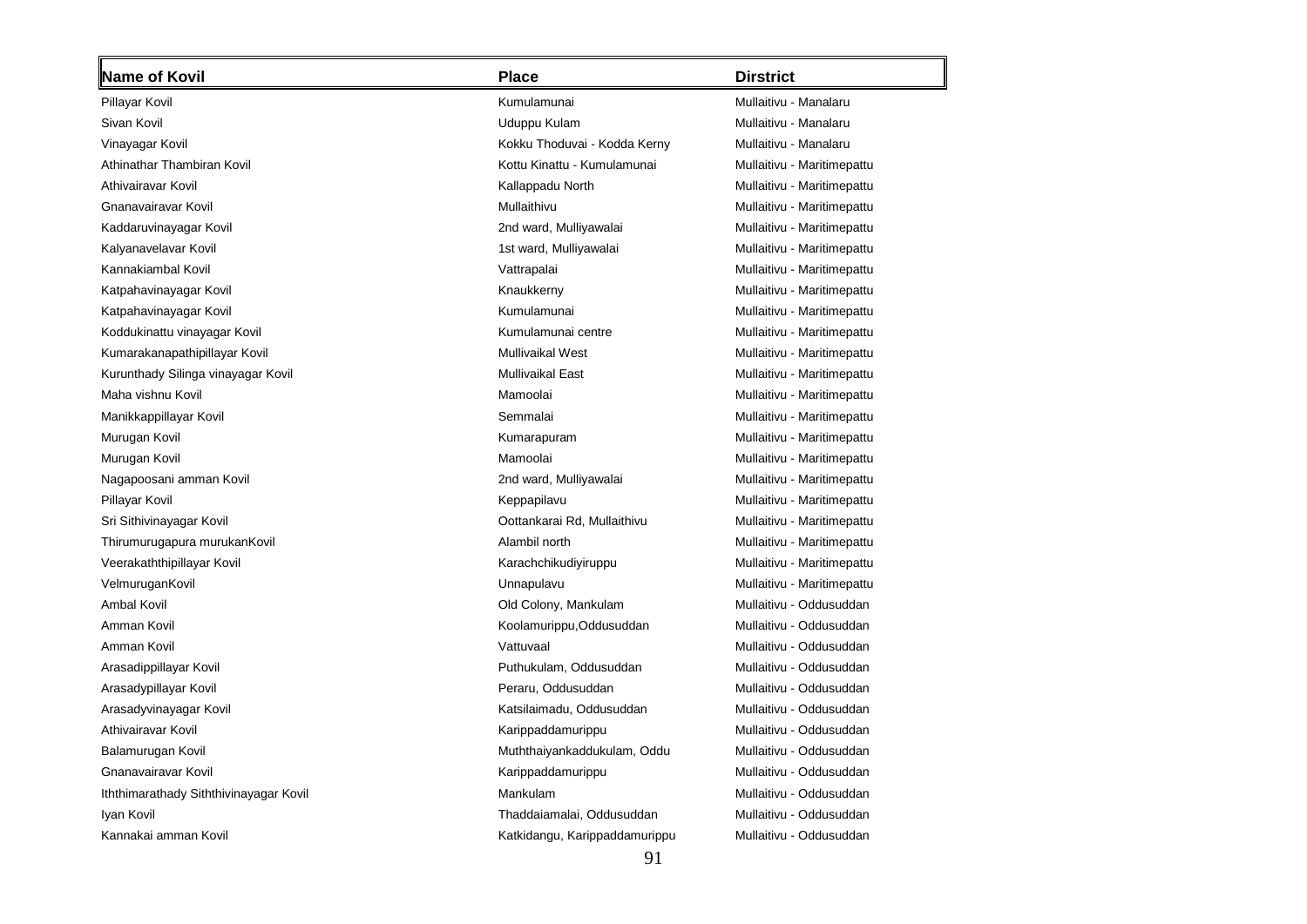| Name of Kovil | Place | Dirstrict |
|---|---|---|
| Pillayar Kovil | Kumulamunai | Mullaitivu - Manalaru |
| Sivan Kovil | Uduppu Kulam | Mullaitivu - Manalaru |
| Vinayagar Kovil | Kokku Thoduvai - Kodda Kerny | Mullaitivu - Manalaru |
| Athinathar Thambiran Kovil | Kottu Kinattu - Kumulamunai | Mullaitivu - Maritimepattu |
| Athivairavar Kovil | Kallappadu North | Mullaitivu - Maritimepattu |
| Gnanavairavar Kovil | Mullaithivu | Mullaitivu - Maritimepattu |
| Kaddaruvinayagar Kovil | 2nd ward, Mulliyawalai | Mullaitivu - Maritimepattu |
| Kalyanavelavar Kovil | 1st ward, Mulliyawalai | Mullaitivu - Maritimepattu |
| Kannakiambal Kovil | Vattrapalai | Mullaitivu - Maritimepattu |
| Katpahavinayagar Kovil | Knaukkerny | Mullaitivu - Maritimepattu |
| Katpahavinayagar Kovil | Kumulamunai | Mullaitivu - Maritimepattu |
| Koddukinattu vinayagar Kovil | Kumulamunai centre | Mullaitivu - Maritimepattu |
| Kumarakanapathipillayar Kovil | Mullivaikal West | Mullaitivu - Maritimepattu |
| Kurunthady Silinga vinayagar Kovil | Mullivaikal East | Mullaitivu - Maritimepattu |
| Maha vishnu Kovil | Mamoolai | Mullaitivu - Maritimepattu |
| Manikkappillayar Kovil | Semmalai | Mullaitivu - Maritimepattu |
| Murugan Kovil | Kumarapuram | Mullaitivu - Maritimepattu |
| Murugan Kovil | Mamoolai | Mullaitivu - Maritimepattu |
| Nagapoosani amman Kovil | 2nd ward, Mulliyawalai | Mullaitivu - Maritimepattu |
| Pillayar Kovil | Keppapilavu | Mullaitivu - Maritimepattu |
| Sri Sithivinayagar Kovil | Oottankarai Rd, Mullaithivu | Mullaitivu - Maritimepattu |
| Thirumurugapura murukanKovil | Alambil north | Mullaitivu - Maritimepattu |
| Veerakaththipillayar Kovil | Karachchikudiyiruppu | Mullaitivu - Maritimepattu |
| VelmuruganKovil | Unnapulavu | Mullaitivu - Maritimepattu |
| Ambal Kovil | Old Colony, Mankulam | Mullaitivu - Oddusuddan |
| Amman Kovil | Koolamurippu,Oddusuddan | Mullaitivu - Oddusuddan |
| Amman Kovil | Vattuvaal | Mullaitivu - Oddusuddan |
| Arasadippillayar Kovil | Puthukulam, Oddusuddan | Mullaitivu - Oddusuddan |
| Arasadypillayar Kovil | Peraru, Oddusuddan | Mullaitivu - Oddusuddan |
| Arasadyvinayagar Kovil | Katsilaimadu, Oddusuddan | Mullaitivu - Oddusuddan |
| Athivairavar Kovil | Karippaddamurippu | Mullaitivu - Oddusuddan |
| Balamurugan Kovil | Muththaiyankaddukulam, Oddu | Mullaitivu - Oddusuddan |
| Gnanavairavar Kovil | Karippaddamurippu | Mullaitivu - Oddusuddan |
| Iththimarathady Siththivinayagar Kovil | Mankulam | Mullaitivu - Oddusuddan |
| Iyan Kovil | Thaddaiamalai, Oddusuddan | Mullaitivu - Oddusuddan |
| Kannakai amman Kovil | Katkidangu, Karippaddamurippu | Mullaitivu - Oddusuddan |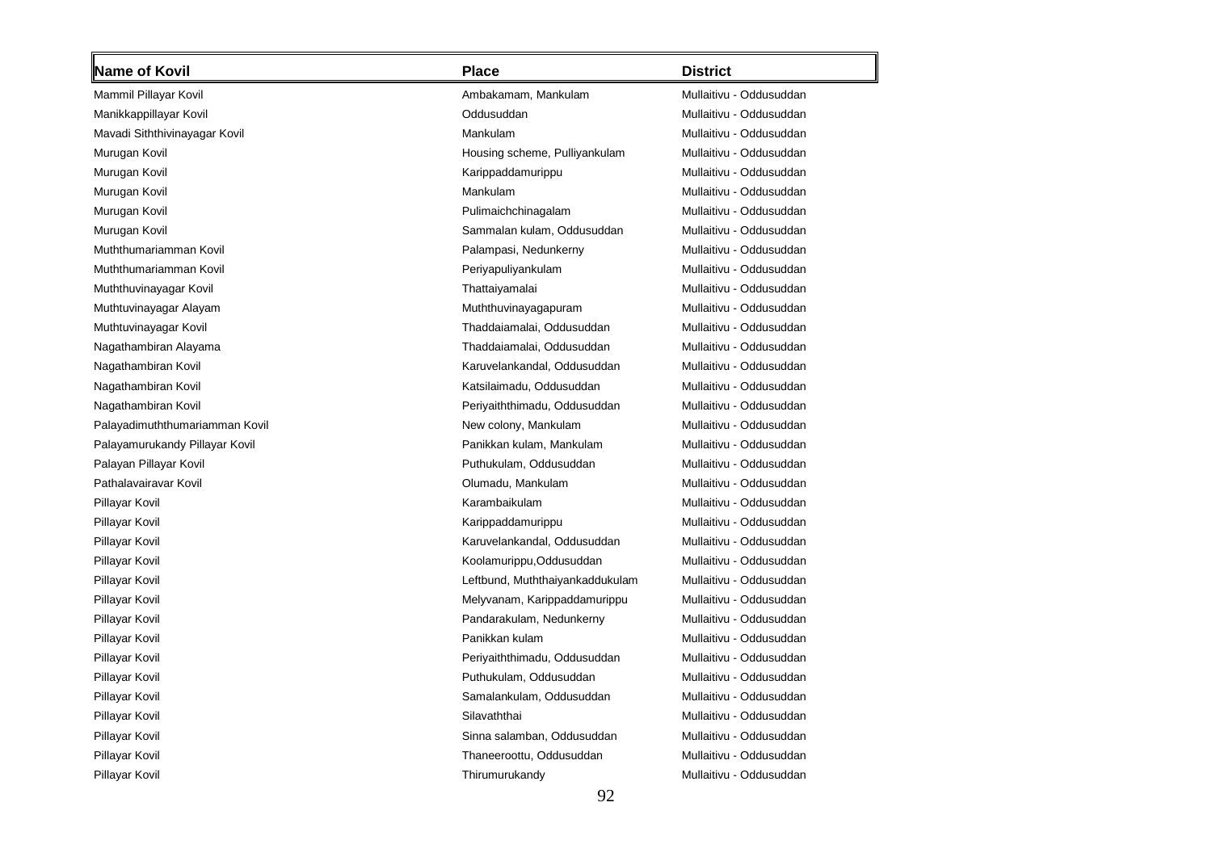| Name of Kovil | Place | District |
|---|---|---|
| Mammil Pillayar Kovil | Ambakamam, Mankulam | Mullaitivu - Oddusuddan |
| Manikkappillayar Kovil | Oddusuddan | Mullaitivu - Oddusuddan |
| Mavadi Siththivinayagar Kovil | Mankulam | Mullaitivu - Oddusuddan |
| Murugan Kovil | Housing scheme, Pulliyankulam | Mullaitivu - Oddusuddan |
| Murugan Kovil | Karippaddamurippu | Mullaitivu - Oddusuddan |
| Murugan Kovil | Mankulam | Mullaitivu - Oddusuddan |
| Murugan Kovil | Pulimaichchinagalam | Mullaitivu - Oddusuddan |
| Murugan Kovil | Sammalan kulam, Oddusuddan | Mullaitivu - Oddusuddan |
| Muththumariamman Kovil | Palampasi, Nedunkerny | Mullaitivu - Oddusuddan |
| Muththumariamman Kovil | Periyapuliyankulam | Mullaitivu - Oddusuddan |
| Muththuvinayagar Kovil | Thattaiyamalai | Mullaitivu - Oddusuddan |
| Muthtuvinayagar Alayam | Muththuvinayagapuram | Mullaitivu - Oddusuddan |
| Muthtuvinayagar Kovil | Thaddaiamalai, Oddusuddan | Mullaitivu - Oddusuddan |
| Nagathambiran Alayama | Thaddaiamalai, Oddusuddan | Mullaitivu - Oddusuddan |
| Nagathambiran Kovil | Karuvelankandal, Oddusuddan | Mullaitivu - Oddusuddan |
| Nagathambiran Kovil | Katsilaimadu, Oddusuddan | Mullaitivu - Oddusuddan |
| Nagathambiran Kovil | Periyaiththimadu, Oddusuddan | Mullaitivu - Oddusuddan |
| Palayadimuththumariamman Kovil | New colony, Mankulam | Mullaitivu - Oddusuddan |
| Palayamurukandy Pillayar Kovil | Panikkan kulam, Mankulam | Mullaitivu - Oddusuddan |
| Palayan Pillayar Kovil | Puthukulam, Oddusuddan | Mullaitivu - Oddusuddan |
| Pathalavairavar Kovil | Olumadu, Mankulam | Mullaitivu - Oddusuddan |
| Pillayar Kovil | Karambaikulam | Mullaitivu - Oddusuddan |
| Pillayar Kovil | Karippaddamurippu | Mullaitivu - Oddusuddan |
| Pillayar Kovil | Karuvelankandal, Oddusuddan | Mullaitivu - Oddusuddan |
| Pillayar Kovil | Koolamurippu,Oddusuddan | Mullaitivu - Oddusuddan |
| Pillayar Kovil | Leftbund, Muththaiyankaddukulam | Mullaitivu - Oddusuddan |
| Pillayar Kovil | Melyvanam, Karippaddamurippu | Mullaitivu - Oddusuddan |
| Pillayar Kovil | Pandarakulam, Nedunkerny | Mullaitivu - Oddusuddan |
| Pillayar Kovil | Panikkan kulam | Mullaitivu - Oddusuddan |
| Pillayar Kovil | Periyaiththimadu, Oddusuddan | Mullaitivu - Oddusuddan |
| Pillayar Kovil | Puthukulam, Oddusuddan | Mullaitivu - Oddusuddan |
| Pillayar Kovil | Samalankulam, Oddusuddan | Mullaitivu - Oddusuddan |
| Pillayar Kovil | Silavaththai | Mullaitivu - Oddusuddan |
| Pillayar Kovil | Sinna salamban, Oddusuddan | Mullaitivu - Oddusuddan |
| Pillayar Kovil | Thaneeroottu, Oddusuddan | Mullaitivu - Oddusuddan |
| Pillayar Kovil | Thirumurukandy | Mullaitivu - Oddusuddan |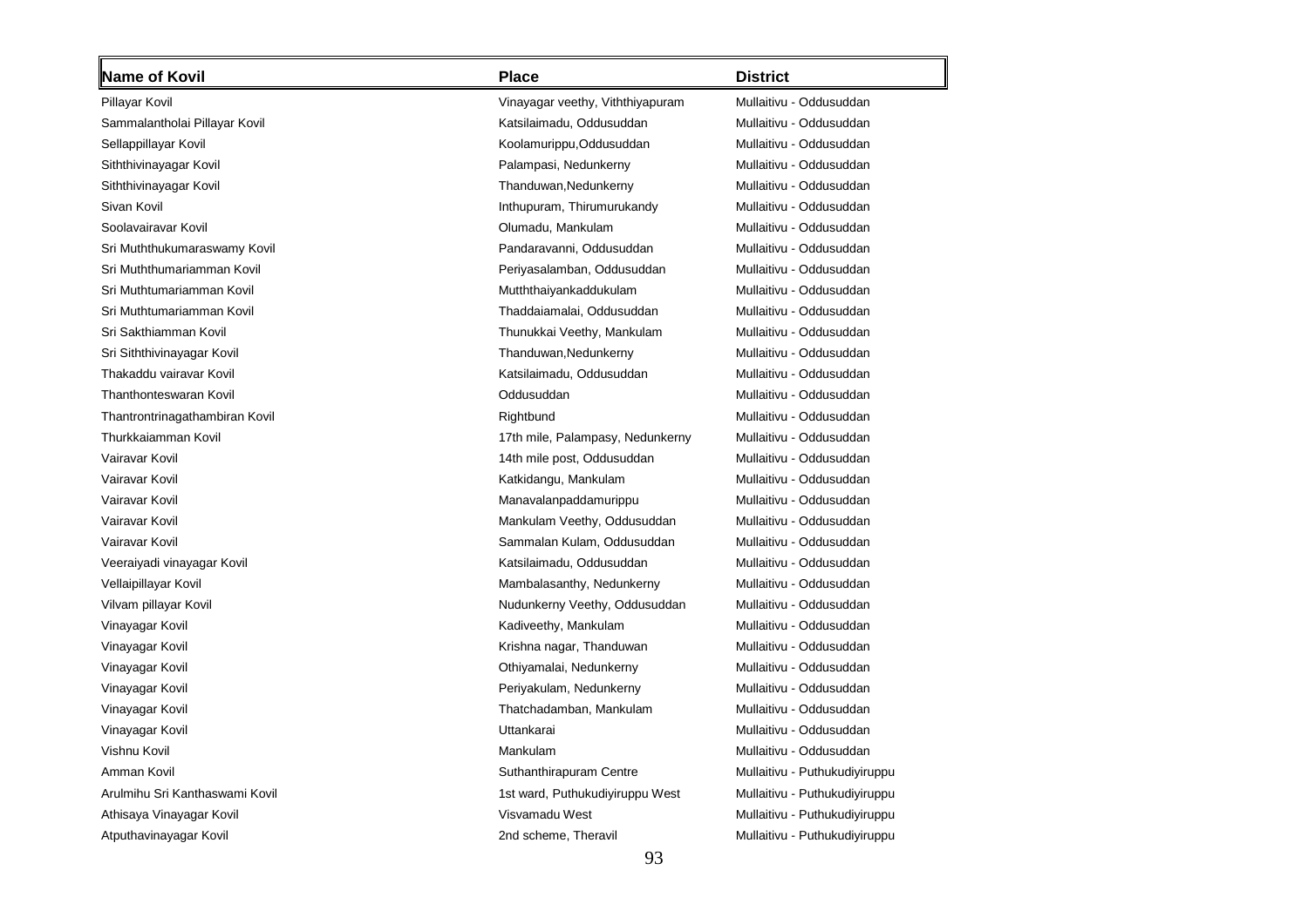| Name of Kovil | Place | District |
|---|---|---|
| Pillayar Kovil | Vinayagar veethy, Viththiyapuram | Mullaitivu - Oddusuddan |
| Sammalantholai Pillayar Kovil | Katsilaimadu, Oddusuddan | Mullaitivu - Oddusuddan |
| Sellappillayar Kovil | Koolamurippu,Oddusuddan | Mullaitivu - Oddusuddan |
| Siththivinayagar Kovil | Palampasi, Nedunkerny | Mullaitivu - Oddusuddan |
| Siththivinayagar Kovil | Thanduwan,Nedunkerny | Mullaitivu - Oddusuddan |
| Sivan Kovil | Inthupuram, Thirumurukandy | Mullaitivu - Oddusuddan |
| Soolavairavar Kovil | Olumadu, Mankulam | Mullaitivu - Oddusuddan |
| Sri Muththukumaraswamy Kovil | Pandaravanni, Oddusuddan | Mullaitivu - Oddusuddan |
| Sri Muththumariamman Kovil | Periyasalamban, Oddusuddan | Mullaitivu - Oddusuddan |
| Sri Muthtumariamman Kovil | Mutththaiyankaddukulam | Mullaitivu - Oddusuddan |
| Sri Muthtumariamman Kovil | Thaddaiamalai, Oddusuddan | Mullaitivu - Oddusuddan |
| Sri Sakthiamman Kovil | Thunukkai Veethy, Mankulam | Mullaitivu - Oddusuddan |
| Sri Siththivinayagar Kovil | Thanduwan,Nedunkerny | Mullaitivu - Oddusuddan |
| Thakaddu vairavar Kovil | Katsilaimadu, Oddusuddan | Mullaitivu - Oddusuddan |
| Thanthonteswaran Kovil | Oddusuddan | Mullaitivu - Oddusuddan |
| Thantrontrinagathambiran Kovil | Rightbund | Mullaitivu - Oddusuddan |
| Thurkkaiamman Kovil | 17th mile, Palampasy, Nedunkerny | Mullaitivu - Oddusuddan |
| Vairavar Kovil | 14th mile post, Oddusuddan | Mullaitivu - Oddusuddan |
| Vairavar Kovil | Katkidangu, Mankulam | Mullaitivu - Oddusuddan |
| Vairavar Kovil | Manavalanpaddamurippu | Mullaitivu - Oddusuddan |
| Vairavar Kovil | Mankulam Veethy, Oddusuddan | Mullaitivu - Oddusuddan |
| Vairavar Kovil | Sammalan Kulam, Oddusuddan | Mullaitivu - Oddusuddan |
| Veeraiyadi vinayagar Kovil | Katsilaimadu, Oddusuddan | Mullaitivu - Oddusuddan |
| Vellaipillayar Kovil | Mambalasanthy, Nedunkerny | Mullaitivu - Oddusuddan |
| Vilvam pillayar Kovil | Nudunkerny Veethy, Oddusuddan | Mullaitivu - Oddusuddan |
| Vinayagar Kovil | Kadiveethy, Mankulam | Mullaitivu - Oddusuddan |
| Vinayagar Kovil | Krishna nagar, Thanduwan | Mullaitivu - Oddusuddan |
| Vinayagar Kovil | Othiyamalai, Nedunkerny | Mullaitivu - Oddusuddan |
| Vinayagar Kovil | Periyakulam, Nedunkerny | Mullaitivu - Oddusuddan |
| Vinayagar Kovil | Thatchadamban, Mankulam | Mullaitivu - Oddusuddan |
| Vinayagar Kovil | Uttankarai | Mullaitivu - Oddusuddan |
| Vishnu Kovil | Mankulam | Mullaitivu - Oddusuddan |
| Amman Kovil | Suthanthirapuram Centre | Mullaitivu - Puthukudiyiruppu |
| Arulmihu Sri Kanthaswami Kovil | 1st ward, Puthukudiyiruppu West | Mullaitivu - Puthukudiyiruppu |
| Athisaya Vinayagar Kovil | Visvamadu West | Mullaitivu - Puthukudiyiruppu |
| Atputhavinayagar Kovil | 2nd scheme, Theravil | Mullaitivu - Puthukudiyiruppu |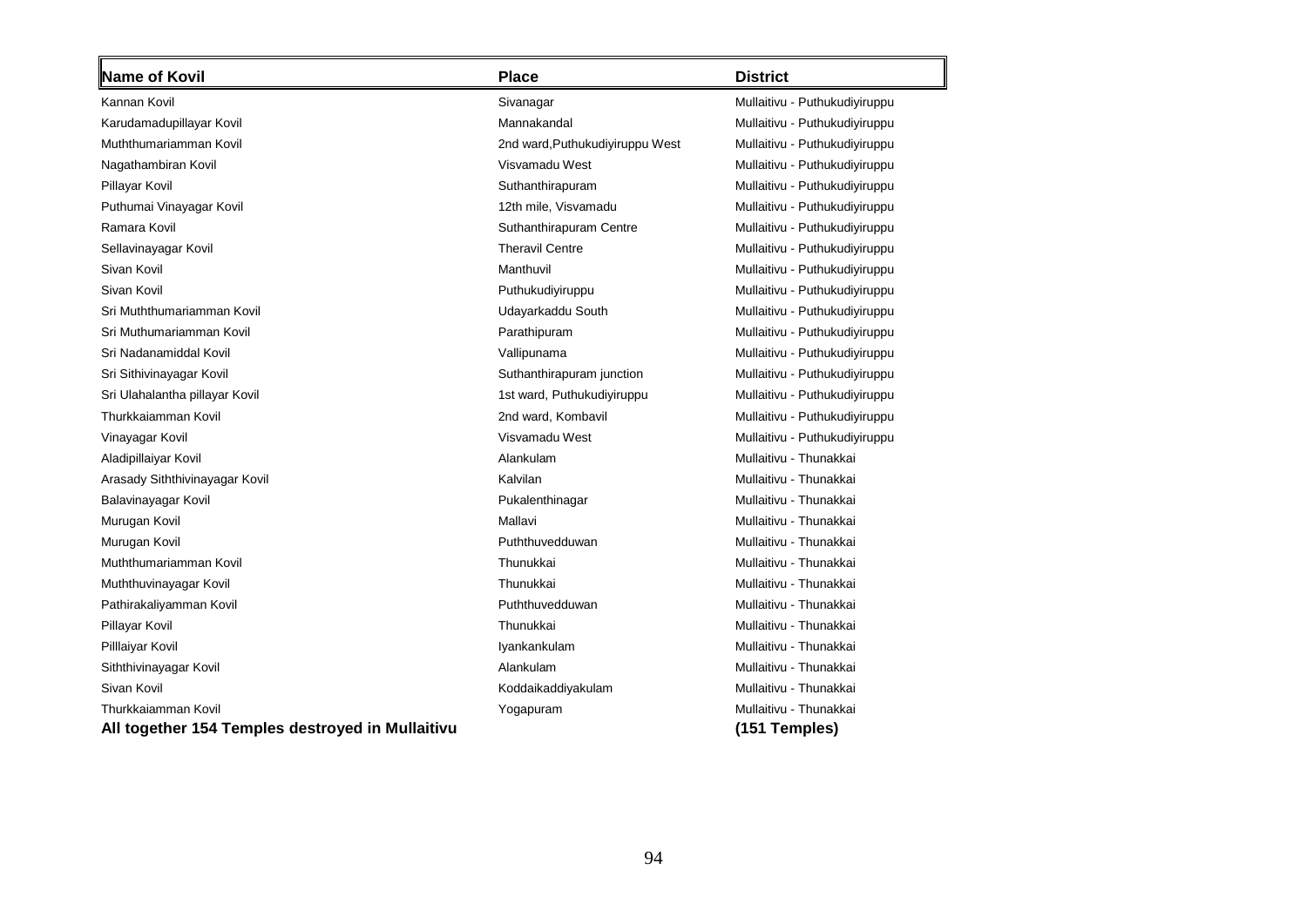| Name of Kovil | Place | District |
|---|---|---|
| Kannan Kovil | Sivanagar | Mullaitivu - Puthukudiyiruppu |
| Karudamadupillayar Kovil | Mannakandal | Mullaitivu - Puthukudiyiruppu |
| Muththumariamman Kovil | 2nd ward,Puthukudiyiruppu West | Mullaitivu - Puthukudiyiruppu |
| Nagathambiran Kovil | Visvamadu West | Mullaitivu - Puthukudiyiruppu |
| Pillayar Kovil | Suthanthirapuram | Mullaitivu - Puthukudiyiruppu |
| Puthumai Vinayagar Kovil | 12th mile, Visvamadu | Mullaitivu - Puthukudiyiruppu |
| Ramara Kovil | Suthanthirapuram Centre | Mullaitivu - Puthukudiyiruppu |
| Sellavinayagar Kovil | Theravil Centre | Mullaitivu - Puthukudiyiruppu |
| Sivan Kovil | Manthuvil | Mullaitivu - Puthukudiyiruppu |
| Sivan Kovil | Puthukudiyiruppu | Mullaitivu - Puthukudiyiruppu |
| Sri Muththumariamman Kovil | Udayarkaddu South | Mullaitivu - Puthukudiyiruppu |
| Sri Muthumariamman Kovil | Parathipuram | Mullaitivu - Puthukudiyiruppu |
| Sri Nadanamiddal Kovil | Vallipunama | Mullaitivu - Puthukudiyiruppu |
| Sri Sithivinayagar Kovil | Suthanthirapuram junction | Mullaitivu - Puthukudiyiruppu |
| Sri Ulahalantha pillayar Kovil | 1st ward, Puthukudiyiruppu | Mullaitivu - Puthukudiyiruppu |
| Thurkkaiamman Kovil | 2nd ward, Kombavil | Mullaitivu - Puthukudiyiruppu |
| Vinayagar Kovil | Visvamadu West | Mullaitivu - Puthukudiyiruppu |
| Aladipillaiyar Kovil | Alankulam | Mullaitivu - Thunakkai |
| Arasady Siththivinayagar Kovil | Kalvilan | Mullaitivu - Thunakkai |
| Balavinayagar Kovil | Pukalenthinagar | Mullaitivu - Thunakkai |
| Murugan Kovil | Mallavi | Mullaitivu - Thunakkai |
| Murugan Kovil | Puththuvedduwan | Mullaitivu - Thunakkai |
| Muththumariamman Kovil | Thunukkai | Mullaitivu - Thunakkai |
| Muththuvinayagar Kovil | Thunukkai | Mullaitivu - Thunakkai |
| Pathirakaliyamman Kovil | Puththuvedduwan | Mullaitivu - Thunakkai |
| Pillayar Kovil | Thunukkai | Mullaitivu - Thunakkai |
| Pilllaiyar Kovil | Iyankankulam | Mullaitivu - Thunakkai |
| Siththivinayagar Kovil | Alankulam | Mullaitivu - Thunakkai |
| Sivan Kovil | Koddaikaddiyakulam | Mullaitivu - Thunakkai |
| Thurkkaiamman Kovil | Yogapuram | Mullaitivu - Thunakkai |
| **All together 154 Temples destroyed in Mullaitivu** | | **(151 Temples)** |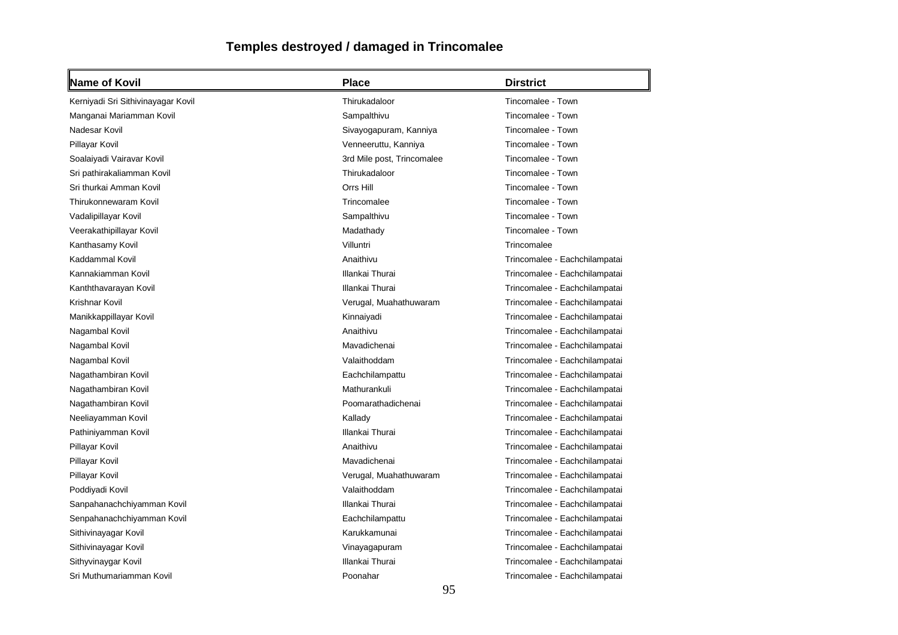## Temples destroyed / damaged in Trincomalee

| Name of Kovil | Place | Dirstrict |
|---|---|---|
| Kerniyadi Sri Sithivinayagar Kovil | Thirukadaloor | Tincomalee - Town |
| Manganai Mariamman Kovil | Sampalthivu | Tincomalee - Town |
| Nadesar Kovil | Sivayogapuram, Kanniya | Tincomalee - Town |
| Pillayar Kovil | Venneeruttu, Kanniya | Tincomalee - Town |
| Soalaiyadi Vairavar Kovil | 3rd Mile post, Trincomalee | Tincomalee - Town |
| Sri pathirakaliamman Kovil | Thirukadaloor | Tincomalee - Town |
| Sri thurkai Amman Kovil | Orrs Hill | Tincomalee - Town |
| Thirukonnewaram Kovil | Trincomalee | Tincomalee - Town |
| Vadalipillayar Kovil | Sampalthivu | Tincomalee - Town |
| Veerakathipillayar Kovil | Madathady | Tincomalee - Town |
| Kanthasamy Kovil | Villuntri | Trincomalee |
| Kaddammal Kovil | Anaithivu | Trincomalee - Eachchilampatai |
| Kannakiamman Kovil | Illankai Thurai | Trincomalee - Eachchilampatai |
| Kanththavarayan Kovil | Illankai Thurai | Trincomalee - Eachchilampatai |
| Krishnar Kovil | Verugal, Muahathuwaram | Trincomalee - Eachchilampatai |
| Manikkappillayar Kovil | Kinnaiyadi | Trincomalee - Eachchilampatai |
| Nagambal Kovil | Anaithivu | Trincomalee - Eachchilampatai |
| Nagambal Kovil | Mavadichenai | Trincomalee - Eachchilampatai |
| Nagambal Kovil | Valaithoddam | Trincomalee - Eachchilampatai |
| Nagathambiran Kovil | Eachchilampattu | Trincomalee - Eachchilampatai |
| Nagathambiran Kovil | Mathurankuli | Trincomalee - Eachchilampatai |
| Nagathambiran Kovil | Poomarathadichenai | Trincomalee - Eachchilampatai |
| Neeliayamman Kovil | Kallady | Trincomalee - Eachchilampatai |
| Pathiniyamman Kovil | Illankai Thurai | Trincomalee - Eachchilampatai |
| Pillayar Kovil | Anaithivu | Trincomalee - Eachchilampatai |
| Pillayar Kovil | Mavadichenai | Trincomalee - Eachchilampatai |
| Pillayar Kovil | Verugal, Muahathuwaram | Trincomalee - Eachchilampatai |
| Poddiyadi Kovil | Valaithoddam | Trincomalee - Eachchilampatai |
| Sanpahanachchiyamman Kovil | Illankai Thurai | Trincomalee - Eachchilampatai |
| Senpahanachchiyamman Kovil | Eachchilampattu | Trincomalee - Eachchilampatai |
| Sithivinayagar Kovil | Karukkamunai | Trincomalee - Eachchilampatai |
| Sithivinayagar Kovil | Vinayagapuram | Trincomalee - Eachchilampatai |
| Sithyvinaygar Kovil | Illankai Thurai | Trincomalee - Eachchilampatai |
| Sri Muthumariamman Kovil | Poonahar | Trincomalee - Eachchilampatai |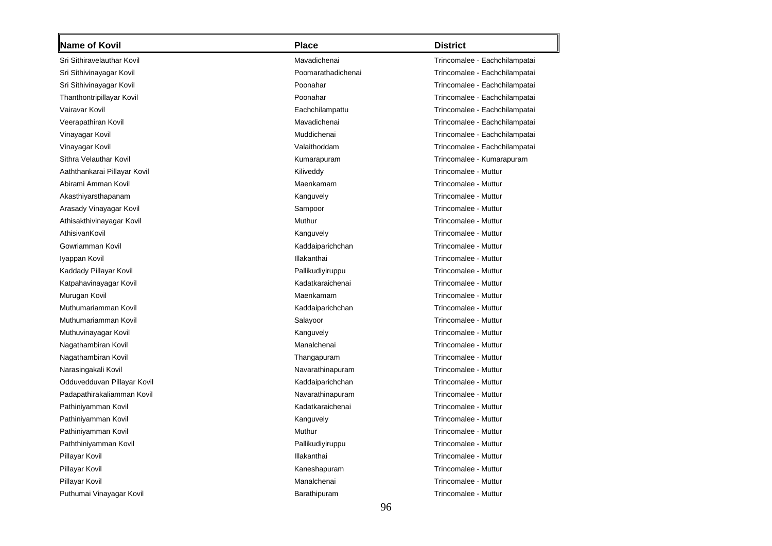| Name of Kovil | Place | District |
| --- | --- | --- |
| Sri Sithiravelauthar Kovil | Mavadichenai | Trincomalee - Eachchilampatai |
| Sri Sithivinayagar Kovil | Poomarathadichenai | Trincomalee - Eachchilampatai |
| Sri Sithivinayagar Kovil | Poonahar | Trincomalee - Eachchilampatai |
| Thanthontripillayar Kovil | Poonahar | Trincomalee - Eachchilampatai |
| Vairavar Kovil | Eachchilampattu | Trincomalee - Eachchilampatai |
| Veerapathiran Kovil | Mavadichenai | Trincomalee - Eachchilampatai |
| Vinayagar Kovil | Muddichenai | Trincomalee - Eachchilampatai |
| Vinayagar Kovil | Valaithoddam | Trincomalee - Eachchilampatai |
| Sithra Velauthar Kovil | Kumarapuram | Trincomalee - Kumarapuram |
| Aaththankarai Pillayar Kovil | Kiliveddy | Trincomalee - Muttur |
| Abirami Amman Kovil | Maenkamam | Trincomalee - Muttur |
| Akasthiyarsthapanam | Kanguvely | Trincomalee - Muttur |
| Arasady Vinayagar Kovil | Sampoor | Trincomalee - Muttur |
| Athisakthivinayagar Kovil | Muthur | Trincomalee - Muttur |
| AthisivanKovil | Kanguvely | Trincomalee - Muttur |
| Gowriamman Kovil | Kaddaiparichchan | Trincomalee - Muttur |
| Iyappan Kovil | Illakanthai | Trincomalee - Muttur |
| Kaddady Pillayar Kovil | Pallikudiyiruppu | Trincomalee - Muttur |
| Katpahavinayagar Kovil | Kadatkaraichenai | Trincomalee - Muttur |
| Murugan Kovil | Maenkamam | Trincomalee - Muttur |
| Muthumariamman Kovil | Kaddaiparichchan | Trincomalee - Muttur |
| Muthumariamman Kovil | Salayoor | Trincomalee - Muttur |
| Muthuvinayagar Kovil | Kanguvely | Trincomalee - Muttur |
| Nagathambiran Kovil | Manalchenai | Trincomalee - Muttur |
| Nagathambiran Kovil | Thangapuram | Trincomalee - Muttur |
| Narasingakali Kovil | Navarathinapuram | Trincomalee - Muttur |
| Odduvedduvan Pillayar Kovil | Kaddaiparichchan | Trincomalee - Muttur |
| Padapathirakaliamman Kovil | Navarathinapuram | Trincomalee - Muttur |
| Pathiniyamman Kovil | Kadatkaraichenai | Trincomalee - Muttur |
| Pathiniyamman Kovil | Kanguvely | Trincomalee - Muttur |
| Pathiniyamman Kovil | Muthur | Trincomalee - Muttur |
| Paththiniyamman Kovil | Pallikudiyiruppu | Trincomalee - Muttur |
| Pillayar Kovil | Illakanthai | Trincomalee - Muttur |
| Pillayar Kovil | Kaneshapuram | Trincomalee - Muttur |
| Pillayar Kovil | Manalchenai | Trincomalee - Muttur |
| Puthumai Vinayagar Kovil | Barathipuram | Trincomalee - Muttur |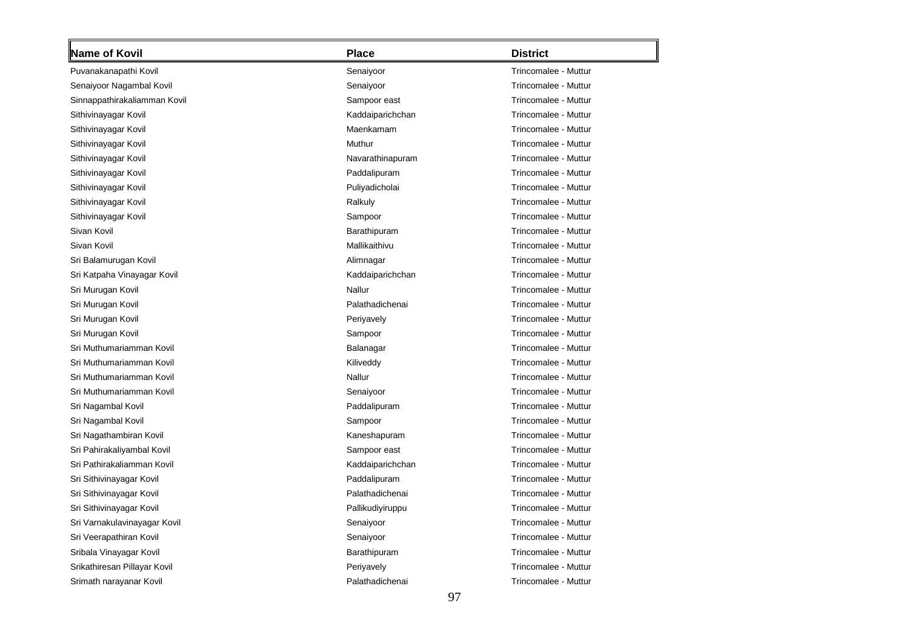| Name of Kovil | Place | District |
| --- | --- | --- |
| Puvanakanapathi Kovil | Senaiyoor | Trincomalee - Muttur |
| Senaiyoor Nagambal Kovil | Senaiyoor | Trincomalee - Muttur |
| Sinnappathirakaliamman Kovil | Sampoor east | Trincomalee - Muttur |
| Sithivinayagar Kovil | Kaddaiparichchan | Trincomalee - Muttur |
| Sithivinayagar Kovil | Maenkamam | Trincomalee - Muttur |
| Sithivinayagar Kovil | Muthur | Trincomalee - Muttur |
| Sithivinayagar Kovil | Navarathinapuram | Trincomalee - Muttur |
| Sithivinayagar Kovil | Paddalipuram | Trincomalee - Muttur |
| Sithivinayagar Kovil | Puliyadicholai | Trincomalee - Muttur |
| Sithivinayagar Kovil | Ralkuly | Trincomalee - Muttur |
| Sithivinayagar Kovil | Sampoor | Trincomalee - Muttur |
| Sivan Kovil | Barathipuram | Trincomalee - Muttur |
| Sivan Kovil | Mallikaithivu | Trincomalee - Muttur |
| Sri Balamurugan Kovil | Alimnagar | Trincomalee - Muttur |
| Sri Katpaha Vinayagar Kovil | Kaddaiparichchan | Trincomalee - Muttur |
| Sri Murugan Kovil | Nallur | Trincomalee - Muttur |
| Sri Murugan Kovil | Palathadichenai | Trincomalee - Muttur |
| Sri Murugan Kovil | Periyavely | Trincomalee - Muttur |
| Sri Murugan Kovil | Sampoor | Trincomalee - Muttur |
| Sri Muthumariamman Kovil | Balanagar | Trincomalee - Muttur |
| Sri Muthumariamman Kovil | Kiliveddy | Trincomalee - Muttur |
| Sri Muthumariamman Kovil | Nallur | Trincomalee - Muttur |
| Sri Muthumariamman Kovil | Senaiyoor | Trincomalee - Muttur |
| Sri Nagambal Kovil | Paddalipuram | Trincomalee - Muttur |
| Sri Nagambal Kovil | Sampoor | Trincomalee - Muttur |
| Sri Nagathambiran Kovil | Kaneshapuram | Trincomalee - Muttur |
| Sri Pahirakaliyambal Kovil | Sampoor east | Trincomalee - Muttur |
| Sri Pathirakaliamman Kovil | Kaddaiparichchan | Trincomalee - Muttur |
| Sri Sithivinayagar Kovil | Paddalipuram | Trincomalee - Muttur |
| Sri Sithivinayagar Kovil | Palathadichenai | Trincomalee - Muttur |
| Sri Sithivinayagar Kovil | Pallikudiyiruppu | Trincomalee - Muttur |
| Sri Varnakulavinayagar Kovil | Senaiyoor | Trincomalee - Muttur |
| Sri Veerapathiran Kovil | Senaiyoor | Trincomalee - Muttur |
| Sribala Vinayagar Kovil | Barathipuram | Trincomalee - Muttur |
| Srikathiresan Pillayar Kovil | Periyavely | Trincomalee - Muttur |
| Srimath narayanar Kovil | Palathadichenai | Trincomalee - Muttur |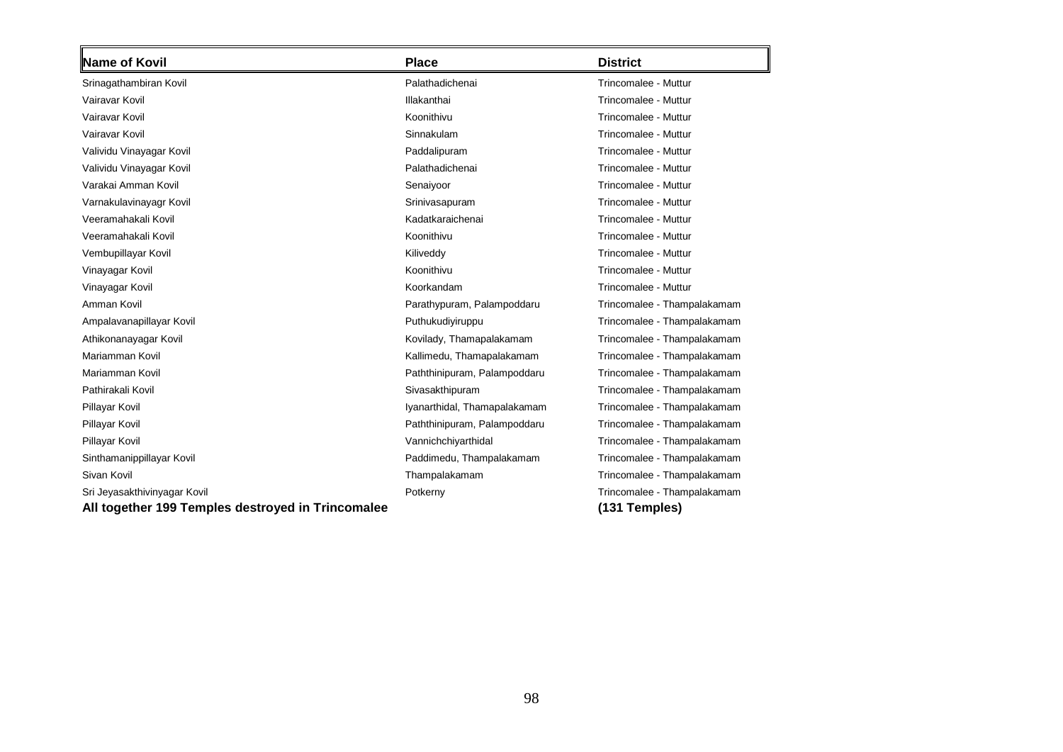| Name of Kovil | Place | District |
|---|---|---|
| Srinagathambiran Kovil | Palathadichenai | Trincomalee - Muttur |
| Vairavar Kovil | Illakanthai | Trincomalee - Muttur |
| Vairavar Kovil | Koonithivu | Trincomalee - Muttur |
| Vairavar Kovil | Sinnakulam | Trincomalee - Muttur |
| Valividu Vinayagar Kovil | Paddalipuram | Trincomalee - Muttur |
| Valividu Vinayagar Kovil | Palathadichenai | Trincomalee - Muttur |
| Varakai Amman Kovil | Senaiyoor | Trincomalee - Muttur |
| Varnakulavinayagr Kovil | Srinivasapuram | Trincomalee - Muttur |
| Veeramahakali Kovil | Kadatkaraichenai | Trincomalee - Muttur |
| Veeramahakali Kovil | Koonithivu | Trincomalee - Muttur |
| Vembupillayar Kovil | Kiliveddy | Trincomalee - Muttur |
| Vinayagar Kovil | Koonithivu | Trincomalee - Muttur |
| Vinayagar Kovil | Koorkandam | Trincomalee - Muttur |
| Amman Kovil | Parathypuram, Palampoddaru | Trincomalee - Thampalakamam |
| Ampalavanapillayar Kovil | Puthukudiyiruppu | Trincomalee - Thampalakamam |
| Athikonanayagar Kovil | Kovilady, Thamapalakamam | Trincomalee - Thampalakamam |
| Mariamman Kovil | Kallimedu, Thamapalakamam | Trincomalee - Thampalakamam |
| Mariamman Kovil | Paththinipuram, Palampoddaru | Trincomalee - Thampalakamam |
| Pathirakali Kovil | Sivasakthipuram | Trincomalee - Thampalakamam |
| Pillayar Kovil | Iyanarthidal, Thamapalakamam | Trincomalee - Thampalakamam |
| Pillayar Kovil | Paththinipuram, Palampoddaru | Trincomalee - Thampalakamam |
| Pillayar Kovil | Vannichchiyarthidal | Trincomalee - Thampalakamam |
| Sinthamanippillayar Kovil | Paddimedu, Thampalakamam | Trincomalee - Thampalakamam |
| Sivan Kovil | Thampalakamam | Trincomalee - Thampalakamam |
| Sri Jeyasakthivinyagar Kovil | Potkerny | Trincomalee - Thampalakamam |
| **All together 199 Temples destroyed in Trincomalee** | | **(131 Temples)** |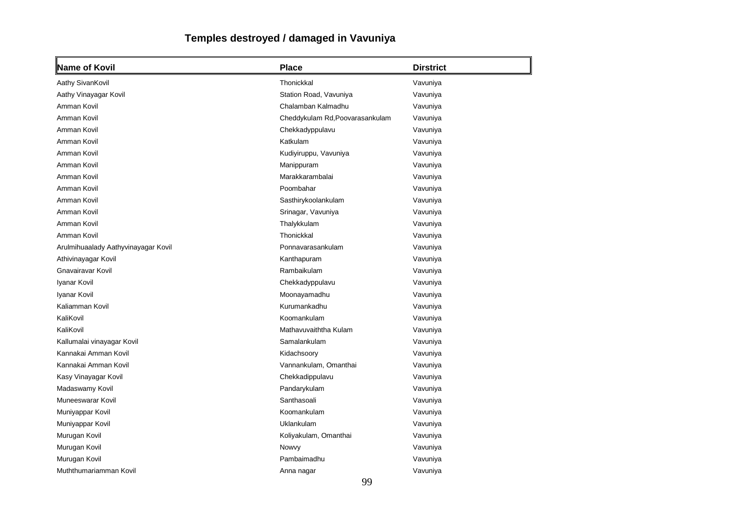## Temples destroyed / damaged in Vavuniya

| Name of Kovil | Place | Dirstrict |
|---|---|---|
| Aathy SivanKovil | Thonickkal | Vavuniya |
| Aathy Vinayagar Kovil | Station Road, Vavuniya | Vavuniya |
| Amman Kovil | Chalamban Kalmadhu | Vavuniya |
| Amman Kovil | Cheddykulam Rd,Poovarasankulam | Vavuniya |
| Amman Kovil | Chekkadyppulavu | Vavuniya |
| Amman Kovil | Katkulam | Vavuniya |
| Amman Kovil | Kudiyiruppu, Vavuniya | Vavuniya |
| Amman Kovil | Manippuram | Vavuniya |
| Amman Kovil | Marakkarambalai | Vavuniya |
| Amman Kovil | Poombahar | Vavuniya |
| Amman Kovil | Sasthirykoolankulam | Vavuniya |
| Amman Kovil | Srinagar, Vavuniya | Vavuniya |
| Amman Kovil | Thalykkulam | Vavuniya |
| Amman Kovil | Thonickkal | Vavuniya |
| Arulmihuaalady Aathyvinayagar Kovil | Ponnavarasankulam | Vavuniya |
| Athivinayagar Kovil | Kanthapuram | Vavuniya |
| Gnavairavar Kovil | Rambaikulam | Vavuniya |
| Iyanar Kovil | Chekkadyppulavu | Vavuniya |
| Iyanar Kovil | Moonayamadhu | Vavuniya |
| Kaliamman Kovil | Kurumankadhu | Vavuniya |
| KaliKovil | Koomankulam | Vavuniya |
| KaliKovil | Mathavuvaiththa Kulam | Vavuniya |
| Kallumalai vinayagar Kovil | Samalankulam | Vavuniya |
| Kannakai Amman Kovil | Kidachsoory | Vavuniya |
| Kannakai Amman Kovil | Vannankulam, Omanthai | Vavuniya |
| Kasy Vinayagar Kovil | Chekkadippulavu | Vavuniya |
| Madaswamy Kovil | Pandarykulam | Vavuniya |
| Muneeswarar Kovil | Santhasoali | Vavuniya |
| Muniyappar Kovil | Koomankulam | Vavuniya |
| Muniyappar Kovil | Uklankulam | Vavuniya |
| Murugan Kovil | Koliyakulam, Omanthai | Vavuniya |
| Murugan Kovil | Nowvy | Vavuniya |
| Murugan Kovil | Pambaimadhu | Vavuniya |
| Muththumariamman Kovil | Anna nagar | Vavuniya |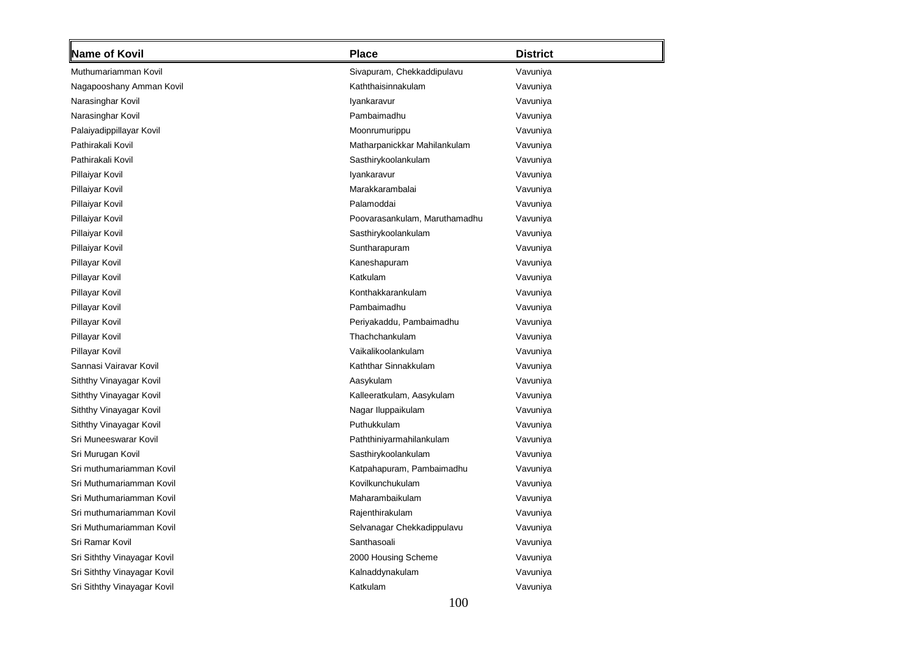| Name of Kovil | Place | District |
|---|---|---|
| Muthumariamman Kovil | Sivapuram, Chekkaddipulavu | Vavuniya |
| Nagapooshany Amman Kovil | Kaththaisinnakulam | Vavuniya |
| Narasinghar Kovil | Iyankaravur | Vavuniya |
| Narasinghar Kovil | Pambaimadhu | Vavuniya |
| Palaiyadippillayar Kovil | Moonrumurippu | Vavuniya |
| Pathirakali Kovil | Matharpanickkar Mahilankulam | Vavuniya |
| Pathirakali Kovil | Sasthirykoolankulam | Vavuniya |
| Pillaiyar Kovil | Iyankaravur | Vavuniya |
| Pillaiyar Kovil | Marakkarambalai | Vavuniya |
| Pillaiyar Kovil | Palamoddai | Vavuniya |
| Pillaiyar Kovil | Poovarasankulam, Maruthamadhu | Vavuniya |
| Pillaiyar Kovil | Sasthirykoolankulam | Vavuniya |
| Pillaiyar Kovil | Suntharapuram | Vavuniya |
| Pillayar Kovil | Kaneshapuram | Vavuniya |
| Pillayar Kovil | Katkulam | Vavuniya |
| Pillayar Kovil | Konthakkarankulam | Vavuniya |
| Pillayar Kovil | Pambaimadhu | Vavuniya |
| Pillayar Kovil | Periyakaddu, Pambaimadhu | Vavuniya |
| Pillayar Kovil | Thachchankulam | Vavuniya |
| Pillayar Kovil | Vaikalikoolankulam | Vavuniya |
| Sannasi Vairavar Kovil | Kaththar Sinnakkulam | Vavuniya |
| Siththy Vinayagar Kovil | Aasykulam | Vavuniya |
| Siththy Vinayagar Kovil | Kalleeratkulam, Aasykulam | Vavuniya |
| Siththy Vinayagar Kovil | Nagar Iluppaikulam | Vavuniya |
| Siththy Vinayagar Kovil | Puthukkulam | Vavuniya |
| Sri Muneeswarar Kovil | Paththiniyarmahilankulam | Vavuniya |
| Sri Murugan Kovil | Sasthirykoolankulam | Vavuniya |
| Sri muthumariamman Kovil | Katpahapuram, Pambaimadhu | Vavuniya |
| Sri Muthumariamman Kovil | Kovilkunchukulam | Vavuniya |
| Sri Muthumariamman Kovil | Maharambaikulam | Vavuniya |
| Sri muthumariamman Kovil | Rajenthirakulam | Vavuniya |
| Sri Muthumariamman Kovil | Selvanagar Chekkadippulavu | Vavuniya |
| Sri Ramar Kovil | Santhasoali | Vavuniya |
| Sri Siththy Vinayagar Kovil | 2000 Housing Scheme | Vavuniya |
| Sri Siththy Vinayagar Kovil | Kalnaddynakulam | Vavuniya |
| Sri Siththy Vinayagar Kovil | Katkulam | Vavuniya |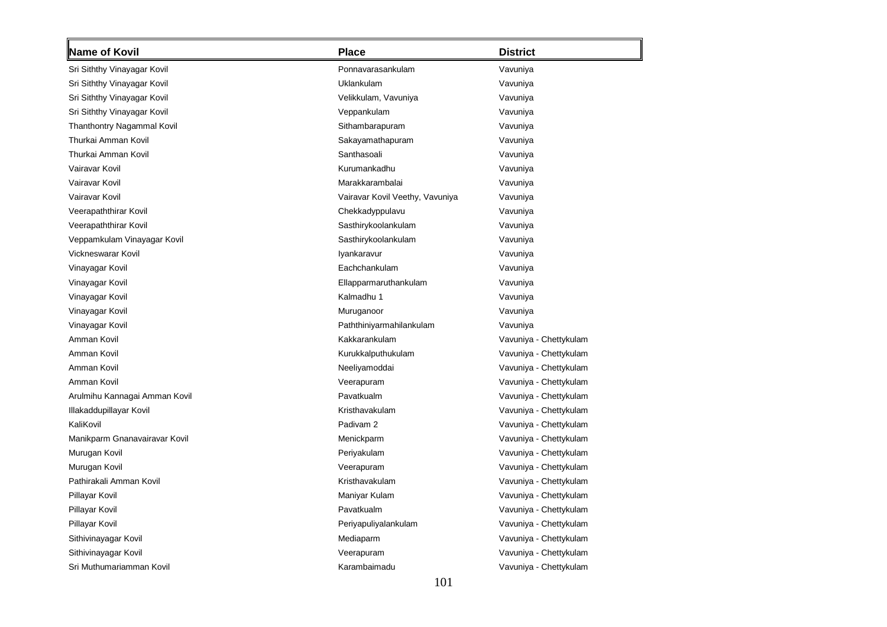| Name of Kovil | Place | District |
|---|---|---|
| Sri Siththy Vinayagar Kovil | Ponnavarasankulam | Vavuniya |
| Sri Siththy Vinayagar Kovil | Uklankulam | Vavuniya |
| Sri Siththy Vinayagar Kovil | Velikkulam, Vavuniya | Vavuniya |
| Sri Siththy Vinayagar Kovil | Veppankulam | Vavuniya |
| Thanthontry Nagammal Kovil | Sithambarapuram | Vavuniya |
| Thurkai Amman Kovil | Sakayamathapuram | Vavuniya |
| Thurkai Amman Kovil | Santhasoali | Vavuniya |
| Vairavar Kovil | Kurumankadhu | Vavuniya |
| Vairavar Kovil | Marakkarambalai | Vavuniya |
| Vairavar Kovil | Vairavar Kovil Veethy, Vavuniya | Vavuniya |
| Veerapaththirar Kovil | Chekkadyppulavu | Vavuniya |
| Veerapaththirar Kovil | Sasthirykoolankulam | Vavuniya |
| Veppamkulam Vinayagar Kovil | Sasthirykoolankulam | Vavuniya |
| Vickneswarar Kovil | Iyankaravur | Vavuniya |
| Vinayagar Kovil | Eachchankulam | Vavuniya |
| Vinayagar Kovil | Ellapparmaruthankulam | Vavuniya |
| Vinayagar Kovil | Kalmadhu 1 | Vavuniya |
| Vinayagar Kovil | Muruganoor | Vavuniya |
| Vinayagar Kovil | Paththiniyarmahilankulam | Vavuniya |
| Amman Kovil | Kakkarankulam | Vavuniya - Chettykulam |
| Amman Kovil | Kurukkalputhukulam | Vavuniya - Chettykulam |
| Amman Kovil | Neeliyamoddai | Vavuniya - Chettykulam |
| Amman Kovil | Veerapuram | Vavuniya - Chettykulam |
| Arulmihu Kannagai Amman Kovil | Pavatkualm | Vavuniya - Chettykulam |
| Illakaddupillayar Kovil | Kristhavakulam | Vavuniya - Chettykulam |
| KaliKovil | Padivam 2 | Vavuniya - Chettykulam |
| Manikparm Gnanavairavar Kovil | Menickparm | Vavuniya - Chettykulam |
| Murugan Kovil | Periyakulam | Vavuniya - Chettykulam |
| Murugan Kovil | Veerapuram | Vavuniya - Chettykulam |
| Pathirakali Amman Kovil | Kristhavakulam | Vavuniya - Chettykulam |
| Pillayar Kovil | Maniyar Kulam | Vavuniya - Chettykulam |
| Pillayar Kovil | Pavatkualm | Vavuniya - Chettykulam |
| Pillayar Kovil | Periyapuliyalankulam | Vavuniya - Chettykulam |
| Sithivinayagar Kovil | Mediaparm | Vavuniya - Chettykulam |
| Sithivinayagar Kovil | Veerapuram | Vavuniya - Chettykulam |
| Sri Muthumariamman Kovil | Karambaimadu | Vavuniya - Chettykulam |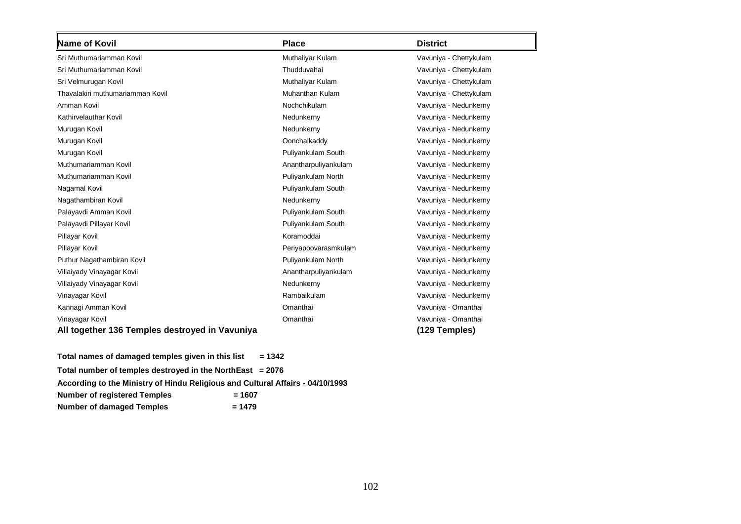| Name of Kovil | Place | District |
|---|---|---|
| Sri Muthumariamman Kovil | Muthaliyar Kulam | Vavuniya - Chettykulam |
| Sri Muthumariamman Kovil | Thudduvahai | Vavuniya - Chettykulam |
| Sri Velmurugan Kovil | Muthaliyar Kulam | Vavuniya - Chettykulam |
| Thavalakiri muthumariamman Kovil | Muhanthan Kulam | Vavuniya - Chettykulam |
| Amman Kovil | Nochchikulam | Vavuniya - Nedunkerny |
| Kathirvelauthar Kovil | Nedunkerny | Vavuniya - Nedunkerny |
| Murugan Kovil | Nedunkerny | Vavuniya - Nedunkerny |
| Murugan Kovil | Oonchalkaddy | Vavuniya - Nedunkerny |
| Murugan Kovil | Puliyankulam South | Vavuniya - Nedunkerny |
| Muthumariamman Kovil | Anantharpuliyankulam | Vavuniya - Nedunkerny |
| Muthumariamman Kovil | Puliyankulam North | Vavuniya - Nedunkerny |
| Nagamal Kovil | Puliyankulam South | Vavuniya - Nedunkerny |
| Nagathambiran Kovil | Nedunkerny | Vavuniya - Nedunkerny |
| Palayavdi Amman Kovil | Puliyankulam South | Vavuniya - Nedunkerny |
| Palayavdi Pillayar Kovil | Puliyankulam South | Vavuniya - Nedunkerny |
| Pillayar Kovil | Koramoddai | Vavuniya - Nedunkerny |
| Pillayar Kovil | Periyapoovarasmkulam | Vavuniya - Nedunkerny |
| Puthur Nagathambiran Kovil | Puliyankulam North | Vavuniya - Nedunkerny |
| Villaiyady Vinayagar Kovil | Anantharpuliyankulam | Vavuniya - Nedunkerny |
| Villaiyady Vinayagar Kovil | Nedunkerny | Vavuniya - Nedunkerny |
| Vinayagar Kovil | Rambaikulam | Vavuniya - Nedunkerny |
| Kannagi Amman Kovil | Omanthai | Vavuniya - Omanthai |
| Vinayagar Kovil | Omanthai | Vavuniya - Omanthai |
| **All together 136 Temples destroyed in Vavuniya** | | **(129 Temples)** |

**Total names of damaged temples given in this list = 1342**

**Total number of temples destroyed in the NorthEast = 2076**

**According to the Ministry of Hindu Religious and Cultural Affairs - 04/10/1993**

**Number of registered Temples = 1607**

**Number of damaged Temples = 1479**